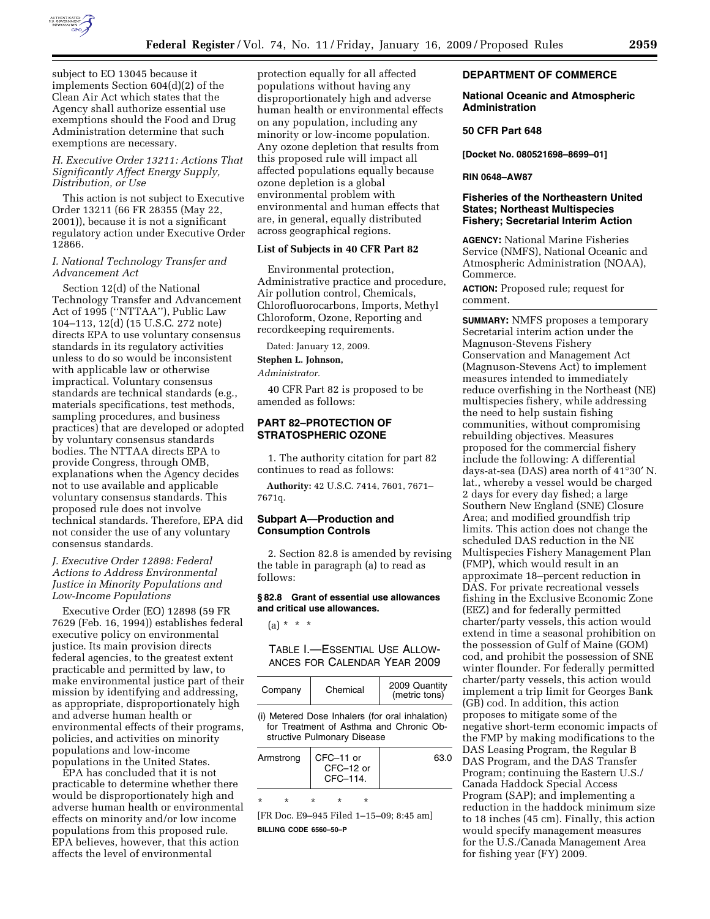subject to EO 13045 because it implements Section 604(d)(2) of the Clean Air Act which states that the Agency shall authorize essential use exemptions should the Food and Drug Administration determine that such exemptions are necessary.

*H. Executive Order 13211: Actions That Significantly Affect Energy Supply, Distribution, or Use*

This action is not subject to Executive Order 13211 (66 FR 28355 (May 22, 2001)), because it is not a significant regulatory action under Executive Order 12866.

*I. National Technology Transfer and Advancement Act*

Section 12(d) of the National Technology Transfer and Advancement Act of 1995 (''NTTAA''), Public Law 104–113, 12(d) (15 U.S.C. 272 note) directs EPA to use voluntary consensus standards in its regulatory activities unless to do so would be inconsistent with applicable law or otherwise impractical. Voluntary consensus standards are technical standards (e.g., materials specifications, test methods, sampling procedures, and business practices) that are developed or adopted by voluntary consensus standards bodies. The NTTAA directs EPA to provide Congress, through OMB, explanations when the Agency decides not to use available and applicable voluntary consensus standards. This proposed rule does not involve technical standards. Therefore, EPA did not consider the use of any voluntary consensus standards.

*J. Executive Order 12898: Federal Actions to Address Environmental Justice in Minority Populations and Low-Income Populations*

Executive Order (EO) 12898 (59 FR 7629 (Feb. 16, 1994)) establishes federal executive policy on environmental justice. Its main provision directs federal agencies, to the greatest extent practicable and permitted by law, to make environmental justice part of their mission by identifying and addressing, as appropriate, disproportionately high and adverse human health or environmental effects of their programs, policies, and activities on minority populations and low-income populations in the United States.

EPA has concluded that it is not practicable to determine whether there would be disproportionately high and adverse human health or environmental effects on minority and/or low income populations from this proposed rule. EPA believes, however, that this action affects the level of environmental protection equally for all affected populations without having any disproportionately high and adverse human health or environmental effects on any population, including any minority or low-income population. Any ozone depletion that results from this proposed rule will impact all affected populations equally because ozone depletion is a global environmental problem with environmental and human effects that are, in general, equally distributed across geographical regions.

**List of Subjects in 40 CFR Part 82**

Environmental protection, Administrative practice and procedure, Air pollution control, Chemicals, Chlorofluorocarbons, Imports, Methyl Chloroform, Ozone, Reporting and recordkeeping requirements.

Dated: January 12, 2009.

**Stephen L. Johnson,**

*Administrator.*

40 CFR Part 82 is proposed to be amended as follows:

## PART 82–PROTECTION OF STRATOSPHERIC OZONE

1. The authority citation for part 82 continues to read as follows:

**Authority:** 42 U.S.C. 7414, 7601, 7671–7671q.

### Subpart A—Production and Consumption Controls

2. Section 82.8 is amended by revising the table in paragraph (a) to read as follows:

**§ 82.8 Grant of essential use allowances and critical use allowances.**

(a) * * *

TABLE I.—ESSENTIAL USE ALLOWANCES FOR CALENDAR YEAR 2009

| Company | Chemical | 2009 Quantity (metric tons) |
|---|---|---|
| (i) Metered Dose Inhalers (for oral inhalation) for Treatment of Asthma and Chronic Obstructive Pulmonary Disease | | |
| Armstrong | CFC–11 or CFC–12 or CFC–114. | 63.0 |

\* \* \* \* \*

[FR Doc. E9–945 Filed 1–15–09; 8:45 am]

**BILLING CODE 6560–50–P**

## DEPARTMENT OF COMMERCE

### National Oceanic and Atmospheric Administration

### 50 CFR Part 648

**[Docket No. 080521698–8699–01]**

**RIN 0648–AW87**

### Fisheries of the Northeastern United States; Northeast Multispecies Fishery; Secretarial Interim Action

**AGENCY:** National Marine Fisheries Service (NMFS), National Oceanic and Atmospheric Administration (NOAA), Commerce.

**ACTION:** Proposed rule; request for comment.

**SUMMARY:** NMFS proposes a temporary Secretarial interim action under the Magnuson-Stevens Fishery Conservation and Management Act (Magnuson-Stevens Act) to implement measures intended to immediately reduce overfishing in the Northeast (NE) multispecies fishery, while addressing the need to help sustain fishing communities, without compromising rebuilding objectives. Measures proposed for the commercial fishery include the following: A differential days-at-sea (DAS) area north of 41°30′ N. lat., whereby a vessel would be charged 2 days for every day fished; a large Southern New England (SNE) Closure Area; and modified groundfish trip limits. This action does not change the scheduled DAS reduction in the NE Multispecies Fishery Management Plan (FMP), which would result in an approximate 18–percent reduction in DAS. For private recreational vessels fishing in the Exclusive Economic Zone (EEZ) and for federally permitted charter/party vessels, this action would extend in time a seasonal prohibition on the possession of Gulf of Maine (GOM) cod, and prohibit the possession of SNE winter flounder. For federally permitted charter/party vessels, this action would implement a trip limit for Georges Bank (GB) cod. In addition, this action proposes to mitigate some of the negative short-term economic impacts of the FMP by making modifications to the DAS Leasing Program, the Regular B DAS Program, and the DAS Transfer Program; continuing the Eastern U.S./Canada Haddock Special Access Program (SAP); and implementing a reduction in the haddock minimum size to 18 inches (45 cm). Finally, this action would specify management measures for the U.S./Canada Management Area for fishing year (FY) 2009.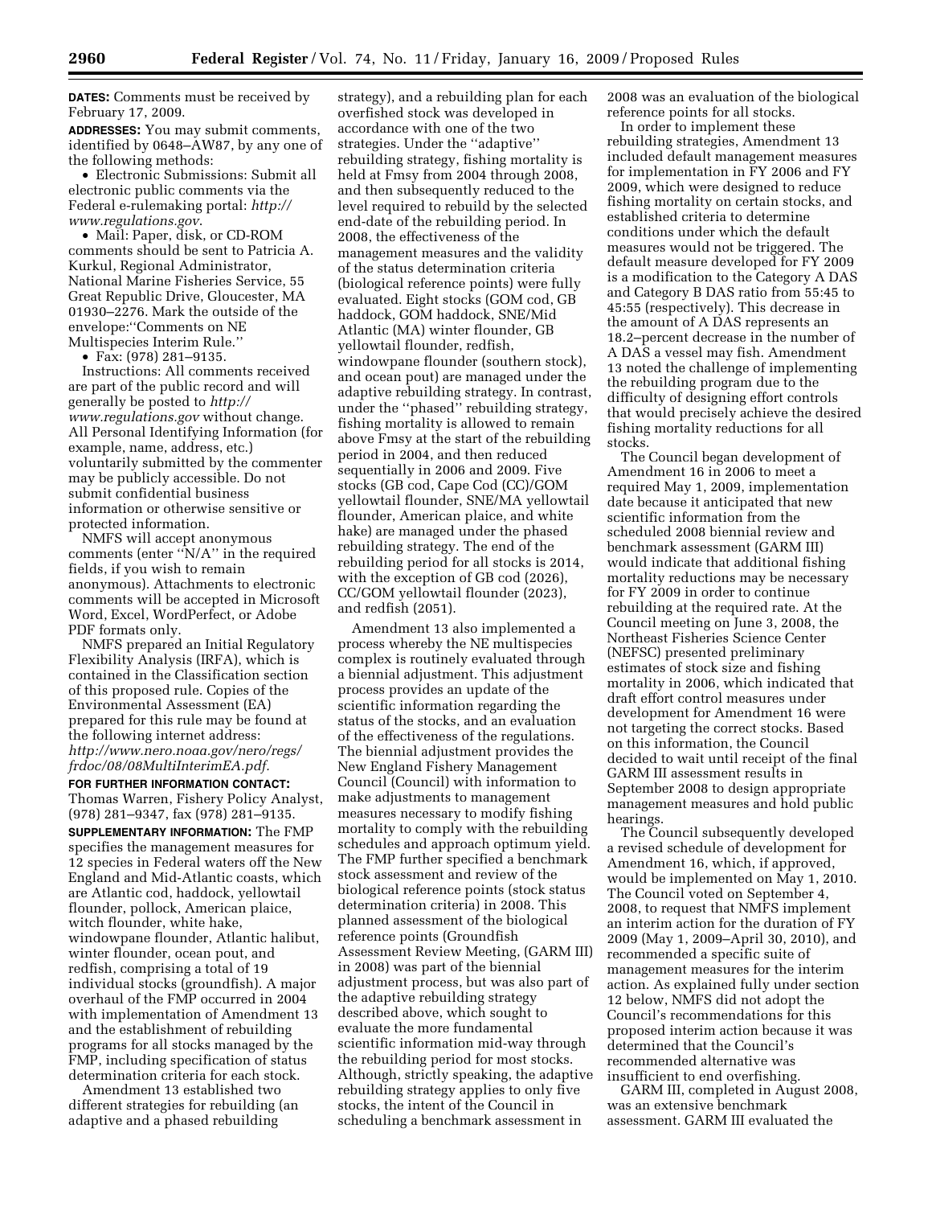**DATES:** Comments must be received by February 17, 2009.

**ADDRESSES:** You may submit comments, identified by 0648–AW87, by any one of the following methods:

- Electronic Submissions: Submit all electronic public comments via the Federal e-rulemaking portal: *http://www.regulations.gov*.
- Mail: Paper, disk, or CD-ROM comments should be sent to Patricia A. Kurkul, Regional Administrator, National Marine Fisheries Service, 55 Great Republic Drive, Gloucester, MA 01930–2276. Mark the outside of the envelope:"Comments on NE Multispecies Interim Rule."
- Fax: (978) 281–9135.

Instructions: All comments received are part of the public record and will generally be posted to *http://www.regulations.gov* without change. All Personal Identifying Information (for example, name, address, etc.) voluntarily submitted by the commenter may be publicly accessible. Do not submit confidential business information or otherwise sensitive or protected information.

NMFS will accept anonymous comments (enter "N/A" in the required fields, if you wish to remain anonymous). Attachments to electronic comments will be accepted in Microsoft Word, Excel, WordPerfect, or Adobe PDF formats only.

NMFS prepared an Initial Regulatory Flexibility Analysis (IRFA), which is contained in the Classification section of this proposed rule. Copies of the Environmental Assessment (EA) prepared for this rule may be found at the following internet address: *http://www.nero.noaa.gov/nero/regs/frdoc/08/08MultiInterimEA.pdf*.

**FOR FURTHER INFORMATION CONTACT:** Thomas Warren, Fishery Policy Analyst, (978) 281–9347, fax (978) 281–9135.

**SUPPLEMENTARY INFORMATION:** The FMP specifies the management measures for 12 species in Federal waters off the New England and Mid-Atlantic coasts, which are Atlantic cod, haddock, yellowtail flounder, pollock, American plaice, witch flounder, white hake, windowpane flounder, Atlantic halibut, winter flounder, ocean pout, and redfish, comprising a total of 19 individual stocks (groundfish). A major overhaul of the FMP occurred in 2004 with implementation of Amendment 13 and the establishment of rebuilding programs for all stocks managed by the FMP, including specification of status determination criteria for each stock.

Amendment 13 established two different strategies for rebuilding (an adaptive and a phased rebuilding strategy), and a rebuilding plan for each overfished stock was developed in accordance with one of the two strategies. Under the "adaptive" rebuilding strategy, fishing mortality is held at Fmsy from 2004 through 2008, and then subsequently reduced to the level required to rebuild by the selected end-date of the rebuilding period. In 2008, the effectiveness of the management measures and the validity of the status determination criteria (biological reference points) were fully evaluated. Eight stocks (GOM cod, GB haddock, GOM haddock, SNE/Mid Atlantic (MA) winter flounder, GB yellowtail flounder, redfish, windowpane flounder (southern stock), and ocean pout) are managed under the adaptive rebuilding strategy. In contrast, under the "phased" rebuilding strategy, fishing mortality is allowed to remain above Fmsy at the start of the rebuilding period in 2004, and then reduced sequentially in 2006 and 2009. Five stocks (GB cod, Cape Cod (CC)/GOM yellowtail flounder, SNE/MA yellowtail flounder, American plaice, and white hake) are managed under the phased rebuilding strategy. The end of the rebuilding period for all stocks is 2014, with the exception of GB cod (2026), CC/GOM yellowtail flounder (2023), and redfish (2051).

Amendment 13 also implemented a process whereby the NE multispecies complex is routinely evaluated through a biennial adjustment. This adjustment process provides an update of the scientific information regarding the status of the stocks, and an evaluation of the effectiveness of the regulations. The biennial adjustment provides the New England Fishery Management Council (Council) with information to make adjustments to management measures necessary to modify fishing mortality to comply with the rebuilding schedules and approach optimum yield. The FMP further specified a benchmark stock assessment and review of the biological reference points (stock status determination criteria) in 2008. This planned assessment of the biological reference points (Groundfish Assessment Review Meeting, (GARM III) in 2008) was part of the biennial adjustment process, but was also part of the adaptive rebuilding strategy described above, which sought to evaluate the more fundamental scientific information mid-way through the rebuilding period for most stocks. Although, strictly speaking, the adaptive rebuilding strategy applies to only five stocks, the intent of the Council in scheduling a benchmark assessment in 2008 was an evaluation of the biological reference points for all stocks.

In order to implement these rebuilding strategies, Amendment 13 included default management measures for implementation in FY 2006 and FY 2009, which were designed to reduce fishing mortality on certain stocks, and established criteria to determine conditions under which the default measures would not be triggered. The default measure developed for FY 2009 is a modification to the Category A DAS and Category B DAS ratio from 55:45 to 45:55 (respectively). This decrease in the amount of A DAS represents an 18.2–percent decrease in the number of A DAS a vessel may fish. Amendment 13 noted the challenge of implementing the rebuilding program due to the difficulty of designing effort controls that would precisely achieve the desired fishing mortality reductions for all stocks.

The Council began development of Amendment 16 in 2006 to meet a required May 1, 2009, implementation date because it anticipated that new scientific information from the scheduled 2008 biennial review and benchmark assessment (GARM III) would indicate that additional fishing mortality reductions may be necessary for FY 2009 in order to continue rebuilding at the required rate. At the Council meeting on June 3, 2008, the Northeast Fisheries Science Center (NEFSC) presented preliminary estimates of stock size and fishing mortality in 2006, which indicated that draft effort control measures under development for Amendment 16 were not targeting the correct stocks. Based on this information, the Council decided to wait until receipt of the final GARM III assessment results in September 2008 to design appropriate management measures and hold public hearings.

The Council subsequently developed a revised schedule of development for Amendment 16, which, if approved, would be implemented on May 1, 2010. The Council voted on September 4, 2008, to request that NMFS implement an interim action for the duration of FY 2009 (May 1, 2009–April 30, 2010), and recommended a specific suite of management measures for the interim action. As explained fully under section 12 below, NMFS did not adopt the Council's recommendations for this proposed interim action because it was determined that the Council's recommended alternative was insufficient to end overfishing.

GARM III, completed in August 2008, was an extensive benchmark assessment. GARM III evaluated the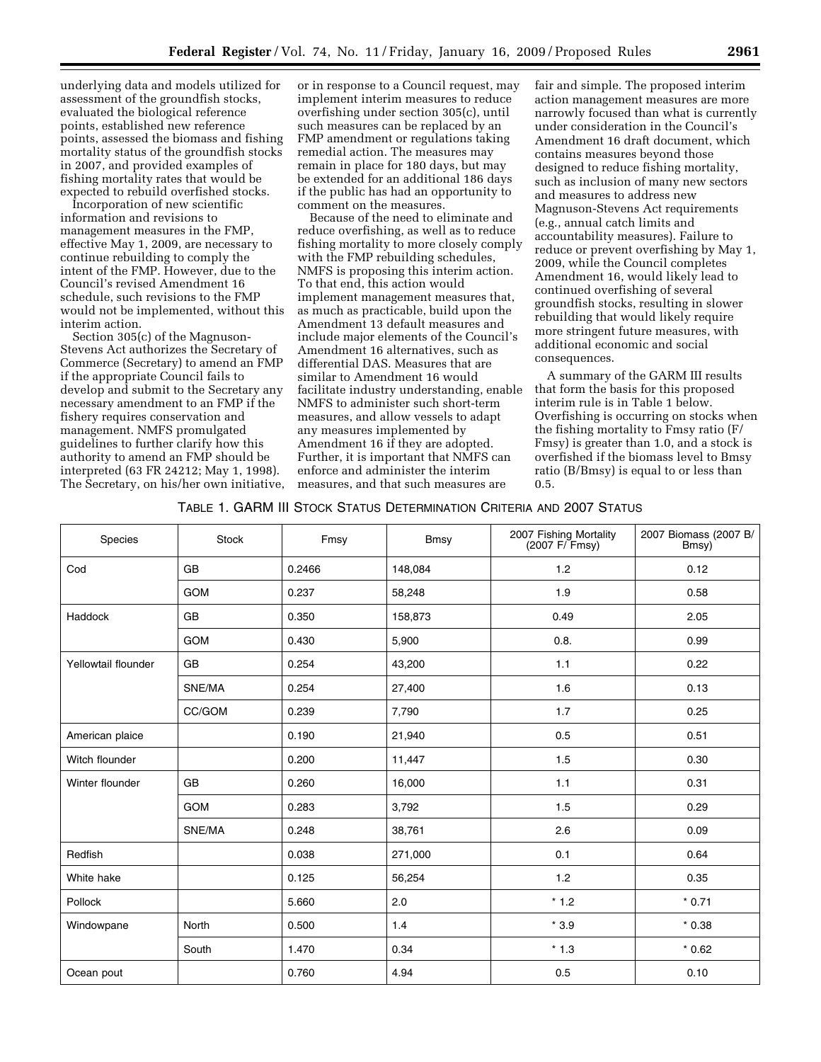underlying data and models utilized for assessment of the groundfish stocks, evaluated the biological reference points, established new reference points, assessed the biomass and fishing mortality status of the groundfish stocks in 2007, and provided examples of fishing mortality rates that would be expected to rebuild overfished stocks.

Incorporation of new scientific information and revisions to management measures in the FMP, effective May 1, 2009, are necessary to continue rebuilding to comply the intent of the FMP. However, due to the Council's revised Amendment 16 schedule, such revisions to the FMP would not be implemented, without this interim action.

Section 305(c) of the Magnuson-Stevens Act authorizes the Secretary of Commerce (Secretary) to amend an FMP if the appropriate Council fails to develop and submit to the Secretary any necessary amendment to an FMP if the fishery requires conservation and management. NMFS promulgated guidelines to further clarify how this authority to amend an FMP should be interpreted (63 FR 24212; May 1, 1998). The Secretary, on his/her own initiative, or in response to a Council request, may implement interim measures to reduce overfishing under section 305(c), until such measures can be replaced by an FMP amendment or regulations taking remedial action. The measures may remain in place for 180 days, but may be extended for an additional 186 days if the public has had an opportunity to comment on the measures.

Because of the need to eliminate and reduce overfishing, as well as to reduce fishing mortality to more closely comply with the FMP rebuilding schedules, NMFS is proposing this interim action. To that end, this action would implement management measures that, as much as practicable, build upon the Amendment 13 default measures and include major elements of the Council's Amendment 16 alternatives, such as differential DAS. Measures that are similar to Amendment 16 would facilitate industry understanding, enable NMFS to administer such short-term measures, and allow vessels to adapt any measures implemented by Amendment 16 if they are adopted. Further, it is important that NMFS can enforce and administer the interim measures, and that such measures are fair and simple. The proposed interim action management measures are more narrowly focused than what is currently under consideration in the Council's Amendment 16 draft document, which contains measures beyond those designed to reduce fishing mortality, such as inclusion of many new sectors and measures to address new Magnuson-Stevens Act requirements (e.g., annual catch limits and accountability measures). Failure to reduce or prevent overfishing by May 1, 2009, while the Council completes Amendment 16, would likely lead to continued overfishing of several groundfish stocks, resulting in slower rebuilding that would likely require more stringent future measures, with additional economic and social consequences.

A summary of the GARM III results that form the basis for this proposed interim rule is in Table 1 below. Overfishing is occurring on stocks when the fishing mortality to Fmsy ratio (F/Fmsy) is greater than 1.0, and a stock is overfished if the biomass level to Bmsy ratio (B/Bmsy) is equal to or less than 0.5.

TABLE 1. GARM III STOCK STATUS DETERMINATION CRITERIA AND 2007 STATUS

| Species | Stock | Fmsy | Bmsy | 2007 Fishing Mortality (2007 F/ Fmsy) | 2007 Biomass (2007 B/ Bmsy) |
|---|---|---|---|---|---|
| Cod | GB | 0.2466 | 148,084 | 1.2 | 0.12 |
| | GOM | 0.237 | 58,248 | 1.9 | 0.58 |
| Haddock | GB | 0.350 | 158,873 | 0.49 | 2.05 |
| | GOM | 0.430 | 5,900 | 0.8. | 0.99 |
| Yellowtail flounder | GB | 0.254 | 43,200 | 1.1 | 0.22 |
| | SNE/MA | 0.254 | 27,400 | 1.6 | 0.13 |
| | CC/GOM | 0.239 | 7,790 | 1.7 | 0.25 |
| American plaice | | 0.190 | 21,940 | 0.5 | 0.51 |
| Witch flounder | | 0.200 | 11,447 | 1.5 | 0.30 |
| Winter flounder | GB | 0.260 | 16,000 | 1.1 | 0.31 |
| | GOM | 0.283 | 3,792 | 1.5 | 0.29 |
| | SNE/MA | 0.248 | 38,761 | 2.6 | 0.09 |
| Redfish | | 0.038 | 271,000 | 0.1 | 0.64 |
| White hake | | 0.125 | 56,254 | 1.2 | 0.35 |
| Pollock | | 5.660 | 2.0 | * 1.2 | * 0.71 |
| Windowpane | North | 0.500 | 1.4 | * 3.9 | * 0.38 |
| | South | 1.470 | 0.34 | * 1.3 | * 0.62 |
| Ocean pout | | 0.760 | 4.94 | 0.5 | 0.10 |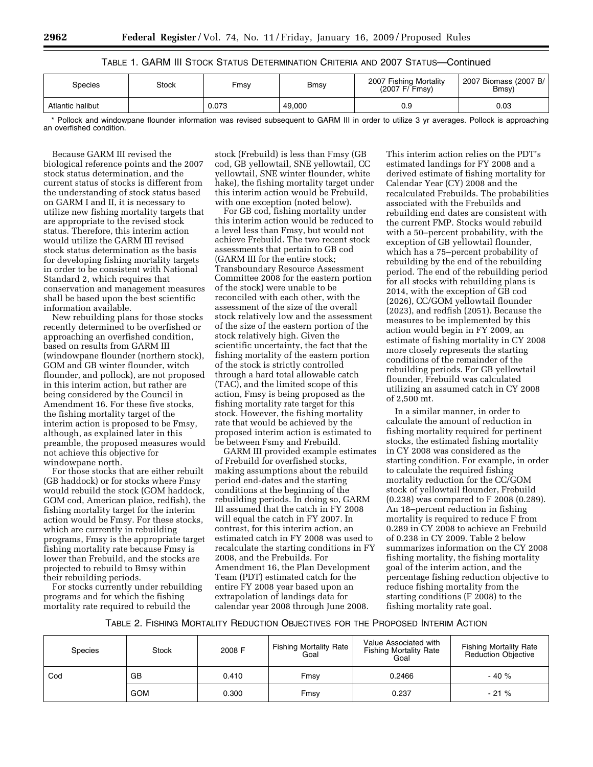TABLE 1. GARM III STOCK STATUS DETERMINATION CRITERIA AND 2007 STATUS—Continued

| Species | Stock | Fmsy | Bmsy | 2007 Fishing Mortality (2007 F/ Fmsy) | 2007 Biomass (2007 B/ Bmsy) |
|---|---|---|---|---|---|
| Atlantic halibut | | 0.073 | 49,000 | 0.9 | 0.03 |

* Pollock and windowpane flounder information was revised subsequent to GARM III in order to utilize 3 yr averages. Pollock is approaching an overfished condition.

Because GARM III revised the biological reference points and the 2007 stock status determination, and the current status of stocks is different from the understanding of stock status based on GARM I and II, it is necessary to utilize new fishing mortality targets that are appropriate to the revised stock status. Therefore, this interim action would utilize the GARM III revised stock status determination as the basis for developing fishing mortality targets in order to be consistent with National Standard 2, which requires that conservation and management measures shall be based upon the best scientific information available.

New rebuilding plans for those stocks recently determined to be overfished or approaching an overfished condition, based on results from GARM III (windowpane flounder (northern stock), GOM and GB winter flounder, witch flounder, and pollock), are not proposed in this interim action, but rather are being considered by the Council in Amendment 16. For these five stocks, the fishing mortality target of the interim action is proposed to be Fmsy, although, as explained later in this preamble, the proposed measures would not achieve this objective for windowpane north.

For those stocks that are either rebuilt (GB haddock) or for stocks where Fmsy would rebuild the stock (GOM haddock, GOM cod, American plaice, redfish), the fishing mortality target for the interim action would be Fmsy. For these stocks, which are currently in rebuilding programs, Fmsy is the appropriate target fishing mortality rate because Fmsy is lower than Frebuild, and the stocks are projected to rebuild to Bmsy within their rebuilding periods.

For stocks currently under rebuilding programs and for which the fishing mortality rate required to rebuild the stock (Frebuild) is less than Fmsy (GB cod, GB yellowtail, SNE yellowtail, CC yellowtail, SNE winter flounder, white hake), the fishing mortality target under this interim action would be Frebuild, with one exception (noted below).

For GB cod, fishing mortality under this interim action would be reduced to a level less than Fmsy, but would not achieve Frebuild. The two recent stock assessments that pertain to GB cod (GARM III for the entire stock; Transboundary Resource Assessment Committee 2008 for the eastern portion of the stock) were unable to be reconciled with each other, with the assessment of the size of the overall stock relatively low and the assessment of the size of the eastern portion of the stock relatively high. Given the scientific uncertainty, the fact that the fishing mortality of the eastern portion of the stock is strictly controlled through a hard total allowable catch (TAC), and the limited scope of this action, Fmsy is being proposed as the fishing mortality rate target for this stock. However, the fishing mortality rate that would be achieved by the proposed interim action is estimated to be between Fmsy and Frebuild.

GARM III provided example estimates of Frebuild for overfished stocks, making assumptions about the rebuild period end-dates and the starting conditions at the beginning of the rebuilding periods. In doing so, GARM III assumed that the catch in FY 2008 will equal the catch in FY 2007. In contrast, for this interim action, an estimated catch in FY 2008 was used to recalculate the starting conditions in FY 2008, and the Frebuilds. For Amendment 16, the Plan Development Team (PDT) estimated catch for the entire FY 2008 year based upon an extrapolation of landings data for calendar year 2008 through June 2008. This interim action relies on the PDT's estimated landings for FY 2008 and a derived estimate of fishing mortality for Calendar Year (CY) 2008 and the recalculated Frebuilds. The probabilities associated with the Frebuilds and rebuilding end dates are consistent with the current FMP. Stocks would rebuild with a 50–percent probability, with the exception of GB yellowtail flounder, which has a 75–percent probability of rebuilding by the end of the rebuilding period. The end of the rebuilding period for all stocks with rebuilding plans is 2014, with the exception of GB cod (2026), CC/GOM yellowtail flounder (2023), and redfish (2051). Because the measures to be implemented by this action would begin in FY 2009, an estimate of fishing mortality in CY 2008 more closely represents the starting conditions of the remainder of the rebuilding periods. For GB yellowtail flounder, Frebuild was calculated utilizing an assumed catch in CY 2008 of 2,500 mt.

In a similar manner, in order to calculate the amount of reduction in fishing mortality required for pertinent stocks, the estimated fishing mortality in CY 2008 was considered as the starting condition. For example, in order to calculate the required fishing mortality reduction for the CC/GOM stock of yellowtail flounder, Frebuild (0.238) was compared to F 2008 (0.289). An 18–percent reduction in fishing mortality is required to reduce F from 0.289 in CY 2008 to achieve an Frebuild of 0.238 in CY 2009. Table 2 below summarizes information on the CY 2008 fishing mortality, the fishing mortality goal of the interim action, and the percentage fishing reduction objective to reduce fishing mortality from the starting conditions (F 2008) to the fishing mortality rate goal.

TABLE 2. FISHING MORTALITY REDUCTION OBJECTIVES FOR THE PROPOSED INTERIM ACTION

| Species | Stock | 2008 F | Fishing Mortality Rate Goal | Value Associated with Fishing Mortality Rate Goal | Fishing Mortality Rate Reduction Objective |
|---|---|---|---|---|---|
| Cod | GB | 0.410 | Fmsy | 0.2466 | - 40 % |
| | GOM | 0.300 | Fmsy | 0.237 | - 21 % |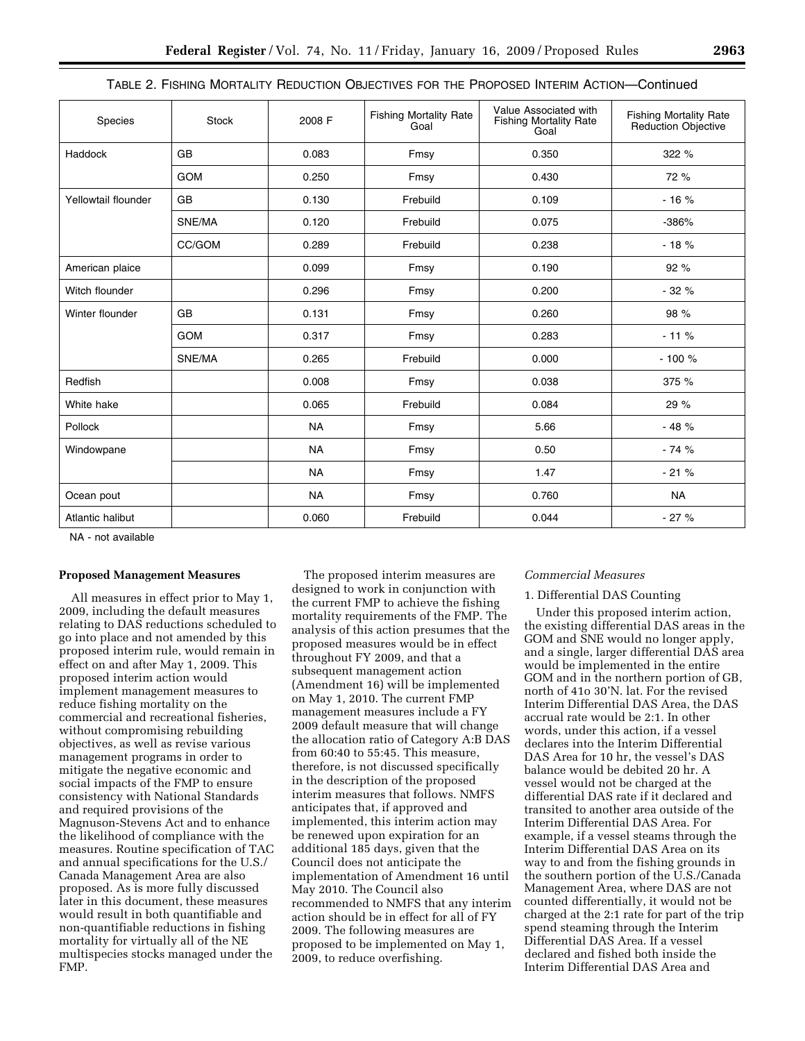TABLE 2. FISHING MORTALITY REDUCTION OBJECTIVES FOR THE PROPOSED INTERIM ACTION—Continued

| Species | Stock | 2008 F | Fishing Mortality Rate Goal | Value Associated with Fishing Mortality Rate Goal | Fishing Mortality Rate Reduction Objective |
|---|---|---|---|---|---|
| Haddock | GB | 0.083 | Fmsy | 0.350 | 322 % |
| | GOM | 0.250 | Fmsy | 0.430 | 72 % |
| Yellowtail flounder | GB | 0.130 | Frebuild | 0.109 | - 16 % |
| | SNE/MA | 0.120 | Frebuild | 0.075 | -386% |
| | CC/GOM | 0.289 | Frebuild | 0.238 | - 18 % |
| American plaice | | 0.099 | Fmsy | 0.190 | 92 % |
| Witch flounder | | 0.296 | Fmsy | 0.200 | - 32 % |
| Winter flounder | GB | 0.131 | Fmsy | 0.260 | 98 % |
| | GOM | 0.317 | Fmsy | 0.283 | - 11 % |
| | SNE/MA | 0.265 | Frebuild | 0.000 | - 100 % |
| Redfish | | 0.008 | Fmsy | 0.038 | 375 % |
| White hake | | 0.065 | Frebuild | 0.084 | 29 % |
| Pollock | | NA | Fmsy | 5.66 | - 48 % |
| Windowpane | | NA | Fmsy | 0.50 | - 74 % |
| | | NA | Fmsy | 1.47 | - 21 % |
| Ocean pout | | NA | Fmsy | 0.760 | NA |
| Atlantic halibut | | 0.060 | Frebuild | 0.044 | - 27 % |

NA - not available

**Proposed Management Measures**

All measures in effect prior to May 1, 2009, including the default measures relating to DAS reductions scheduled to go into place and not amended by this proposed interim rule, would remain in effect on and after May 1, 2009. This proposed interim action would implement management measures to reduce fishing mortality on the commercial and recreational fisheries, without compromising rebuilding objectives, as well as revise various management programs in order to mitigate the negative economic and social impacts of the FMP to ensure consistency with National Standards and required provisions of the Magnuson-Stevens Act and to enhance the likelihood of compliance with the measures. Routine specification of TAC and annual specifications for the U.S./ Canada Management Area are also proposed. As is more fully discussed later in this document, these measures would result in both quantifiable and non-quantifiable reductions in fishing mortality for virtually all of the NE multispecies stocks managed under the FMP.

The proposed interim measures are designed to work in conjunction with the current FMP to achieve the fishing mortality requirements of the FMP. The analysis of this action presumes that the proposed measures would be in effect throughout FY 2009, and that a subsequent management action (Amendment 16) will be implemented on May 1, 2010. The current FMP management measures include a FY 2009 default measure that will change the allocation ratio of Category A:B DAS from 60:40 to 55:45. This measure, therefore, is not discussed specifically in the description of the proposed interim measures that follows. NMFS anticipates that, if approved and implemented, this interim action may be renewed upon expiration for an additional 185 days, given that the Council does not anticipate the implementation of Amendment 16 until May 2010. The Council also recommended to NMFS that any interim action should be in effect for all of FY 2009. The following measures are proposed to be implemented on May 1, 2009, to reduce overfishing.

*Commercial Measures*

1. Differential DAS Counting

Under this proposed interim action, the existing differential DAS areas in the GOM and SNE would no longer apply, and a single, larger differential DAS area would be implemented in the entire GOM and in the northern portion of GB, north of 41o 30'N. lat. For the revised Interim Differential DAS Area, the DAS accrual rate would be 2:1. In other words, under this action, if a vessel declares into the Interim Differential DAS Area for 10 hr, the vessel's DAS balance would be debited 20 hr. A vessel would not be charged at the differential DAS rate if it declared and transited to another area outside of the Interim Differential DAS Area. For example, if a vessel steams through the Interim Differential DAS Area on its way to and from the fishing grounds in the southern portion of the U.S./Canada Management Area, where DAS are not counted differentially, it would not be charged at the 2:1 rate for part of the trip spend steaming through the Interim Differential DAS Area. If a vessel declared and fished both inside the Interim Differential DAS Area and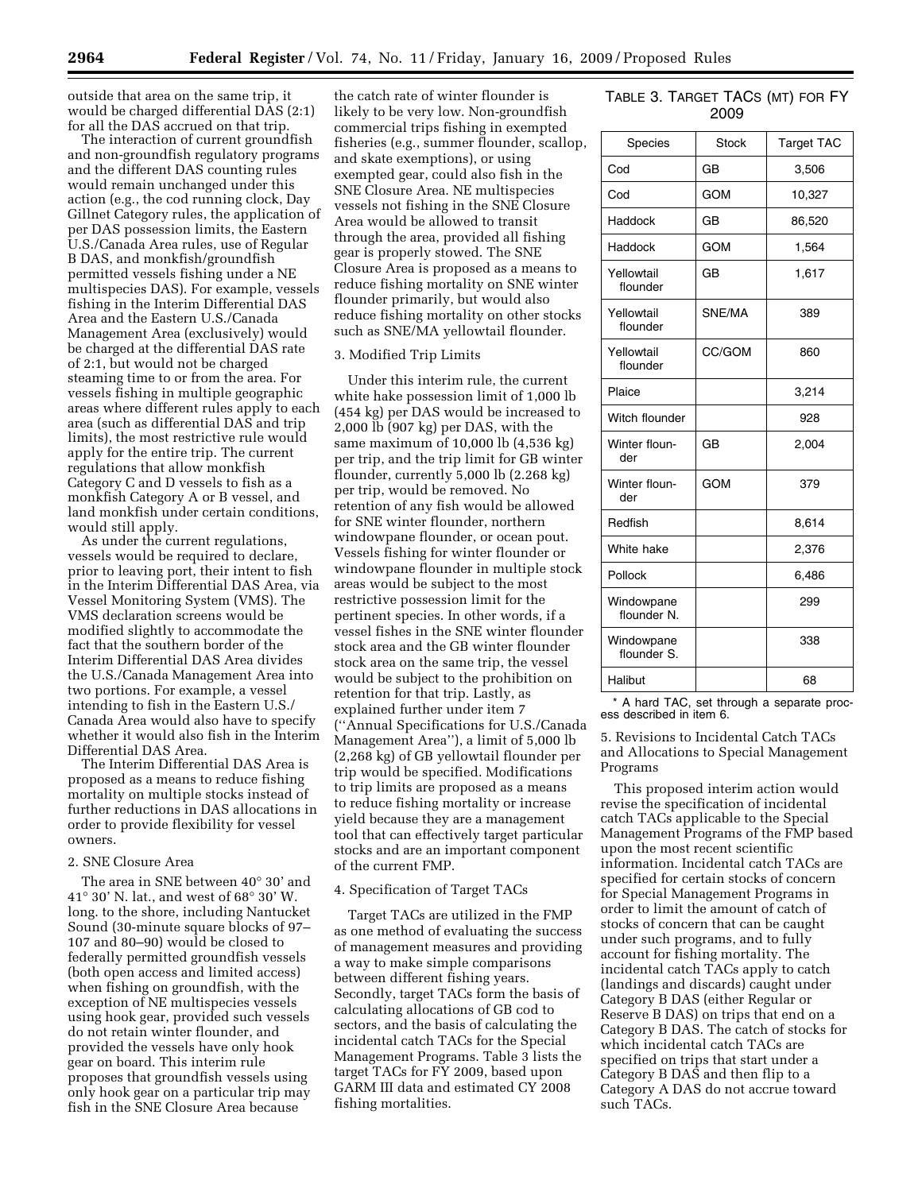outside that area on the same trip, it would be charged differential DAS (2:1) for all the DAS accrued on that trip.

The interaction of current groundfish and non-groundfish regulatory programs and the different DAS counting rules would remain unchanged under this action (e.g., the cod running clock, Day Gillnet Category rules, the application of per DAS possession limits, the Eastern U.S./Canada Area rules, use of Regular B DAS, and monkfish/groundfish permitted vessels fishing under a NE multispecies DAS). For example, vessels fishing in the Interim Differential DAS Area and the Eastern U.S./Canada Management Area (exclusively) would be charged at the differential DAS rate of 2:1, but would not be charged steaming time to or from the area. For vessels fishing in multiple geographic areas where different rules apply to each area (such as differential DAS and trip limits), the most restrictive rule would apply for the entire trip. The current regulations that allow monkfish Category C and D vessels to fish as a monkfish Category A or B vessel, and land monkfish under certain conditions, would still apply.

As under the current regulations, vessels would be required to declare, prior to leaving port, their intent to fish in the Interim Differential DAS Area, via Vessel Monitoring System (VMS). The VMS declaration screens would be modified slightly to accommodate the fact that the southern border of the Interim Differential DAS Area divides the U.S./Canada Management Area into two portions. For example, a vessel intending to fish in the Eastern U.S./Canada Area would also have to specify whether it would also fish in the Interim Differential DAS Area.

The Interim Differential DAS Area is proposed as a means to reduce fishing mortality on multiple stocks instead of further reductions in DAS allocations in order to provide flexibility for vessel owners.

2. SNE Closure Area

The area in SNE between 40° 30' and 41° 30' N. lat., and west of 68° 30' W. long. to the shore, including Nantucket Sound (30-minute square blocks of 97–107 and 80–90) would be closed to federally permitted groundfish vessels (both open access and limited access) when fishing on groundfish, with the exception of NE multispecies vessels using hook gear, provided such vessels do not retain winter flounder, and provided the vessels have only hook gear on board. This interim rule proposes that groundfish vessels using only hook gear on a particular trip may fish in the SNE Closure Area because the catch rate of winter flounder is likely to be very low. Non-groundfish commercial trips fishing in exempted fisheries (e.g., summer flounder, scallop, and skate exemptions), or using exempted gear, could also fish in the SNE Closure Area. NE multispecies vessels not fishing in the SNE Closure Area would be allowed to transit through the area, provided all fishing gear is properly stowed. The SNE Closure Area is proposed as a means to reduce fishing mortality on SNE winter flounder primarily, but would also reduce fishing mortality on other stocks such as SNE/MA yellowtail flounder.

3. Modified Trip Limits

Under this interim rule, the current white hake possession limit of 1,000 lb (454 kg) per DAS would be increased to 2,000 lb (907 kg) per DAS, with the same maximum of 10,000 lb (4,536 kg) per trip, and the trip limit for GB winter flounder, currently 5,000 lb (2.268 kg) per trip, would be removed. No retention of any fish would be allowed for SNE winter flounder, northern windowpane flounder, or ocean pout. Vessels fishing for winter flounder or windowpane flounder in multiple stock areas would be subject to the most restrictive possession limit for the pertinent species. In other words, if a vessel fishes in the SNE winter flounder stock area and the GB winter flounder stock area on the same trip, the vessel would be subject to the prohibition on retention for that trip. Lastly, as explained further under item 7 (''Annual Specifications for U.S./Canada Management Area''), a limit of 5,000 lb (2,268 kg) of GB yellowtail flounder per trip would be specified. Modifications to trip limits are proposed as a means to reduce fishing mortality or increase yield because they are a management tool that can effectively target particular stocks and are an important component of the current FMP.

4. Specification of Target TACs

Target TACs are utilized in the FMP as one method of evaluating the success of management measures and providing a way to make simple comparisons between different fishing years. Secondly, target TACs form the basis of calculating allocations of GB cod to sectors, and the basis of calculating the incidental catch TACs for the Special Management Programs. Table 3 lists the target TACs for FY 2009, based upon GARM III data and estimated CY 2008 fishing mortalities.

TABLE 3. TARGET TACS (MT) FOR FY 2009

| Species | Stock | Target TAC |
|---|---|---|
| Cod | GB | 3,506 |
| Cod | GOM | 10,327 |
| Haddock | GB | 86,520 |
| Haddock | GOM | 1,564 |
| Yellowtail flounder | GB | 1,617 |
| Yellowtail flounder | SNE/MA | 389 |
| Yellowtail flounder | CC/GOM | 860 |
| Plaice | | 3,214 |
| Witch flounder | | 928 |
| Winter flounder | GB | 2,004 |
| Winter flounder | GOM | 379 |
| Redfish | | 8,614 |
| White hake | | 2,376 |
| Pollock | | 6,486 |
| Windowpane flounder N. | | 299 |
| Windowpane flounder S. | | 338 |
| Halibut | | 68 |

\* A hard TAC, set through a separate process described in item 6.

5. Revisions to Incidental Catch TACs and Allocations to Special Management Programs

This proposed interim action would revise the specification of incidental catch TACs applicable to the Special Management Programs of the FMP based upon the most recent scientific information. Incidental catch TACs are specified for certain stocks of concern for Special Management Programs in order to limit the amount of catch of stocks of concern that can be caught under such programs, and to fully account for fishing mortality. The incidental catch TACs apply to catch (landings and discards) caught under Category B DAS (either Regular or Reserve B DAS) on trips that end on a Category B DAS. The catch of stocks for which incidental catch TACs are specified on trips that start under a Category B DAS and then flip to a Category A DAS do not accrue toward such TACs.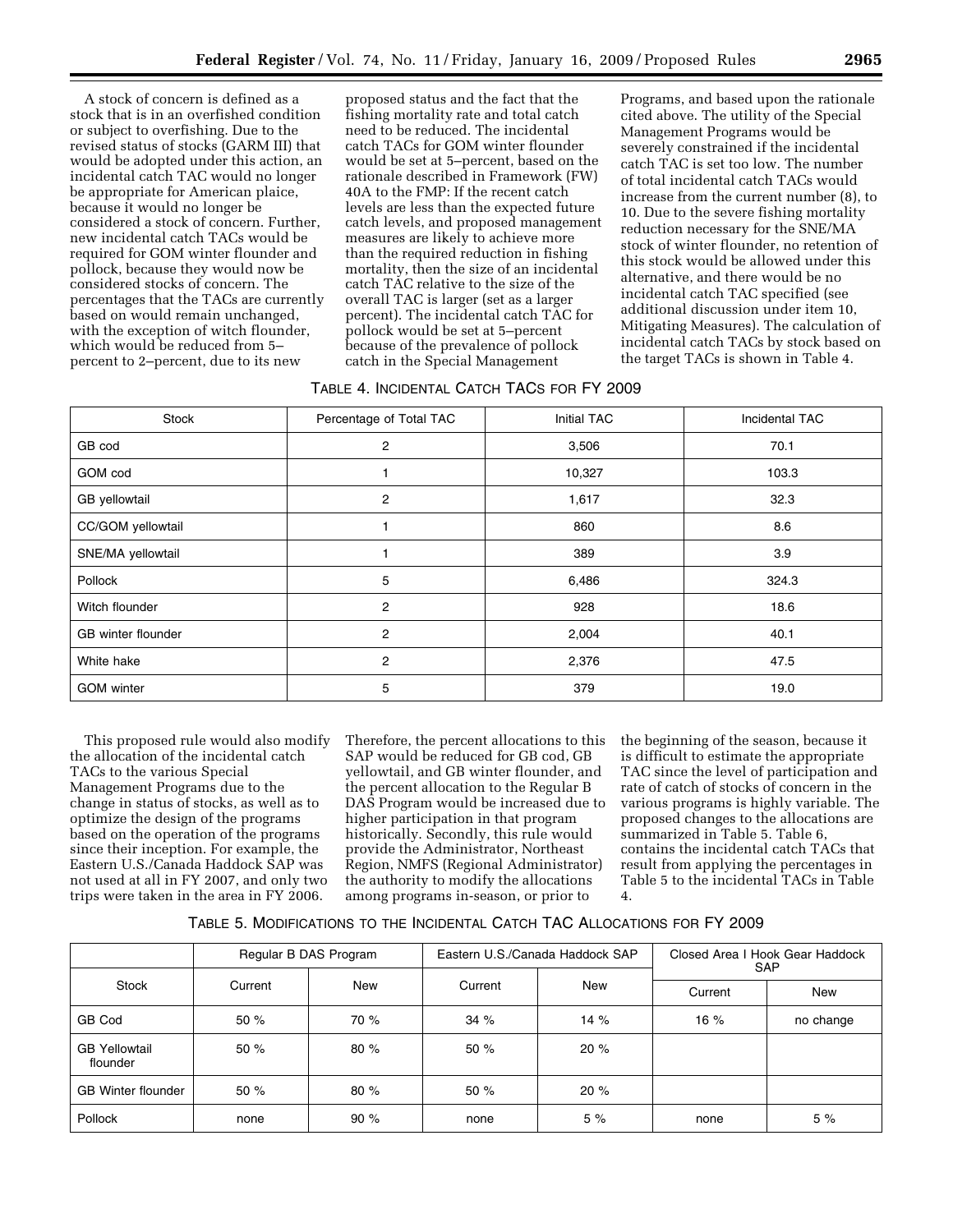A stock of concern is defined as a stock that is in an overfished condition or subject to overfishing. Due to the revised status of stocks (GARM III) that would be adopted under this action, an incidental catch TAC would no longer be appropriate for American plaice, because it would no longer be considered a stock of concern. Further, new incidental catch TACs would be required for GOM winter flounder and pollock, because they would now be considered stocks of concern. The percentages that the TACs are currently based on would remain unchanged, with the exception of witch flounder, which would be reduced from 5–percent to 2–percent, due to its new proposed status and the fact that the fishing mortality rate and total catch need to be reduced. The incidental catch TACs for GOM winter flounder would be set at 5–percent, based on the rationale described in Framework (FW) 40A to the FMP: If the recent catch levels are less than the expected future catch levels, and proposed management measures are likely to achieve more than the required reduction in fishing mortality, then the size of an incidental catch TAC relative to the size of the overall TAC is larger (set as a larger percent). The incidental catch TAC for pollock would be set at 5–percent because of the prevalence of pollock catch in the Special Management Programs, and based upon the rationale cited above. The utility of the Special Management Programs would be severely constrained if the incidental catch TAC is set too low. The number of total incidental catch TACs would increase from the current number (8), to 10. Due to the severe fishing mortality reduction necessary for the SNE/MA stock of winter flounder, no retention of this stock would be allowed under this alternative, and there would be no incidental catch TAC specified (see additional discussion under item 10, Mitigating Measures). The calculation of incidental catch TACs by stock based on the target TACs is shown in Table 4.

TABLE 4. INCIDENTAL CATCH TACS FOR FY 2009

| Stock | Percentage of Total TAC | Initial TAC | Incidental TAC |
|---|---|---|---|
| GB cod | 2 | 3,506 | 70.1 |
| GOM cod | 1 | 10,327 | 103.3 |
| GB yellowtail | 2 | 1,617 | 32.3 |
| CC/GOM yellowtail | 1 | 860 | 8.6 |
| SNE/MA yellowtail | 1 | 389 | 3.9 |
| Pollock | 5 | 6,486 | 324.3 |
| Witch flounder | 2 | 928 | 18.6 |
| GB winter flounder | 2 | 2,004 | 40.1 |
| White hake | 2 | 2,376 | 47.5 |
| GOM winter | 5 | 379 | 19.0 |

This proposed rule would also modify the allocation of the incidental catch TACs to the various Special Management Programs due to the change in status of stocks, as well as to optimize the design of the programs based on the operation of the programs since their inception. For example, the Eastern U.S./Canada Haddock SAP was not used at all in FY 2007, and only two trips were taken in the area in FY 2006. Therefore, the percent allocations to this SAP would be reduced for GB cod, GB yellowtail, and GB winter flounder, and the percent allocation to the Regular B DAS Program would be increased due to higher participation in that program historically. Secondly, this rule would provide the Administrator, Northeast Region, NMFS (Regional Administrator) the authority to modify the allocations among programs in-season, or prior to the beginning of the season, because it is difficult to estimate the appropriate TAC since the level of participation and rate of catch of stocks of concern in the various programs is highly variable. The proposed changes to the allocations are summarized in Table 5. Table 6, contains the incidental catch TACs that result from applying the percentages in Table 5 to the incidental TACs in Table 4.

TABLE 5. MODIFICATIONS TO THE INCIDENTAL CATCH TAC ALLOCATIONS FOR FY 2009

| Stock | Regular B DAS Program | | Eastern U.S./Canada Haddock SAP | | Closed Area I Hook Gear Haddock SAP | |
|---|---|---|---|---|---|---|
| | Current | New | Current | New | Current | New |
| GB Cod | 50 % | 70 % | 34 % | 14 % | 16 % | no change |
| GB Yellowtail flounder | 50 % | 80 % | 50 % | 20 % | | |
| GB Winter flounder | 50 % | 80 % | 50 % | 20 % | | |
| Pollock | none | 90 % | none | 5 % | none | 5 % |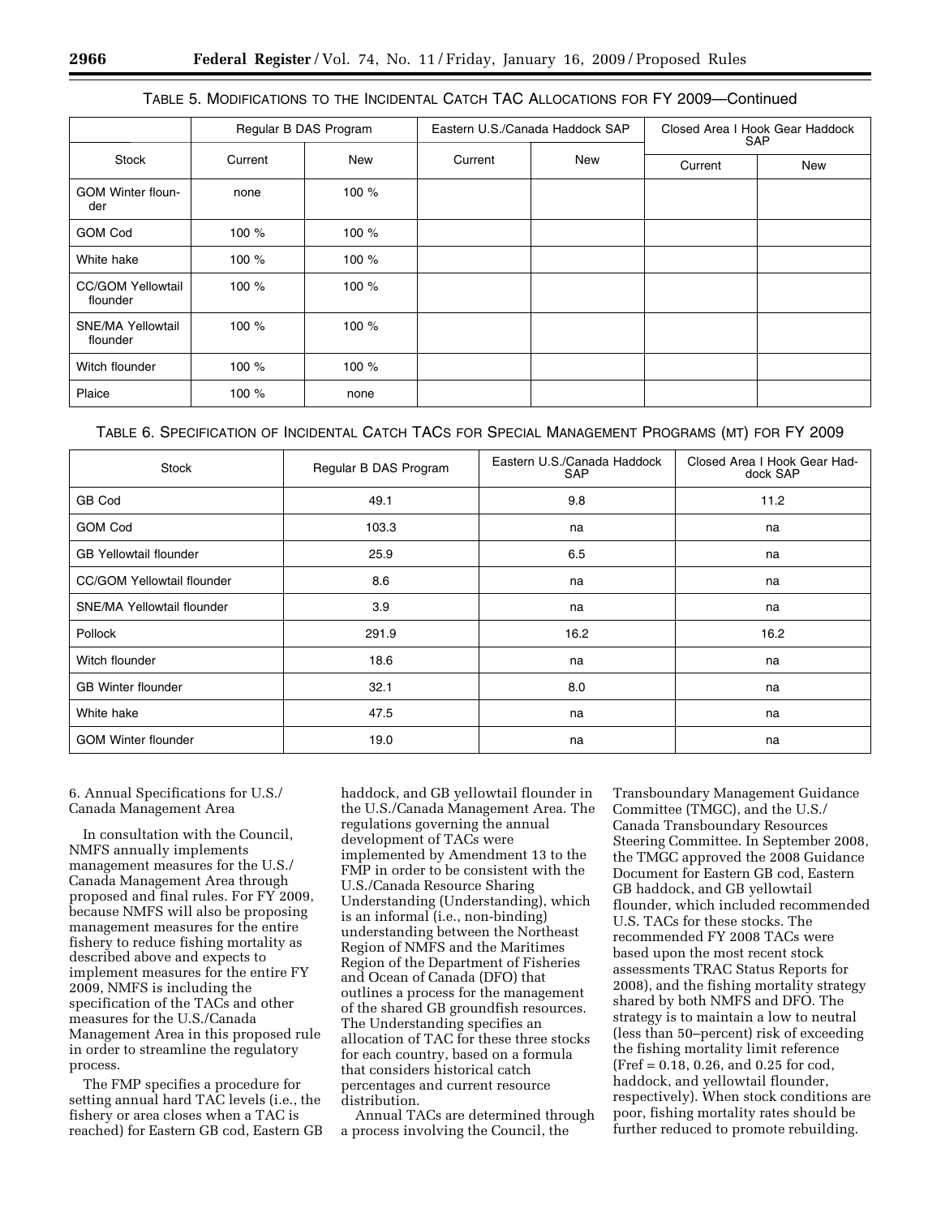TABLE 5. MODIFICATIONS TO THE INCIDENTAL CATCH TAC ALLOCATIONS FOR FY 2009—Continued

| Stock | Regular B DAS Program | | Eastern U.S./Canada Haddock SAP | | Closed Area I Hook Gear Haddock SAP | |
|---|---|---|---|---|---|---|
| | Current | New | Current | New | Current | New |
| GOM Winter flounder | none | 100 % | | | | |
| GOM Cod | 100 % | 100 % | | | | |
| White hake | 100 % | 100 % | | | | |
| CC/GOM Yellowtail flounder | 100 % | 100 % | | | | |
| SNE/MA Yellowtail flounder | 100 % | 100 % | | | | |
| Witch flounder | 100 % | 100 % | | | | |
| Plaice | 100 % | none | | | | |

TABLE 6. SPECIFICATION OF INCIDENTAL CATCH TACS FOR SPECIAL MANAGEMENT PROGRAMS (MT) FOR FY 2009

| Stock | Regular B DAS Program | Eastern U.S./Canada Haddock SAP | Closed Area I Hook Gear Haddock SAP |
|---|---|---|---|
| GB Cod | 49.1 | 9.8 | 11.2 |
| GOM Cod | 103.3 | na | na |
| GB Yellowtail flounder | 25.9 | 6.5 | na |
| CC/GOM Yellowtail flounder | 8.6 | na | na |
| SNE/MA Yellowtail flounder | 3.9 | na | na |
| Pollock | 291.9 | 16.2 | 16.2 |
| Witch flounder | 18.6 | na | na |
| GB Winter flounder | 32.1 | 8.0 | na |
| White hake | 47.5 | na | na |
| GOM Winter flounder | 19.0 | na | na |

6. Annual Specifications for U.S./Canada Management Area

In consultation with the Council, NMFS annually implements management measures for the U.S./Canada Management Area through proposed and final rules. For FY 2009, because NMFS will also be proposing management measures for the entire fishery to reduce fishing mortality as described above and expects to implement measures for the entire FY 2009, NMFS is including the specification of the TACs and other measures for the U.S./Canada Management Area in this proposed rule in order to streamline the regulatory process.

The FMP specifies a procedure for setting annual hard TAC levels (i.e., the fishery or area closes when a TAC is reached) for Eastern GB cod, Eastern GB haddock, and GB yellowtail flounder in the U.S./Canada Management Area. The regulations governing the annual development of TACs were implemented by Amendment 13 to the FMP in order to be consistent with the U.S./Canada Resource Sharing Understanding (Understanding), which is an informal (i.e., non-binding) understanding between the Northeast Region of NMFS and the Maritimes Region of the Department of Fisheries and Ocean of Canada (DFO) that outlines a process for the management of the shared GB groundfish resources. The Understanding specifies an allocation of TAC for these three stocks for each country, based on a formula that considers historical catch percentages and current resource distribution.

Annual TACs are determined through a process involving the Council, the Transboundary Management Guidance Committee (TMGC), and the U.S./Canada Transboundary Resources Steering Committee. In September 2008, the TMGC approved the 2008 Guidance Document for Eastern GB cod, Eastern GB haddock, and GB yellowtail flounder, which included recommended U.S. TACs for these stocks. The recommended FY 2008 TACs were based upon the most recent stock assessments TRAC Status Reports for 2008), and the fishing mortality strategy shared by both NMFS and DFO. The strategy is to maintain a low to neutral (less than 50–percent) risk of exceeding the fishing mortality limit reference (Fref = 0.18, 0.26, and 0.25 for cod, haddock, and yellowtail flounder, respectively). When stock conditions are poor, fishing mortality rates should be further reduced to promote rebuilding.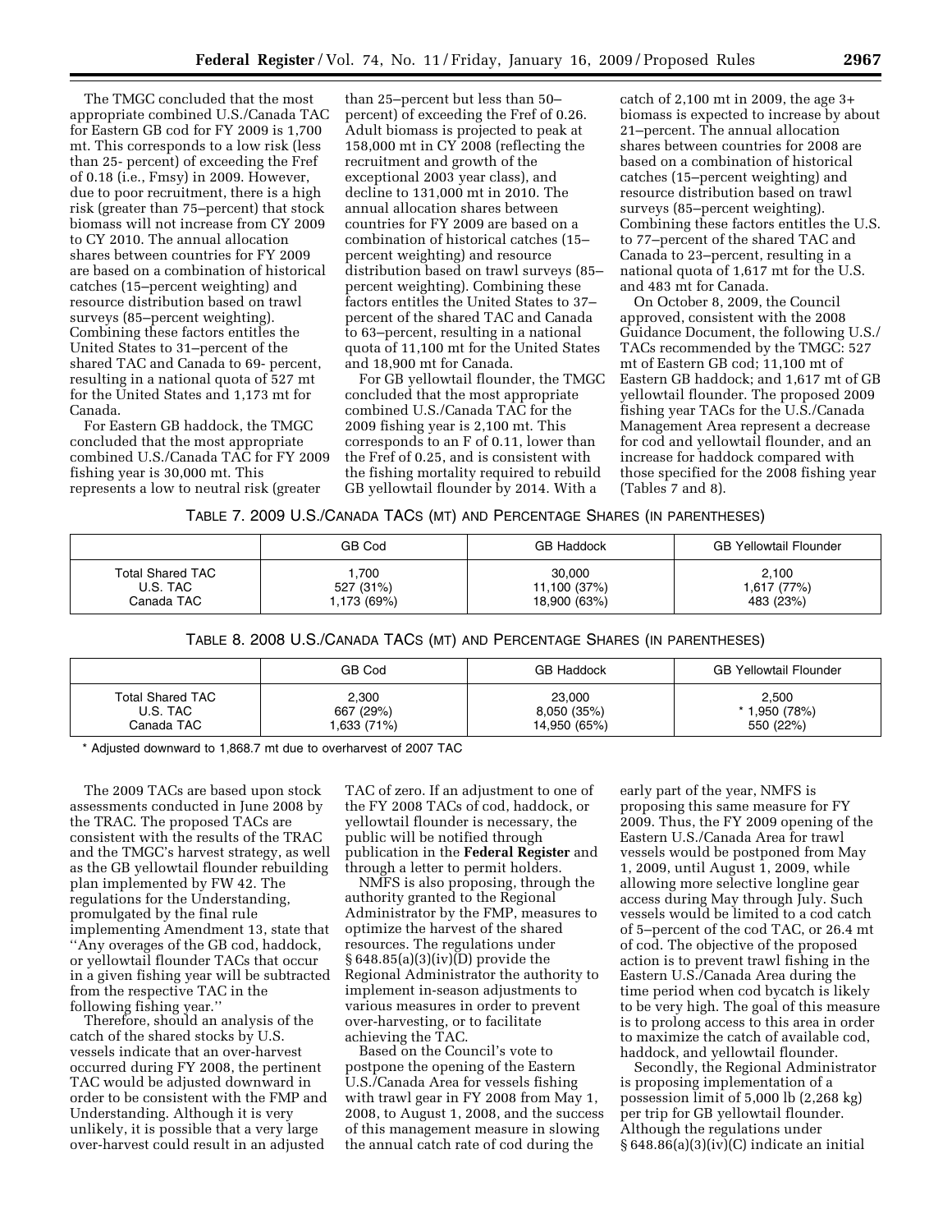The TMGC concluded that the most appropriate combined U.S./Canada TAC for Eastern GB cod for FY 2009 is 1,700 mt. This corresponds to a low risk (less than 25- percent) of exceeding the Fref of 0.18 (i.e., Fmsy) in 2009. However, due to poor recruitment, there is a high risk (greater than 75–percent) that stock biomass will not increase from CY 2009 to CY 2010. The annual allocation shares between countries for FY 2009 are based on a combination of historical catches (15–percent weighting) and resource distribution based on trawl surveys (85–percent weighting). Combining these factors entitles the United States to 31–percent of the shared TAC and Canada to 69- percent, resulting in a national quota of 527 mt for the United States and 1,173 mt for Canada.

For Eastern GB haddock, the TMGC concluded that the most appropriate combined U.S./Canada TAC for FY 2009 fishing year is 30,000 mt. This represents a low to neutral risk (greater than 25–percent but less than 50–percent) of exceeding the Fref of 0.26. Adult biomass is projected to peak at 158,000 mt in CY 2008 (reflecting the recruitment and growth of the exceptional 2003 year class), and decline to 131,000 mt in 2010. The annual allocation shares between countries for FY 2009 are based on a combination of historical catches (15–percent weighting) and resource distribution based on trawl surveys (85–percent weighting). Combining these factors entitles the United States to 37–percent of the shared TAC and Canada to 63–percent, resulting in a national quota of 11,100 mt for the United States and 18,900 mt for Canada.

For GB yellowtail flounder, the TMGC concluded that the most appropriate combined U.S./Canada TAC for the 2009 fishing year is 2,100 mt. This corresponds to an F of 0.11, lower than the Fref of 0.25, and is consistent with the fishing mortality required to rebuild GB yellowtail flounder by 2014. With a catch of 2,100 mt in 2009, the age 3+ biomass is expected to increase by about 21–percent. The annual allocation shares between countries for 2008 are based on a combination of historical catches (15–percent weighting) and resource distribution based on trawl surveys (85–percent weighting). Combining these factors entitles the U.S. to 77–percent of the shared TAC and Canada to 23–percent, resulting in a national quota of 1,617 mt for the U.S. and 483 mt for Canada.

On October 8, 2009, the Council approved, consistent with the 2008 Guidance Document, the following U.S./TACs recommended by the TMGC: 527 mt of Eastern GB cod; 11,100 mt of Eastern GB haddock; and 1,617 mt of GB yellowtail flounder. The proposed 2009 fishing year TACs for the U.S./Canada Management Area represent a decrease for cod and yellowtail flounder, and an increase for haddock compared with those specified for the 2008 fishing year (Tables 7 and 8).

TABLE 7. 2009 U.S./CANADA TACS (MT) AND PERCENTAGE SHARES (IN PARENTHESES)

| | GB Cod | GB Haddock | GB Yellowtail Flounder |
|---|---|---|---|
| Total Shared TAC | 1,700 | 30,000 | 2,100 |
| U.S. TAC | 527 (31%) | 11,100 (37%) | 1,617 (77%) |
| Canada TAC | 1,173 (69%) | 18,900 (63%) | 483 (23%) |

TABLE 8. 2008 U.S./CANADA TACS (MT) AND PERCENTAGE SHARES (IN PARENTHESES)

| | GB Cod | GB Haddock | GB Yellowtail Flounder |
|---|---|---|---|
| Total Shared TAC | 2,300 | 23,000 | 2,500 |
| U.S. TAC | 667 (29%) | 8,050 (35%) | * 1,950 (78%) |
| Canada TAC | 1,633 (71%) | 14,950 (65%) | 550 (22%) |

\* Adjusted downward to 1,868.7 mt due to overharvest of 2007 TAC

The 2009 TACs are based upon stock assessments conducted in June 2008 by the TRAC. The proposed TACs are consistent with the results of the TRAC and the TMGC's harvest strategy, as well as the GB yellowtail flounder rebuilding plan implemented by FW 42. The regulations for the Understanding, promulgated by the final rule implementing Amendment 13, state that ''Any overages of the GB cod, haddock, or yellowtail flounder TACs that occur in a given fishing year will be subtracted from the respective TAC in the following fishing year.''

Therefore, should an analysis of the catch of the shared stocks by U.S. vessels indicate that an over-harvest occurred during FY 2008, the pertinent TAC would be adjusted downward in order to be consistent with the FMP and Understanding. Although it is very unlikely, it is possible that a very large over-harvest could result in an adjusted TAC of zero. If an adjustment to one of the FY 2008 TACs of cod, haddock, or yellowtail flounder is necessary, the public will be notified through publication in the **Federal Register** and through a letter to permit holders.

NMFS is also proposing, through the authority granted to the Regional Administrator by the FMP, measures to optimize the harvest of the shared resources. The regulations under § 648.85(a)(3)(iv)(D) provide the Regional Administrator the authority to implement in-season adjustments to various measures in order to prevent over-harvesting, or to facilitate achieving the TAC.

Based on the Council's vote to postpone the opening of the Eastern U.S./Canada Area for vessels fishing with trawl gear in FY 2008 from May 1, 2008, to August 1, 2008, and the success of this management measure in slowing the annual catch rate of cod during the early part of the year, NMFS is proposing this same measure for FY 2009. Thus, the FY 2009 opening of the Eastern U.S./Canada Area for trawl vessels would be postponed from May 1, 2009, until August 1, 2009, while allowing more selective longline gear access during May through July. Such vessels would be limited to a cod catch of 5–percent of the cod TAC, or 26.4 mt of cod. The objective of the proposed action is to prevent trawl fishing in the Eastern U.S./Canada Area during the time period when cod bycatch is likely to be very high. The goal of this measure is to prolong access to this area in order to maximize the catch of available cod, haddock, and yellowtail flounder.

Secondly, the Regional Administrator is proposing implementation of a possession limit of 5,000 lb (2,268 kg) per trip for GB yellowtail flounder. Although the regulations under § 648.86(a)(3)(iv)(C) indicate an initial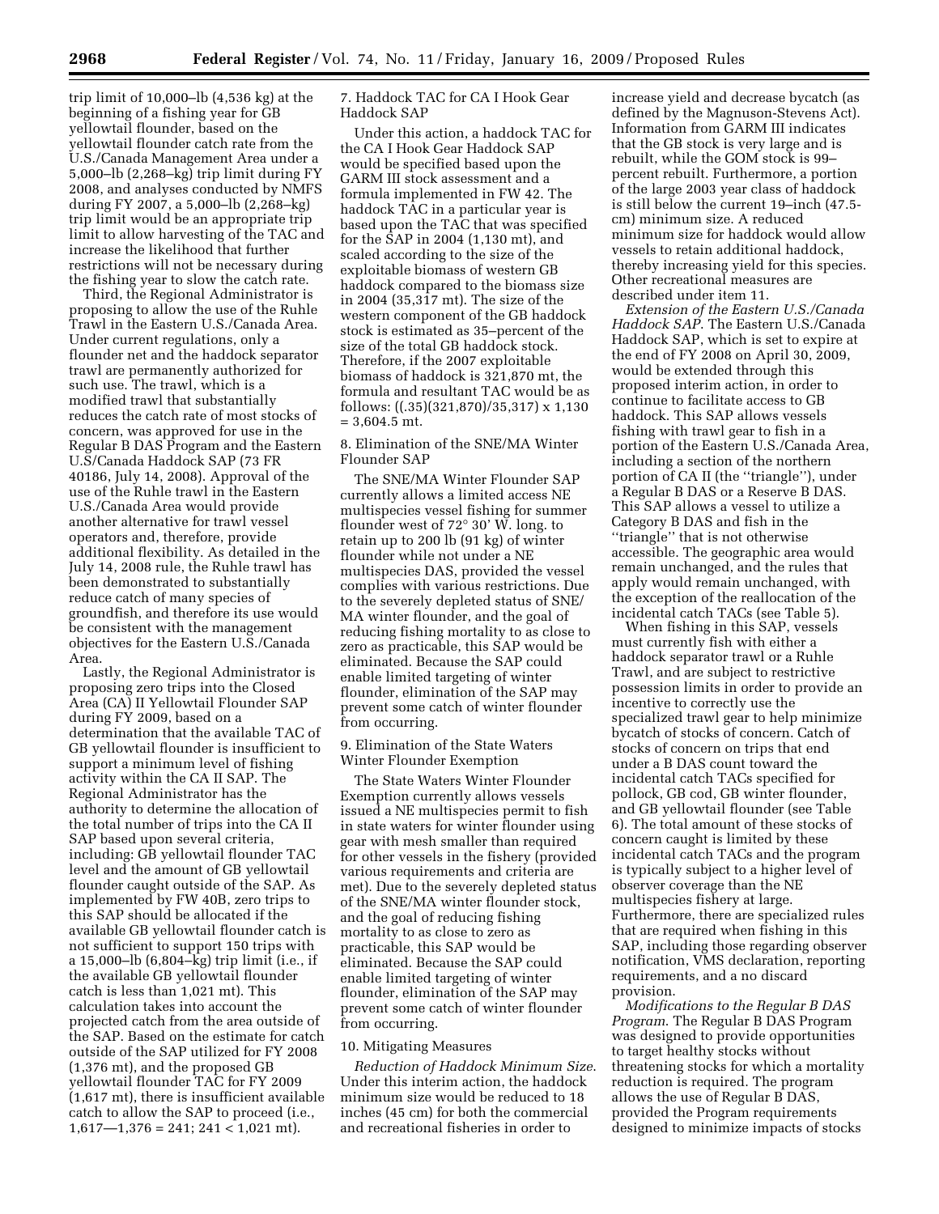trip limit of 10,000–lb (4,536 kg) at the beginning of a fishing year for GB yellowtail flounder, based on the yellowtail flounder catch rate from the U.S./Canada Management Area under a 5,000–lb (2,268–kg) trip limit during FY 2008, and analyses conducted by NMFS during FY 2007, a 5,000–lb (2,268–kg) trip limit would be an appropriate trip limit to allow harvesting of the TAC and increase the likelihood that further restrictions will not be necessary during the fishing year to slow the catch rate.

Third, the Regional Administrator is proposing to allow the use of the Ruhle Trawl in the Eastern U.S./Canada Area. Under current regulations, only a flounder net and the haddock separator trawl are permanently authorized for such use. The trawl, which is a modified trawl that substantially reduces the catch rate of most stocks of concern, was approved for use in the Regular B DAS Program and the Eastern U.S/Canada Haddock SAP (73 FR 40186, July 14, 2008). Approval of the use of the Ruhle trawl in the Eastern U.S./Canada Area would provide another alternative for trawl vessel operators and, therefore, provide additional flexibility. As detailed in the July 14, 2008 rule, the Ruhle trawl has been demonstrated to substantially reduce catch of many species of groundfish, and therefore its use would be consistent with the management objectives for the Eastern U.S./Canada Area.

Lastly, the Regional Administrator is proposing zero trips into the Closed Area (CA) II Yellowtail Flounder SAP during FY 2009, based on a determination that the available TAC of GB yellowtail flounder is insufficient to support a minimum level of fishing activity within the CA II SAP. The Regional Administrator has the authority to determine the allocation of the total number of trips into the CA II SAP based upon several criteria, including: GB yellowtail flounder TAC level and the amount of GB yellowtail flounder caught outside of the SAP. As implemented by FW 40B, zero trips to this SAP should be allocated if the available GB yellowtail flounder catch is not sufficient to support 150 trips with a 15,000–lb (6,804–kg) trip limit (i.e., if the available GB yellowtail flounder catch is less than 1,021 mt). This calculation takes into account the projected catch from the area outside of the SAP. Based on the estimate for catch outside of the SAP utilized for FY 2008 (1,376 mt), and the proposed GB yellowtail flounder TAC for FY 2009 (1,617 mt), there is insufficient available catch to allow the SAP to proceed (i.e., 1,617—1,376 = 241; 241 < 1,021 mt).

7. Haddock TAC for CA I Hook Gear Haddock SAP

Under this action, a haddock TAC for the CA I Hook Gear Haddock SAP would be specified based upon the GARM III stock assessment and a formula implemented in FW 42. The haddock TAC in a particular year is based upon the TAC that was specified for the SAP in 2004 (1,130 mt), and scaled according to the size of the exploitable biomass of western GB haddock compared to the biomass size in 2004 (35,317 mt). The size of the western component of the GB haddock stock is estimated as 35–percent of the size of the total GB haddock stock. Therefore, if the 2007 exploitable biomass of haddock is 321,870 mt, the formula and resultant TAC would be as follows: ((.35)(321,870)/35,317) x 1,130 = 3,604.5 mt.

8. Elimination of the SNE/MA Winter Flounder SAP

The SNE/MA Winter Flounder SAP currently allows a limited access NE multispecies vessel fishing for summer flounder west of 72° 30′ W. long. to retain up to 200 lb (91 kg) of winter flounder while not under a NE multispecies DAS, provided the vessel complies with various restrictions. Due to the severely depleted status of SNE/MA winter flounder, and the goal of reducing fishing mortality to as close to zero as practicable, this SAP would be eliminated. Because the SAP could enable limited targeting of winter flounder, elimination of the SAP may prevent some catch of winter flounder from occurring.

9. Elimination of the State Waters Winter Flounder Exemption

The State Waters Winter Flounder Exemption currently allows vessels issued a NE multispecies permit to fish in state waters for winter flounder using gear with mesh smaller than required for other vessels in the fishery (provided various requirements and criteria are met). Due to the severely depleted status of the SNE/MA winter flounder stock, and the goal of reducing fishing mortality to as close to zero as practicable, this SAP would be eliminated. Because the SAP could enable limited targeting of winter flounder, elimination of the SAP may prevent some catch of winter flounder from occurring.

10. Mitigating Measures

*Reduction of Haddock Minimum Size*. Under this interim action, the haddock minimum size would be reduced to 18 inches (45 cm) for both the commercial and recreational fisheries in order to increase yield and decrease bycatch (as defined by the Magnuson-Stevens Act). Information from GARM III indicates that the GB stock is very large and is rebuilt, while the GOM stock is 99–percent rebuilt. Furthermore, a portion of the large 2003 year class of haddock is still below the current 19–inch (47.5-cm) minimum size. A reduced minimum size for haddock would allow vessels to retain additional haddock, thereby increasing yield for this species. Other recreational measures are described under item 11.

*Extension of the Eastern U.S./Canada Haddock SAP.* The Eastern U.S./Canada Haddock SAP, which is set to expire at the end of FY 2008 on April 30, 2009, would be extended through this proposed interim action, in order to continue to facilitate access to GB haddock. This SAP allows vessels fishing with trawl gear to fish in a portion of the Eastern U.S./Canada Area, including a section of the northern portion of CA II (the ''triangle''), under a Regular B DAS or a Reserve B DAS. This SAP allows a vessel to utilize a Category B DAS and fish in the ''triangle'' that is not otherwise accessible. The geographic area would remain unchanged, and the rules that apply would remain unchanged, with the exception of the reallocation of the incidental catch TACs (see Table 5).

When fishing in this SAP, vessels must currently fish with either a haddock separator trawl or a Ruhle Trawl, and are subject to restrictive possession limits in order to provide an incentive to correctly use the specialized trawl gear to help minimize bycatch of stocks of concern. Catch of stocks of concern on trips that end under a B DAS count toward the incidental catch TACs specified for pollock, GB cod, GB winter flounder, and GB yellowtail flounder (see Table 6). The total amount of these stocks of concern caught is limited by these incidental catch TACs and the program is typically subject to a higher level of observer coverage than the NE multispecies fishery at large. Furthermore, there are specialized rules that are required when fishing in this SAP, including those regarding observer notification, VMS declaration, reporting requirements, and a no discard provision.

*Modifications to the Regular B DAS Program*. The Regular B DAS Program was designed to provide opportunities to target healthy stocks without threatening stocks for which a mortality reduction is required. The program allows the use of Regular B DAS, provided the Program requirements designed to minimize impacts of stocks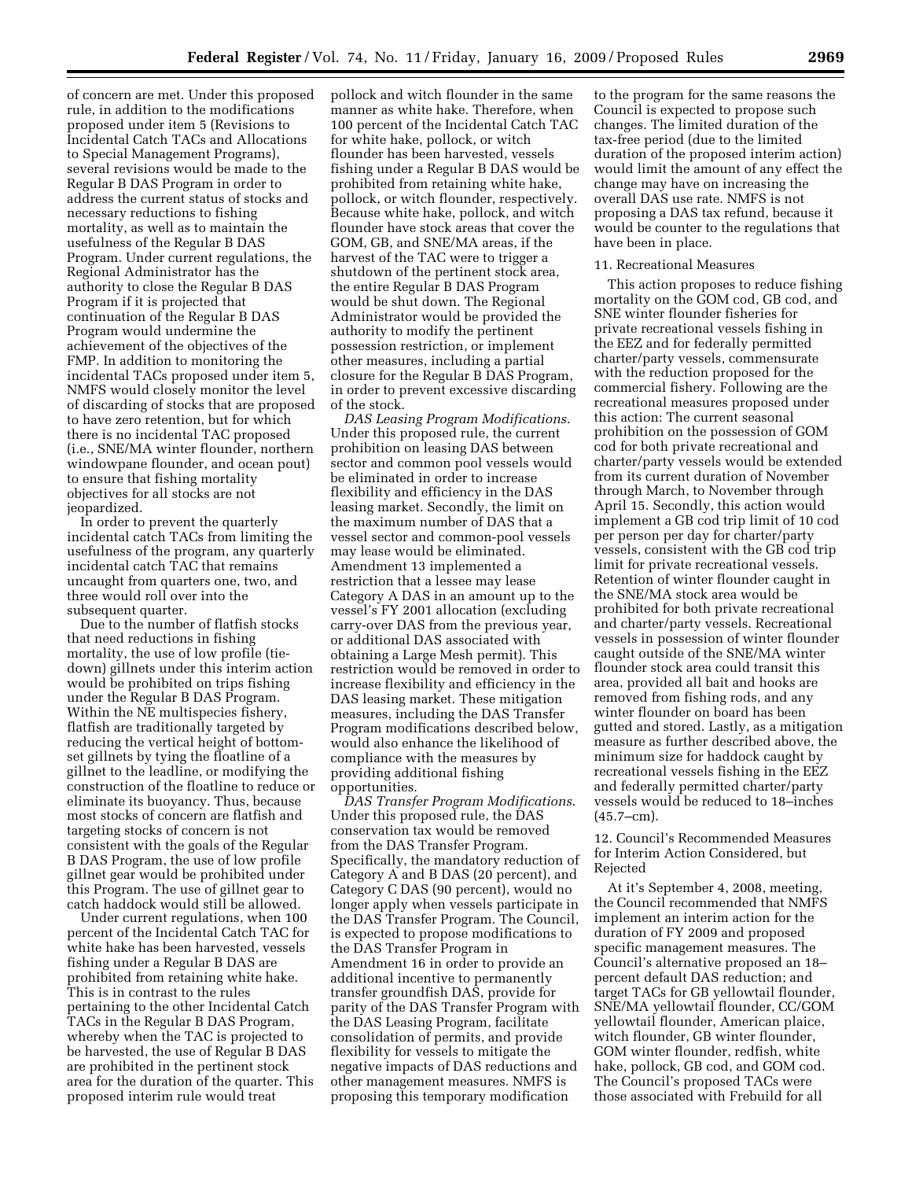of concern are met. Under this proposed rule, in addition to the modifications proposed under item 5 (Revisions to Incidental Catch TACs and Allocations to Special Management Programs), several revisions would be made to the Regular B DAS Program in order to address the current status of stocks and necessary reductions to fishing mortality, as well as to maintain the usefulness of the Regular B DAS Program. Under current regulations, the Regional Administrator has the authority to close the Regular B DAS Program if it is projected that continuation of the Regular B DAS Program would undermine the achievement of the objectives of the FMP. In addition to monitoring the incidental TACs proposed under item 5, NMFS would closely monitor the level of discarding of stocks that are proposed to have zero retention, but for which there is no incidental TAC proposed (i.e., SNE/MA winter flounder, northern windowpane flounder, and ocean pout) to ensure that fishing mortality objectives for all stocks are not jeopardized.

In order to prevent the quarterly incidental catch TACs from limiting the usefulness of the program, any quarterly incidental catch TAC that remains uncaught from quarters one, two, and three would roll over into the subsequent quarter.

Due to the number of flatfish stocks that need reductions in fishing mortality, the use of low profile (tie-down) gillnets under this interim action would be prohibited on trips fishing under the Regular B DAS Program. Within the NE multispecies fishery, flatfish are traditionally targeted by reducing the vertical height of bottom-set gillnets by tying the floatline of a gillnet to the leadline, or modifying the construction of the floatline to reduce or eliminate its buoyancy. Thus, because most stocks of concern are flatfish and targeting stocks of concern is not consistent with the goals of the Regular B DAS Program, the use of low profile gillnet gear would be prohibited under this Program. The use of gillnet gear to catch haddock would still be allowed.

Under current regulations, when 100 percent of the Incidental Catch TAC for white hake has been harvested, vessels fishing under a Regular B DAS are prohibited from retaining white hake. This is in contrast to the rules pertaining to the other Incidental Catch TACs in the Regular B DAS Program, whereby when the TAC is projected to be harvested, the use of Regular B DAS are prohibited in the pertinent stock area for the duration of the quarter. This proposed interim rule would treat pollock and witch flounder in the same manner as white hake. Therefore, when 100 percent of the Incidental Catch TAC for white hake, pollock, or witch flounder has been harvested, vessels fishing under a Regular B DAS would be prohibited from retaining white hake, pollock, or witch flounder, respectively. Because white hake, pollock, and witch flounder have stock areas that cover the GOM, GB, and SNE/MA areas, if the harvest of the TAC were to trigger a shutdown of the pertinent stock area, the entire Regular B DAS Program would be shut down. The Regional Administrator would be provided the authority to modify the pertinent possession restriction, or implement other measures, including a partial closure for the Regular B DAS Program, in order to prevent excessive discarding of the stock.

*DAS Leasing Program Modifications.* Under this proposed rule, the current prohibition on leasing DAS between sector and common pool vessels would be eliminated in order to increase flexibility and efficiency in the DAS leasing market. Secondly, the limit on the maximum number of DAS that a vessel sector and common-pool vessels may lease would be eliminated. Amendment 13 implemented a restriction that a lessee may lease Category A DAS in an amount up to the vessel's FY 2001 allocation (excluding carry-over DAS from the previous year, or additional DAS associated with obtaining a Large Mesh permit). This restriction would be removed in order to increase flexibility and efficiency in the DAS leasing market. These mitigation measures, including the DAS Transfer Program modifications described below, would also enhance the likelihood of compliance with the measures by providing additional fishing opportunities.

*DAS Transfer Program Modifications.* Under this proposed rule, the DAS conservation tax would be removed from the DAS Transfer Program. Specifically, the mandatory reduction of Category A and B DAS (20 percent), and Category C DAS (90 percent), would no longer apply when vessels participate in the DAS Transfer Program. The Council, is expected to propose modifications to the DAS Transfer Program in Amendment 16 in order to provide an additional incentive to permanently transfer groundfish DAS, provide for parity of the DAS Transfer Program with the DAS Leasing Program, facilitate consolidation of permits, and provide flexibility for vessels to mitigate the negative impacts of DAS reductions and other management measures. NMFS is proposing this temporary modification to the program for the same reasons the Council is expected to propose such changes. The limited duration of the tax-free period (due to the limited duration of the proposed interim action) would limit the amount of any effect the change may have on increasing the overall DAS use rate. NMFS is not proposing a DAS tax refund, because it would be counter to the regulations that have been in place.

11. Recreational Measures

This action proposes to reduce fishing mortality on the GOM cod, GB cod, and SNE winter flounder fisheries for private recreational vessels fishing in the EEZ and for federally permitted charter/party vessels, commensurate with the reduction proposed for the commercial fishery. Following are the recreational measures proposed under this action: The current seasonal prohibition on the possession of GOM cod for both private recreational and charter/party vessels would be extended from its current duration of November through March, to November through April 15. Secondly, this action would implement a GB cod trip limit of 10 cod per person per day for charter/party vessels, consistent with the GB cod trip limit for private recreational vessels. Retention of winter flounder caught in the SNE/MA stock area would be prohibited for both private recreational and charter/party vessels. Recreational vessels in possession of winter flounder caught outside of the SNE/MA winter flounder stock area could transit this area, provided all bait and hooks are removed from fishing rods, and any winter flounder on board has been gutted and stored. Lastly, as a mitigation measure as further described above, the minimum size for haddock caught by recreational vessels fishing in the EEZ and federally permitted charter/party vessels would be reduced to 18–inches (45.7–cm).

12. Council's Recommended Measures for Interim Action Considered, but Rejected

At it's September 4, 2008, meeting, the Council recommended that NMFS implement an interim action for the duration of FY 2009 and proposed specific management measures. The Council's alternative proposed an 18–percent default DAS reduction; and target TACs for GB yellowtail flounder, SNE/MA yellowtail flounder, CC/GOM yellowtail flounder, American plaice, witch flounder, GB winter flounder, GOM winter flounder, redfish, white hake, pollock, GB cod, and GOM cod. The Council's proposed TACs were those associated with Frebuild for all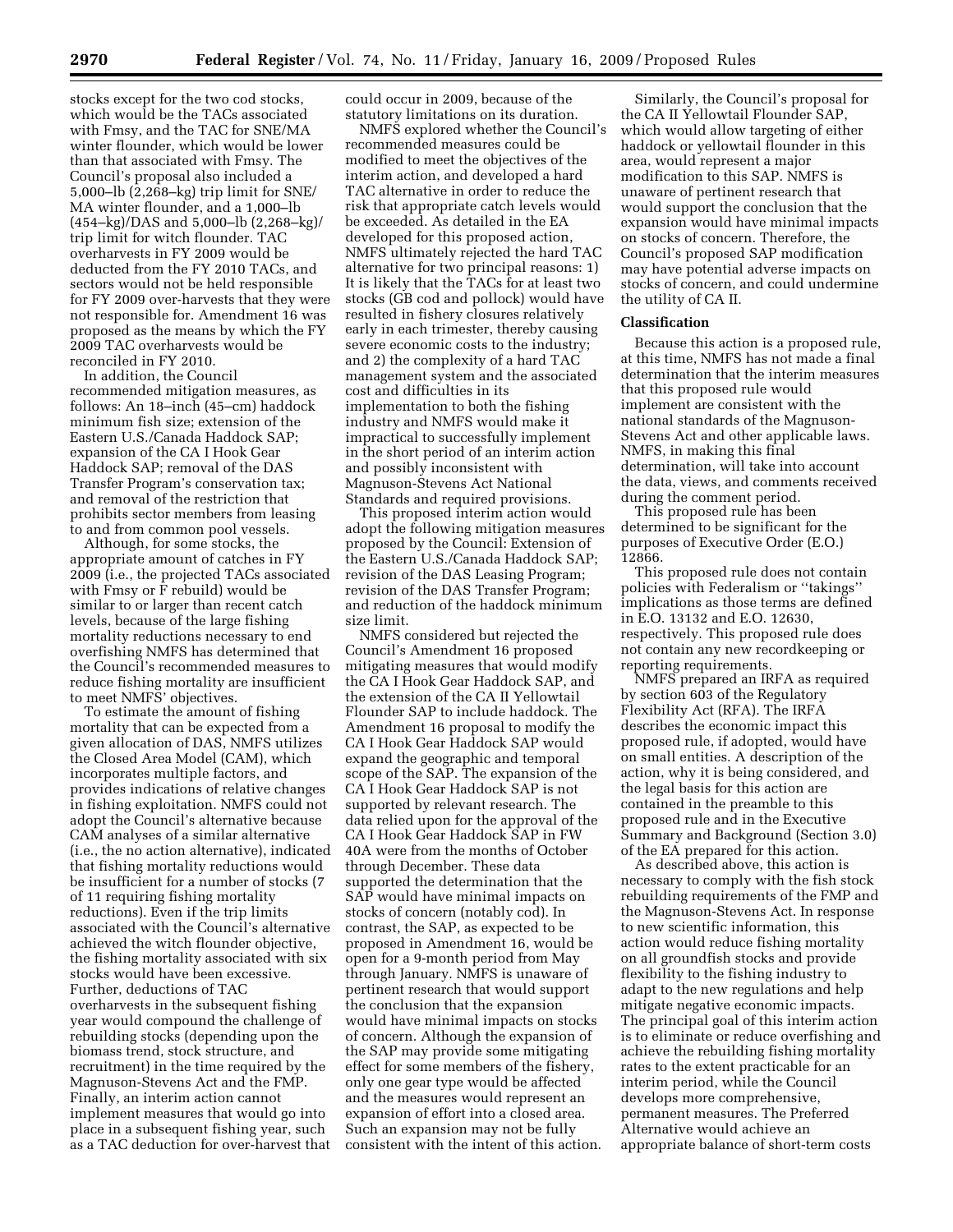stocks except for the two cod stocks, which would be the TACs associated with Fmsy, and the TAC for SNE/MA winter flounder, which would be lower than that associated with Fmsy. The Council's proposal also included a 5,000–lb (2,268–kg) trip limit for SNE/MA winter flounder, and a 1,000–lb (454–kg)/DAS and 5,000–lb (2,268–kg)/trip limit for witch flounder. TAC overharvests in FY 2009 would be deducted from the FY 2010 TACs, and sectors would not be held responsible for FY 2009 over-harvests that they were not responsible for. Amendment 16 was proposed as the means by which the FY 2009 TAC overharvests would be reconciled in FY 2010.

In addition, the Council recommended mitigation measures, as follows: An 18–inch (45–cm) haddock minimum fish size; extension of the Eastern U.S./Canada Haddock SAP; expansion of the CA I Hook Gear Haddock SAP; removal of the DAS Transfer Program's conservation tax; and removal of the restriction that prohibits sector members from leasing to and from common pool vessels.

Although, for some stocks, the appropriate amount of catches in FY 2009 (i.e., the projected TACs associated with Fmsy or F rebuild) would be similar to or larger than recent catch levels, because of the large fishing mortality reductions necessary to end overfishing NMFS has determined that the Council's recommended measures to reduce fishing mortality are insufficient to meet NMFS' objectives.

To estimate the amount of fishing mortality that can be expected from a given allocation of DAS, NMFS utilizes the Closed Area Model (CAM), which incorporates multiple factors, and provides indications of relative changes in fishing exploitation. NMFS could not adopt the Council's alternative because CAM analyses of a similar alternative (i.e., the no action alternative), indicated that fishing mortality reductions would be insufficient for a number of stocks (7 of 11 requiring fishing mortality reductions). Even if the trip limits associated with the Council's alternative achieved the witch flounder objective, the fishing mortality associated with six stocks would have been excessive. Further, deductions of TAC overharvests in the subsequent fishing year would compound the challenge of rebuilding stocks (depending upon the biomass trend, stock structure, and recruitment) in the time required by the Magnuson-Stevens Act and the FMP. Finally, an interim action cannot implement measures that would go into place in a subsequent fishing year, such as a TAC deduction for over-harvest that could occur in 2009, because of the statutory limitations on its duration.

NMFS explored whether the Council's recommended measures could be modified to meet the objectives of the interim action, and developed a hard TAC alternative in order to reduce the risk that appropriate catch levels would be exceeded. As detailed in the EA developed for this proposed action, NMFS ultimately rejected the hard TAC alternative for two principal reasons: 1) It is likely that the TACs for at least two stocks (GB cod and pollock) would have resulted in fishery closures relatively early in each trimester, thereby causing severe economic costs to the industry; and 2) the complexity of a hard TAC management system and the associated cost and difficulties in its implementation to both the fishing industry and NMFS would make it impractical to successfully implement in the short period of an interim action and possibly inconsistent with Magnuson-Stevens Act National Standards and required provisions.

This proposed interim action would adopt the following mitigation measures proposed by the Council: Extension of the Eastern U.S./Canada Haddock SAP; revision of the DAS Leasing Program; revision of the DAS Transfer Program; and reduction of the haddock minimum size limit.

NMFS considered but rejected the Council's Amendment 16 proposed mitigating measures that would modify the CA I Hook Gear Haddock SAP, and the extension of the CA II Yellowtail Flounder SAP to include haddock. The Amendment 16 proposal to modify the CA I Hook Gear Haddock SAP would expand the geographic and temporal scope of the SAP. The expansion of the CA I Hook Gear Haddock SAP is not supported by relevant research. The data relied upon for the approval of the CA I Hook Gear Haddock SAP in FW 40A were from the months of October through December. These data supported the determination that the SAP would have minimal impacts on stocks of concern (notably cod). In contrast, the SAP, as expected to be proposed in Amendment 16, would be open for a 9-month period from May through January. NMFS is unaware of pertinent research that would support the conclusion that the expansion would have minimal impacts on stocks of concern. Although the expansion of the SAP may provide some mitigating effect for some members of the fishery, only one gear type would be affected and the measures would represent an expansion of effort into a closed area. Such an expansion may not be fully consistent with the intent of this action.

Similarly, the Council's proposal for the CA II Yellowtail Flounder SAP, which would allow targeting of either haddock or yellowtail flounder in this area, would represent a major modification to this SAP. NMFS is unaware of pertinent research that would support the conclusion that the expansion would have minimal impacts on stocks of concern. Therefore, the Council's proposed SAP modification may have potential adverse impacts on stocks of concern, and could undermine the utility of CA II.

## Classification

Because this action is a proposed rule, at this time, NMFS has not made a final determination that the interim measures that this proposed rule would implement are consistent with the national standards of the Magnuson-Stevens Act and other applicable laws. NMFS, in making this final determination, will take into account the data, views, and comments received during the comment period.

This proposed rule has been determined to be significant for the purposes of Executive Order (E.O.) 12866.

This proposed rule does not contain policies with Federalism or "takings" implications as those terms are defined in E.O. 13132 and E.O. 12630, respectively. This proposed rule does not contain any new recordkeeping or reporting requirements.

NMFS prepared an IRFA as required by section 603 of the Regulatory Flexibility Act (RFA). The IRFA describes the economic impact this proposed rule, if adopted, would have on small entities. A description of the action, why it is being considered, and the legal basis for this action are contained in the preamble to this proposed rule and in the Executive Summary and Background (Section 3.0) of the EA prepared for this action.

As described above, this action is necessary to comply with the fish stock rebuilding requirements of the FMP and the Magnuson-Stevens Act. In response to new scientific information, this action would reduce fishing mortality on all groundfish stocks and provide flexibility to the fishing industry to adapt to the new regulations and help mitigate negative economic impacts. The principal goal of this interim action is to eliminate or reduce overfishing and achieve the rebuilding fishing mortality rates to the extent practicable for an interim period, while the Council develops more comprehensive, permanent measures. The Preferred Alternative would achieve an appropriate balance of short-term costs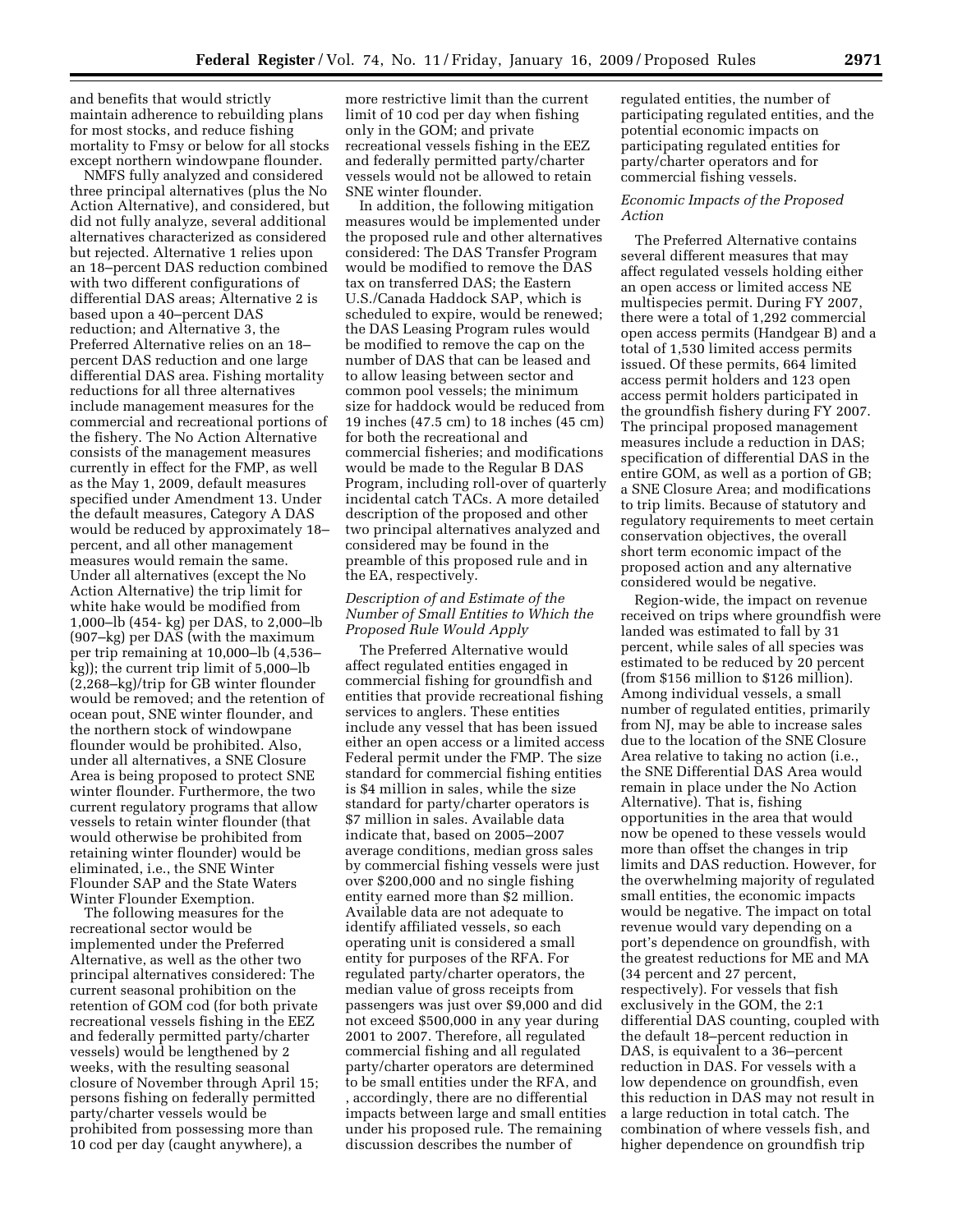and benefits that would strictly maintain adherence to rebuilding plans for most stocks, and reduce fishing mortality to Fmsy or below for all stocks except northern windowpane flounder.

NMFS fully analyzed and considered three principal alternatives (plus the No Action Alternative), and considered, but did not fully analyze, several additional alternatives characterized as considered but rejected. Alternative 1 relies upon an 18–percent DAS reduction combined with two different configurations of differential DAS areas; Alternative 2 is based upon a 40–percent DAS reduction; and Alternative 3, the Preferred Alternative relies on an 18–percent DAS reduction and one large differential DAS area. Fishing mortality reductions for all three alternatives include management measures for the commercial and recreational portions of the fishery. The No Action Alternative consists of the management measures currently in effect for the FMP, as well as the May 1, 2009, default measures specified under Amendment 13. Under the default measures, Category A DAS would be reduced by approximately 18–percent, and all other management measures would remain the same. Under all alternatives (except the No Action Alternative) the trip limit for white hake would be modified from 1,000–lb (454- kg) per DAS, to 2,000–lb (907–kg) per DAS (with the maximum per trip remaining at 10,000–lb (4,536–kg)); the current trip limit of 5,000–lb (2,268–kg)/trip for GB winter flounder would be removed; and the retention of ocean pout, SNE winter flounder, and the northern stock of windowpane flounder would be prohibited. Also, under all alternatives, a SNE Closure Area is being proposed to protect SNE winter flounder. Furthermore, the two current regulatory programs that allow vessels to retain winter flounder (that would otherwise be prohibited from retaining winter flounder) would be eliminated, i.e., the SNE Winter Flounder SAP and the State Waters Winter Flounder Exemption.

The following measures for the recreational sector would be implemented under the Preferred Alternative, as well as the other two principal alternatives considered: The current seasonal prohibition on the retention of GOM cod (for both private recreational vessels fishing in the EEZ and federally permitted party/charter vessels) would be lengthened by 2 weeks, with the resulting seasonal closure of November through April 15; persons fishing on federally permitted party/charter vessels would be prohibited from possessing more than 10 cod per day (caught anywhere), a more restrictive limit than the current limit of 10 cod per day when fishing only in the GOM; and private recreational vessels fishing in the EEZ and federally permitted party/charter vessels would not be allowed to retain SNE winter flounder.

In addition, the following mitigation measures would be implemented under the proposed rule and other alternatives considered: The DAS Transfer Program would be modified to remove the DAS tax on transferred DAS; the Eastern U.S./Canada Haddock SAP, which is scheduled to expire, would be renewed; the DAS Leasing Program rules would be modified to remove the cap on the number of DAS that can be leased and to allow leasing between sector and common pool vessels; the minimum size for haddock would be reduced from 19 inches (47.5 cm) to 18 inches (45 cm) for both the recreational and commercial fisheries; and modifications would be made to the Regular B DAS Program, including roll-over of quarterly incidental catch TACs. A more detailed description of the proposed and other two principal alternatives analyzed and considered may be found in the preamble of this proposed rule and in the EA, respectively.

*Description of and Estimate of the Number of Small Entities to Which the Proposed Rule Would Apply*

The Preferred Alternative would affect regulated entities engaged in commercial fishing for groundfish and entities that provide recreational fishing services to anglers. These entities include any vessel that has been issued either an open access or a limited access Federal permit under the FMP. The size standard for commercial fishing entities is $4 million in sales, while the size standard for party/charter operators is $7 million in sales. Available data indicate that, based on 2005–2007 average conditions, median gross sales by commercial fishing vessels were just over $200,000 and no single fishing entity earned more than $2 million. Available data are not adequate to identify affiliated vessels, so each operating unit is considered a small entity for purposes of the RFA. For regulated party/charter operators, the median value of gross receipts from passengers was just over $9,000 and did not exceed $500,000 in any year during 2001 to 2007. Therefore, all regulated commercial fishing and all regulated party/charter operators are determined to be small entities under the RFA, and , accordingly, there are no differential impacts between large and small entities under his proposed rule. The remaining discussion describes the number of regulated entities, the number of participating regulated entities, and the potential economic impacts on participating regulated entities for party/charter operators and for commercial fishing vessels.

*Economic Impacts of the Proposed Action*

The Preferred Alternative contains several different measures that may affect regulated vessels holding either an open access or limited access NE multispecies permit. During FY 2007, there were a total of 1,292 commercial open access permits (Handgear B) and a total of 1,530 limited access permits issued. Of these permits, 664 limited access permit holders and 123 open access permit holders participated in the groundfish fishery during FY 2007. The principal proposed management measures include a reduction in DAS; specification of differential DAS in the entire GOM, as well as a portion of GB; a SNE Closure Area; and modifications to trip limits. Because of statutory and regulatory requirements to meet certain conservation objectives, the overall short term economic impact of the proposed action and any alternative considered would be negative.

Region-wide, the impact on revenue received on trips where groundfish were landed was estimated to fall by 31 percent, while sales of all species was estimated to be reduced by 20 percent (from $156 million to $126 million). Among individual vessels, a small number of regulated entities, primarily from NJ, may be able to increase sales due to the location of the SNE Closure Area relative to taking no action (i.e., the SNE Differential DAS Area would remain in place under the No Action Alternative). That is, fishing opportunities in the area that would now be opened to these vessels would more than offset the changes in trip limits and DAS reduction. However, for the overwhelming majority of regulated small entities, the economic impacts would be negative. The impact on total revenue would vary depending on a port's dependence on groundfish, with the greatest reductions for ME and MA (34 percent and 27 percent, respectively). For vessels that fish exclusively in the GOM, the 2:1 differential DAS counting, coupled with the default 18–percent reduction in DAS, is equivalent to a 36–percent reduction in DAS. For vessels with a low dependence on groundfish, even this reduction in DAS may not result in a large reduction in total catch. The combination of where vessels fish, and higher dependence on groundfish trip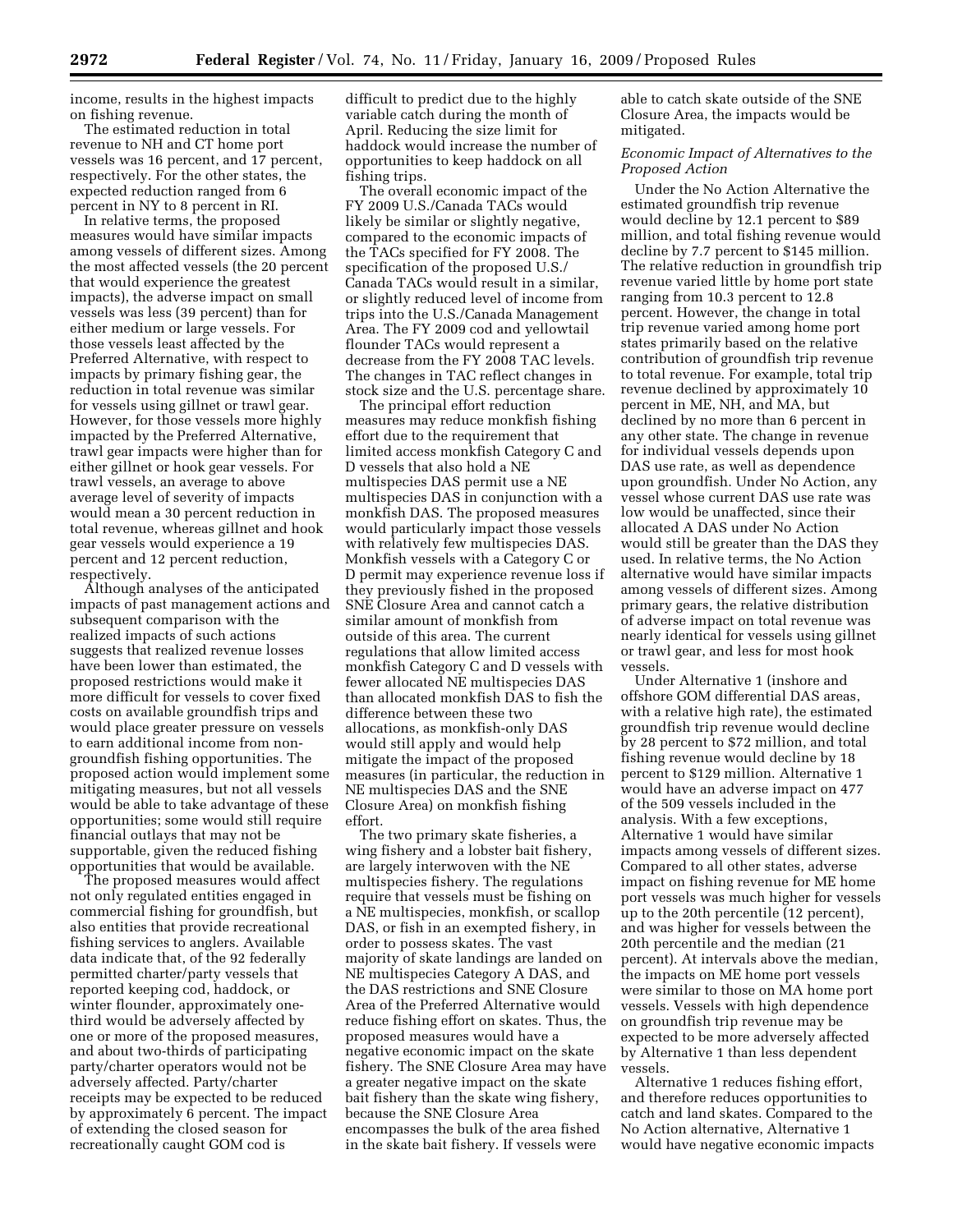income, results in the highest impacts on fishing revenue.

The estimated reduction in total revenue to NH and CT home port vessels was 16 percent, and 17 percent, respectively. For the other states, the expected reduction ranged from 6 percent in NY to 8 percent in RI.

In relative terms, the proposed measures would have similar impacts among vessels of different sizes. Among the most affected vessels (the 20 percent that would experience the greatest impacts), the adverse impact on small vessels was less (39 percent) than for either medium or large vessels. For those vessels least affected by the Preferred Alternative, with respect to impacts by primary fishing gear, the reduction in total revenue was similar for vessels using gillnet or trawl gear. However, for those vessels more highly impacted by the Preferred Alternative, trawl gear impacts were higher than for either gillnet or hook gear vessels. For trawl vessels, an average to above average level of severity of impacts would mean a 30 percent reduction in total revenue, whereas gillnet and hook gear vessels would experience a 19 percent and 12 percent reduction, respectively.

Although analyses of the anticipated impacts of past management actions and subsequent comparison with the realized impacts of such actions suggests that realized revenue losses have been lower than estimated, the proposed restrictions would make it more difficult for vessels to cover fixed costs on available groundfish trips and would place greater pressure on vessels to earn additional income from non-groundfish fishing opportunities. The proposed action would implement some mitigating measures, but not all vessels would be able to take advantage of these opportunities; some would still require financial outlays that may not be supportable, given the reduced fishing opportunities that would be available.

The proposed measures would affect not only regulated entities engaged in commercial fishing for groundfish, but also entities that provide recreational fishing services to anglers. Available data indicate that, of the 92 federally permitted charter/party vessels that reported keeping cod, haddock, or winter flounder, approximately one-third would be adversely affected by one or more of the proposed measures, and about two-thirds of participating party/charter operators would not be adversely affected. Party/charter receipts may be expected to be reduced by approximately 6 percent. The impact of extending the closed season for recreationally caught GOM cod is difficult to predict due to the highly variable catch during the month of April. Reducing the size limit for haddock would increase the number of opportunities to keep haddock on all fishing trips.

The overall economic impact of the FY 2009 U.S./Canada TACs would likely be similar or slightly negative, compared to the economic impacts of the TACs specified for FY 2008. The specification of the proposed U.S./Canada TACs would result in a similar, or slightly reduced level of income from trips into the U.S./Canada Management Area. The FY 2009 cod and yellowtail flounder TACs would represent a decrease from the FY 2008 TAC levels. The changes in TAC reflect changes in stock size and the U.S. percentage share.

The principal effort reduction measures may reduce monkfish fishing effort due to the requirement that limited access monkfish Category C and D vessels that also hold a NE multispecies DAS permit use a NE multispecies DAS in conjunction with a monkfish DAS. The proposed measures would particularly impact those vessels with relatively few multispecies DAS. Monkfish vessels with a Category C or D permit may experience revenue loss if they previously fished in the proposed SNE Closure Area and cannot catch a similar amount of monkfish from outside of this area. The current regulations that allow limited access monkfish Category C and D vessels with fewer allocated NE multispecies DAS than allocated monkfish DAS to fish the difference between these two allocations, as monkfish-only DAS would still apply and would help mitigate the impact of the proposed measures (in particular, the reduction in NE multispecies DAS and the SNE Closure Area) on monkfish fishing effort.

The two primary skate fisheries, a wing fishery and a lobster bait fishery, are largely interwoven with the NE multispecies fishery. The regulations require that vessels must be fishing on a NE multispecies, monkfish, or scallop DAS, or fish in an exempted fishery, in order to possess skates. The vast majority of skate landings are landed on NE multispecies Category A DAS, and the DAS restrictions and SNE Closure Area of the Preferred Alternative would reduce fishing effort on skates. Thus, the proposed measures would have a negative economic impact on the skate fishery. The SNE Closure Area may have a greater negative impact on the skate bait fishery than the skate wing fishery, because the SNE Closure Area encompasses the bulk of the area fished in the skate bait fishery. If vessels were able to catch skate outside of the SNE Closure Area, the impacts would be mitigated.

*Economic Impact of Alternatives to the Proposed Action*

Under the No Action Alternative the estimated groundfish trip revenue would decline by 12.1 percent to $89 million, and total fishing revenue would decline by 7.7 percent to $145 million. The relative reduction in groundfish trip revenue varied little by home port state ranging from 10.3 percent to 12.8 percent. However, the change in total trip revenue varied among home port states primarily based on the relative contribution of groundfish trip revenue to total revenue. For example, total trip revenue declined by approximately 10 percent in ME, NH, and MA, but declined by no more than 6 percent in any other state. The change in revenue for individual vessels depends upon DAS use rate, as well as dependence upon groundfish. Under No Action, any vessel whose current DAS use rate was low would be unaffected, since their allocated A DAS under No Action would still be greater than the DAS they used. In relative terms, the No Action alternative would have similar impacts among vessels of different sizes. Among primary gears, the relative distribution of adverse impact on total revenue was nearly identical for vessels using gillnet or trawl gear, and less for most hook vessels.

Under Alternative 1 (inshore and offshore GOM differential DAS areas, with a relative high rate), the estimated groundfish trip revenue would decline by 28 percent to $72 million, and total fishing revenue would decline by 18 percent to $129 million. Alternative 1 would have an adverse impact on 477 of the 509 vessels included in the analysis. With a few exceptions, Alternative 1 would have similar impacts among vessels of different sizes. Compared to all other states, adverse impact on fishing revenue for ME home port vessels was much higher for vessels up to the 20th percentile (12 percent), and was higher for vessels between the 20th percentile and the median (21 percent). At intervals above the median, the impacts on ME home port vessels were similar to those on MA home port vessels. Vessels with high dependence on groundfish trip revenue may be expected to be more adversely affected by Alternative 1 than less dependent vessels.

Alternative 1 reduces fishing effort, and therefore reduces opportunities to catch and land skates. Compared to the No Action alternative, Alternative 1 would have negative economic impacts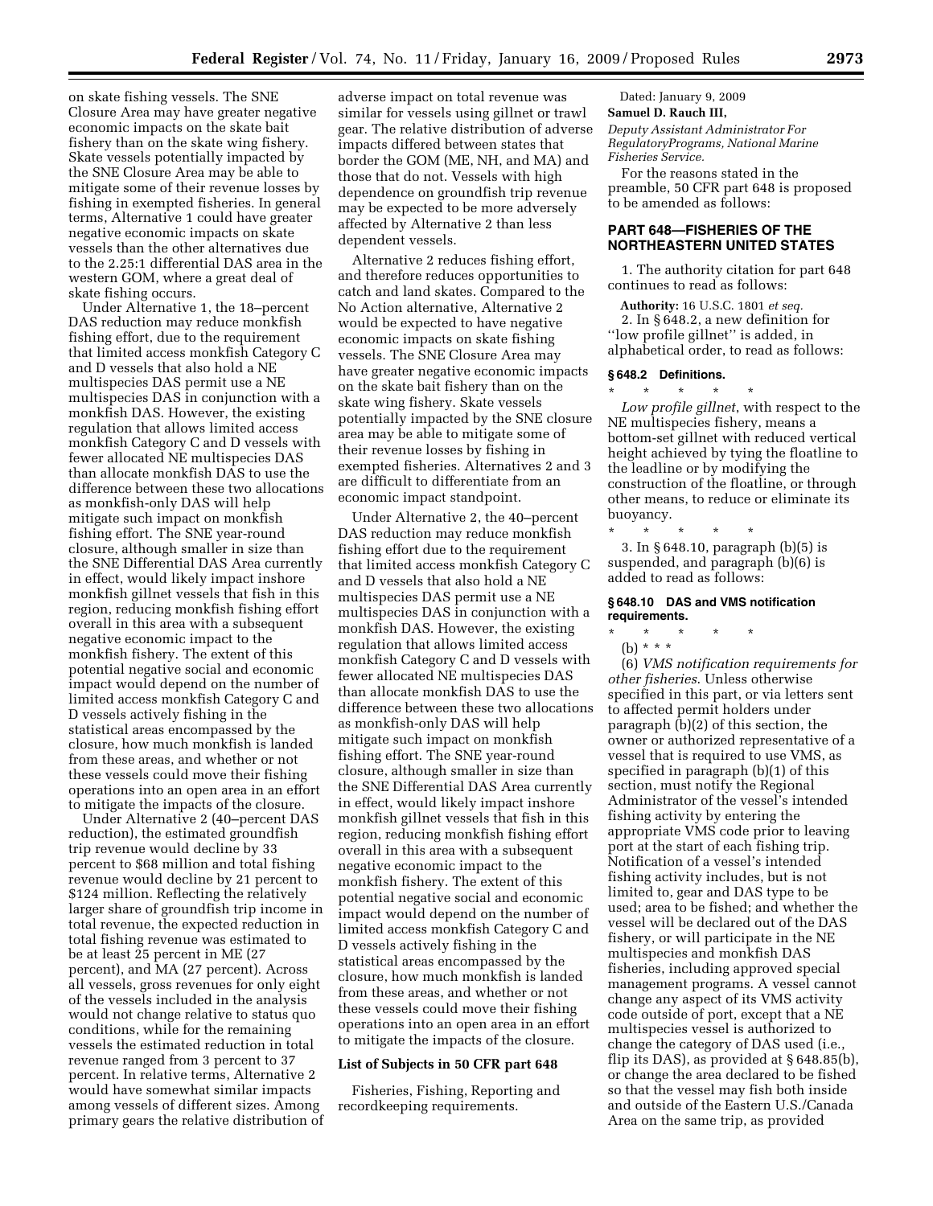on skate fishing vessels. The SNE Closure Area may have greater negative economic impacts on the skate bait fishery than on the skate wing fishery. Skate vessels potentially impacted by the SNE Closure Area may be able to mitigate some of their revenue losses by fishing in exempted fisheries. In general terms, Alternative 1 could have greater negative economic impacts on skate vessels than the other alternatives due to the 2.25:1 differential DAS area in the western GOM, where a great deal of skate fishing occurs.

Under Alternative 1, the 18–percent DAS reduction may reduce monkfish fishing effort, due to the requirement that limited access monkfish Category C and D vessels that also hold a NE multispecies DAS permit use a NE multispecies DAS in conjunction with a monkfish DAS. However, the existing regulation that allows limited access monkfish Category C and D vessels with fewer allocated NE multispecies DAS than allocate monkfish DAS to use the difference between these two allocations as monkfish-only DAS will help mitigate such impact on monkfish fishing effort. The SNE year-round closure, although smaller in size than the SNE Differential DAS Area currently in effect, would likely impact inshore monkfish gillnet vessels that fish in this region, reducing monkfish fishing effort overall in this area with a subsequent negative economic impact to the monkfish fishery. The extent of this potential negative social and economic impact would depend on the number of limited access monkfish Category C and D vessels actively fishing in the statistical areas encompassed by the closure, how much monkfish is landed from these areas, and whether or not these vessels could move their fishing operations into an open area in an effort to mitigate the impacts of the closure.

Under Alternative 2 (40–percent DAS reduction), the estimated groundfish trip revenue would decline by 33 percent to $68 million and total fishing revenue would decline by 21 percent to $124 million. Reflecting the relatively larger share of groundfish trip income in total revenue, the expected reduction in total fishing revenue was estimated to be at least 25 percent in ME (27 percent), and MA (27 percent). Across all vessels, gross revenues for only eight of the vessels included in the analysis would not change relative to status quo conditions, while for the remaining vessels the estimated reduction in total revenue ranged from 3 percent to 37 percent. In relative terms, Alternative 2 would have somewhat similar impacts among vessels of different sizes. Among primary gears the relative distribution of adverse impact on total revenue was similar for vessels using gillnet or trawl gear. The relative distribution of adverse impacts differed between states that border the GOM (ME, NH, and MA) and those that do not. Vessels with high dependence on groundfish trip revenue may be expected to be more adversely affected by Alternative 2 than less dependent vessels.

Alternative 2 reduces fishing effort, and therefore reduces opportunities to catch and land skates. Compared to the No Action alternative, Alternative 2 would be expected to have negative economic impacts on skate fishing vessels. The SNE Closure Area may have greater negative economic impacts on the skate bait fishery than on the skate wing fishery. Skate vessels potentially impacted by the SNE closure area may be able to mitigate some of their revenue losses by fishing in exempted fisheries. Alternatives 2 and 3 are difficult to differentiate from an economic impact standpoint.

Under Alternative 2, the 40–percent DAS reduction may reduce monkfish fishing effort due to the requirement that limited access monkfish Category C and D vessels that also hold a NE multispecies DAS permit use a NE multispecies DAS in conjunction with a monkfish DAS. However, the existing regulation that allows limited access monkfish Category C and D vessels with fewer allocated NE multispecies DAS than allocate monkfish DAS to use the difference between these two allocations as monkfish-only DAS will help mitigate such impact on monkfish fishing effort. The SNE year-round closure, although smaller in size than the SNE Differential DAS Area currently in effect, would likely impact inshore monkfish gillnet vessels that fish in this region, reducing monkfish fishing effort overall in this area with a subsequent negative economic impact to the monkfish fishery. The extent of this potential negative social and economic impact would depend on the number of limited access monkfish Category C and D vessels actively fishing in the statistical areas encompassed by the closure, how much monkfish is landed from these areas, and whether or not these vessels could move their fishing operations into an open area in an effort to mitigate the impacts of the closure.

## List of Subjects in 50 CFR part 648

Fisheries, Fishing, Reporting and recordkeeping requirements.

Dated: January 9, 2009

**Samuel D. Rauch III,**

*Deputy Assistant Administrator For RegulatoryPrograms, National Marine Fisheries Service.*

For the reasons stated in the preamble, 50 CFR part 648 is proposed to be amended as follows:

## PART 648—FISHERIES OF THE NORTHEASTERN UNITED STATES

1. The authority citation for part 648 continues to read as follows:

**Authority:** 16 U.S.C. 1801 *et seq.*

2. In § 648.2, a new definition for ''low profile gillnet'' is added, in alphabetical order, to read as follows:

### § 648.2 Definitions.

\* \* \* \* \*

*Low profile gillnet*, with respect to the NE multispecies fishery, means a bottom-set gillnet with reduced vertical height achieved by tying the floatline to the leadline or by modifying the construction of the floatline, or through other means, to reduce or eliminate its buoyancy.

\* \* \* \* \*

3. In § 648.10, paragraph (b)(5) is suspended, and paragraph (b)(6) is added to read as follows:

### § 648.10 DAS and VMS notification requirements.

\* \* \* \* \*

(b) \* \* \*

(6) *VMS notification requirements for other fisheries*. Unless otherwise specified in this part, or via letters sent to affected permit holders under paragraph (b)(2) of this section, the owner or authorized representative of a vessel that is required to use VMS, as specified in paragraph (b)(1) of this section, must notify the Regional Administrator of the vessel's intended fishing activity by entering the appropriate VMS code prior to leaving port at the start of each fishing trip. Notification of a vessel's intended fishing activity includes, but is not limited to, gear and DAS type to be used; area to be fished; and whether the vessel will be declared out of the DAS fishery, or will participate in the NE multispecies and monkfish DAS fisheries, including approved special management programs. A vessel cannot change any aspect of its VMS activity code outside of port, except that a NE multispecies vessel is authorized to change the category of DAS used (i.e., flip its DAS), as provided at § 648.85(b), or change the area declared to be fished so that the vessel may fish both inside and outside of the Eastern U.S./Canada Area on the same trip, as provided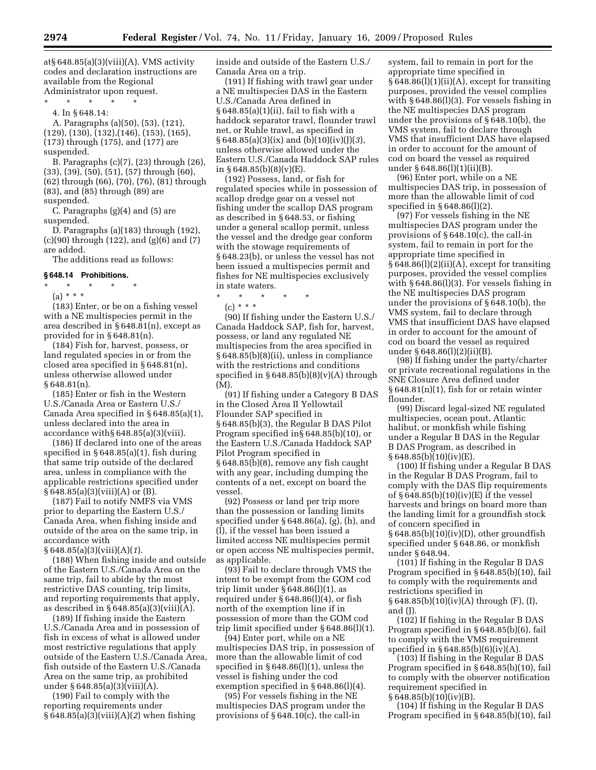at§ 648.85(a)(3)(viii)(A). VMS activity codes and declaration instructions are available from the Regional Administrator upon request.

\* \* \* \* \*

4. In § 648.14:

A. Paragraphs (a)(50), (53), (121), (129), (130), (132),(146), (153), (165), (173) through (175), and (177) are suspended.

B. Paragraphs (c)(7), (23) through (26), (33), (39), (50), (51), (57) through (60), (62) through (66), (70), (76), (81) through (83), and (85) through (89) are suspended.

C. Paragraphs (g)(4) and (5) are suspended.

D. Paragraphs (a)(183) through (192), (c)(90) through (122), and (g)(6) and (7) are added.

The additions read as follows:

### § 648.14 Prohibitions.

\* \* \* \* \*

(a) \* \* \*

(183) Enter, or be on a fishing vessel with a NE multispecies permit in the area described in § 648.81(n), except as provided for in § 648.81(n).

(184) Fish for, harvest, possess, or land regulated species in or from the closed area specified in § 648.81(n), unless otherwise allowed under § 648.81(n).

(185) Enter or fish in the Western U.S./Canada Area or Eastern U.S./ Canada Area specified in § 648.85(a)(1), unless declared into the area in accordance with§ 648.85(a)(3)(viii).

(186) If declared into one of the areas specified in § 648.85(a)(1), fish during that same trip outside of the declared area, unless in compliance with the applicable restrictions specified under § 648.85(a)(3)(viii)(A) or (B).

(187) Fail to notify NMFS via VMS prior to departing the Eastern U.S./ Canada Area, when fishing inside and outside of the area on the same trip, in accordance with § 648.85(a)(3)(viii)(A)(*1*).

(188) When fishing inside and outside of the Eastern U.S./Canada Area on the same trip, fail to abide by the most restrictive DAS counting, trip limits, and reporting requirements that apply, as described in § 648.85(a)(3)(viii)(A).

(189) If fishing inside the Eastern U.S./Canada Area and in possession of fish in excess of what is allowed under most restrictive regulations that apply outside of the Eastern U.S./Canada Area, fish outside of the Eastern U.S./Canada Area on the same trip, as prohibited under § 648.85(a)(3)(viii)(A).

(190) Fail to comply with the reporting requirements under § 648.85(a)(3)(viii)(A)(*2*) when fishing inside and outside of the Eastern U.S./ Canada Area on a trip.

(191) If fishing with trawl gear under a NE multispecies DAS in the Eastern U.S./Canada Area defined in § 648.85(a)(1)(ii), fail to fish with a haddock separator trawl, flounder trawl net, or Ruhle trawl, as specified in § 648.85(a)(3)(ix) and (b)(10)(iv)(J)(*3*), unless otherwise allowed under the Eastern U.S./Canada Haddock SAP rules in § 648.85(b)(8)(v)(E).

(192) Possess, land, or fish for regulated species while in possession of scallop dredge gear on a vessel not fishing under the scallop DAS program as described in § 648.53, or fishing under a general scallop permit, unless the vessel and the dredge gear conform with the stowage requirements of § 648.23(b), or unless the vessel has not been issued a multispecies permit and fishes for NE multispecies exclusively in state waters.

\* \* \* \* \*

(c) \* \* \*

(90) If fishing under the Eastern U.S./ Canada Haddock SAP, fish for, harvest, possess, or land any regulated NE multispecies from the area specified in § 648.85(b)(8)(ii), unless in compliance with the restrictions and conditions specified in § 648.85(b)(8)(v)(A) through (M).

(91) If fishing under a Category B DAS in the Closed Area II Yellowtail Flounder SAP specified in § 648.85(b)(3), the Regular B DAS Pilot Program specified in§ 648.85(b)(10), or the Eastern U.S./Canada Haddock SAP Pilot Program specified in § 648.85(b)(8), remove any fish caught with any gear, including dumping the contents of a net, except on board the vessel.

(92) Possess or land per trip more than the possession or landing limits specified under § 648.86(a), (g), (h), and (l), if the vessel has been issued a limited access NE multispecies permit or open access NE multispecies permit, as applicable.

(93) Fail to declare through VMS the intent to be exempt from the GOM cod trip limit under § 648.86(l)(1), as required under § 648.86(l)(4), or fish north of the exemption line if in possession of more than the GOM cod trip limit specified under § 648.86(l)(1).

(94) Enter port, while on a NE multispecies DAS trip, in possession of more than the allowable limit of cod specified in § 648.86(l)(1), unless the vessel is fishing under the cod exemption specified in § 648.86(l)(4).

(95) For vessels fishing in the NE multispecies DAS program under the provisions of § 648.10(c), the call-in system, fail to remain in port for the appropriate time specified in § 648.86(l)(1)(ii)(A), except for transiting purposes, provided the vessel complies with § 648.86(l)(3). For vessels fishing in the NE multispecies DAS program under the provisions of § 648.10(b), the VMS system, fail to declare through VMS that insufficient DAS have elapsed in order to account for the amount of cod on board the vessel as required under § 648.86(l)(1)(ii)(B).

(96) Enter port, while on a NE multispecies DAS trip, in possession of more than the allowable limit of cod specified in § 648.86(l)(2).

(97) For vessels fishing in the NE multispecies DAS program under the provisions of § 648.10(c), the call-in system, fail to remain in port for the appropriate time specified in § 648.86(l)(2)(ii)(A), except for transiting purposes, provided the vessel complies with § 648.86(l)(3). For vessels fishing in the NE multispecies DAS program under the provisions of § 648.10(b), the VMS system, fail to declare through VMS that insufficient DAS have elapsed in order to account for the amount of cod on board the vessel as required under § 648.86(l)(2)(ii)(B).

(98) If fishing under the party/charter or private recreational regulations in the SNE Closure Area defined under § 648.81(n)(1), fish for or retain winter flounder.

(99) Discard legal-sized NE regulated multispecies, ocean pout, Atlantic halibut, or monkfish while fishing under a Regular B DAS in the Regular B DAS Program, as described in § 648.85(b)(10)(iv)(E).

(100) If fishing under a Regular B DAS in the Regular B DAS Program, fail to comply with the DAS flip requirements of § 648.85(b)(10)(iv)(E) if the vessel harvests and brings on board more than the landing limit for a groundfish stock of concern specified in § 648.85(b)(10)(iv)(D), other groundfish specified under § 648.86, or monkfish under § 648.94.

(101) If fishing in the Regular B DAS Program specified in § 648.85(b)(10), fail to comply with the requirements and restrictions specified in § 648.85(b)(10)(iv)(A) through (F), (I), and (J).

(102) If fishing in the Regular B DAS Program specified in § 648.85(b)(6), fail to comply with the VMS requirement specified in § 648.85(b)(6)(iv)(A).

(103) If fishing in the Regular B DAS Program specified in § 648.85(b)(10), fail to comply with the observer notification requirement specified in § 648.85(b)(10)(iv)(B).

(104) If fishing in the Regular B DAS Program specified in § 648.85(b)(10), fail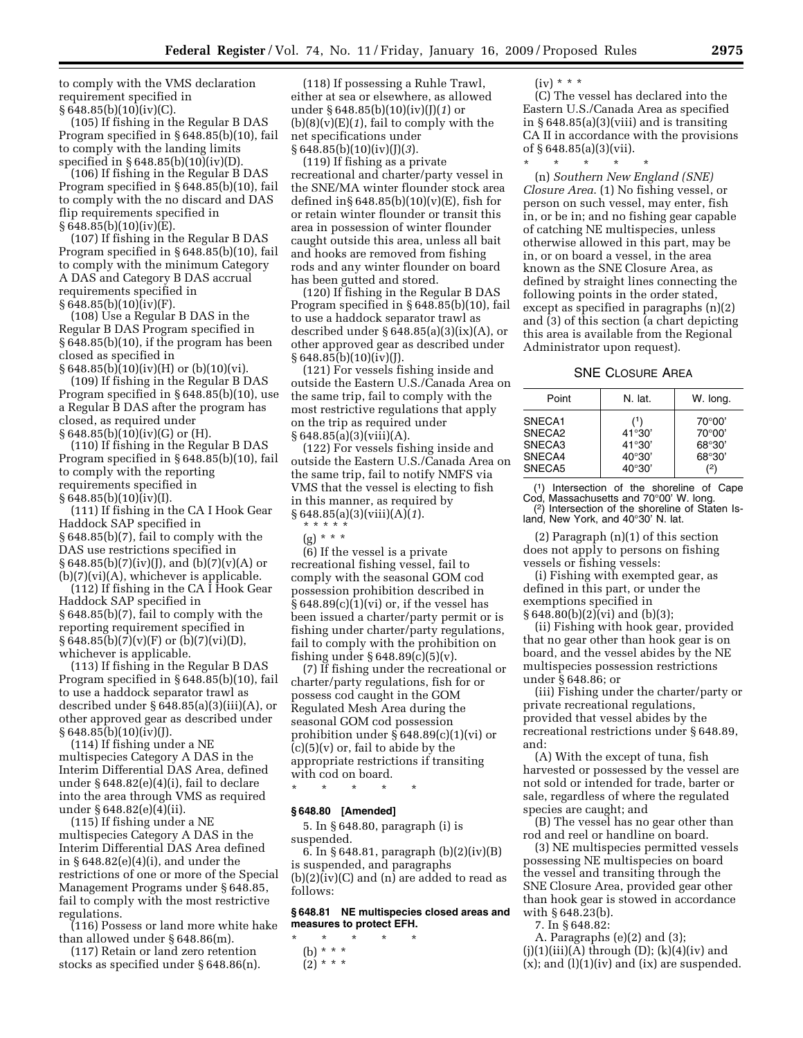to comply with the VMS declaration requirement specified in § 648.85(b)(10)(iv)(C).

(105) If fishing in the Regular B DAS Program specified in § 648.85(b)(10), fail to comply with the landing limits specified in § 648.85(b)(10)(iv)(D).

(106) If fishing in the Regular B DAS Program specified in § 648.85(b)(10), fail to comply with the no discard and DAS flip requirements specified in § 648.85(b)(10)(iv)(E).

(107) If fishing in the Regular B DAS Program specified in § 648.85(b)(10), fail to comply with the minimum Category A DAS and Category B DAS accrual requirements specified in § 648.85(b)(10)(iv)(F).

(108) Use a Regular B DAS in the Regular B DAS Program specified in § 648.85(b)(10), if the program has been closed as specified in § 648.85(b)(10)(iv)(H) or (b)(10)(vi).

(109) If fishing in the Regular B DAS Program specified in § 648.85(b)(10), use a Regular B DAS after the program has closed, as required under § 648.85(b)(10)(iv)(G) or (H).

(110) If fishing in the Regular B DAS Program specified in § 648.85(b)(10), fail to comply with the reporting requirements specified in § 648.85(b)(10)(iv)(I).

(111) If fishing in the CA I Hook Gear Haddock SAP specified in § 648.85(b)(7), fail to comply with the DAS use restrictions specified in § 648.85(b)(7)(iv)(J), and (b)(7)(v)(A) or (b)(7)(vi)(A), whichever is applicable.

(112) If fishing in the CA I Hook Gear Haddock SAP specified in § 648.85(b)(7), fail to comply with the reporting requirement specified in § 648.85(b)(7)(v)(F) or (b)(7)(vi)(D), whichever is applicable.

(113) If fishing in the Regular B DAS Program specified in § 648.85(b)(10), fail to use a haddock separator trawl as described under § 648.85(a)(3)(iii)(A), or other approved gear as described under § 648.85(b)(10)(iv)(J).

(114) If fishing under a NE multispecies Category A DAS in the Interim Differential DAS Area, defined under § 648.82(e)(4)(i), fail to declare into the area through VMS as required under § 648.82(e)(4)(ii).

(115) If fishing under a NE multispecies Category A DAS in the Interim Differential DAS Area defined in § 648.82(e)(4)(i), and under the restrictions of one or more of the Special Management Programs under § 648.85, fail to comply with the most restrictive regulations.

(116) Possess or land more white hake than allowed under § 648.86(m).

(117) Retain or land zero retention stocks as specified under § 648.86(n).

(118) If possessing a Ruhle Trawl, either at sea or elsewhere, as allowed under § 648.85(b)(10)(iv)(J)(*1*) or (b)(8)(v)(E)(*1*), fail to comply with the net specifications under § 648.85(b)(10)(iv)(J)(*3*).

(119) If fishing as a private recreational and charter/party vessel in the SNE/MA winter flounder stock area defined in§ 648.85(b)(10)(v)(E), fish for or retain winter flounder or transit this area in possession of winter flounder caught outside this area, unless all bait and hooks are removed from fishing rods and any winter flounder on board has been gutted and stored.

(120) If fishing in the Regular B DAS Program specified in § 648.85(b)(10), fail to use a haddock separator trawl as described under § 648.85(a)(3)(ix)(A), or other approved gear as described under § 648.85(b)(10)(iv)(J).

(121) For vessels fishing inside and outside the Eastern U.S./Canada Area on the same trip, fail to comply with the most restrictive regulations that apply on the trip as required under § 648.85(a)(3)(viii)(A).

(122) For vessels fishing inside and outside the Eastern U.S./Canada Area on the same trip, fail to notify NMFS via VMS that the vessel is electing to fish in this manner, as required by § 648.85(a)(3)(viii)(A)(*1*).

\* \* \* \* \*

(g) \* \* \*

(6) If the vessel is a private recreational fishing vessel, fail to comply with the seasonal GOM cod possession prohibition described in § 648.89(c)(1)(vi) or, if the vessel has been issued a charter/party permit or is fishing under charter/party regulations, fail to comply with the prohibition on fishing under § 648.89(c)(5)(v).

(7) If fishing under the recreational or charter/party regulations, fish for or possess cod caught in the GOM Regulated Mesh Area during the seasonal GOM cod possession prohibition under § 648.89(c)(1)(vi) or (c)(5)(v) or, fail to abide by the appropriate restrictions if transiting with cod on board.

\* \* \* \* \*

**§ 648.80 [Amended]**

5. In § 648.80, paragraph (i) is suspended.

6. In § 648.81, paragraph (b)(2)(iv)(B) is suspended, and paragraphs (b)(2)(iv)(C) and (n) are added to read as follows:

**§ 648.81 NE multispecies closed areas and measures to protect EFH.**

\* \* \* \* \*

(b) \* \* \*

(2) \* \* \*

(iv) \* \* \*

(C) The vessel has declared into the Eastern U.S./Canada Area as specified in § 648.85(a)(3)(viii) and is transiting CA II in accordance with the provisions of § 648.85(a)(3)(vii).

\* \* \* \* \*

(n) *Southern New England (SNE) Closure Area.* (1) No fishing vessel, or person on such vessel, may enter, fish in, or be in; and no fishing gear capable of catching NE multispecies, unless otherwise allowed in this part, may be in, or on board a vessel, in the area known as the SNE Closure Area, as defined by straight lines connecting the following points in the order stated, except as specified in paragraphs (n)(2) and (3) of this section (a chart depicting this area is available from the Regional Administrator upon request).

SNE Closure Area

| Point | N. lat. | W. long. |
|---|---|---|
| SNECA1 | (1) | 70°00′ |
| SNECA2 | 41°30′ | 70°00′ |
| SNECA3 | 41°30′ | 68°30′ |
| SNECA4 | 40°30′ | 68°30′ |
| SNECA5 | 40°30′ | (2) |

(1) Intersection of the shoreline of Cape Cod, Massachusetts and 70°00′ W. long.
(2) Intersection of the shoreline of Staten Island, New York, and 40°30′ N. lat.

(2) Paragraph (n)(1) of this section does not apply to persons on fishing vessels or fishing vessels:

(i) Fishing with exempted gear, as defined in this part, or under the exemptions specified in § 648.80(b)(2)(vi) and (b)(3);

(ii) Fishing with hook gear, provided that no gear other than hook gear is on board, and the vessel abides by the NE multispecies possession restrictions under § 648.86; or

(iii) Fishing under the charter/party or private recreational regulations, provided that vessel abides by the recreational restrictions under § 648.89, and:

(A) With the except of tuna, fish harvested or possessed by the vessel are not sold or intended for trade, barter or sale, regardless of where the regulated species are caught; and

(B) The vessel has no gear other than rod and reel or handline on board.

(3) NE multispecies permitted vessels possessing NE multispecies on board the vessel and transiting through the SNE Closure Area, provided gear other than hook gear is stowed in accordance with § 648.23(b).

7. In § 648.82:

A. Paragraphs (e)(2) and (3); (j)(1)(iii)(A) through (D); (k)(4)(iv) and (x); and (l)(1)(iv) and (ix) are suspended.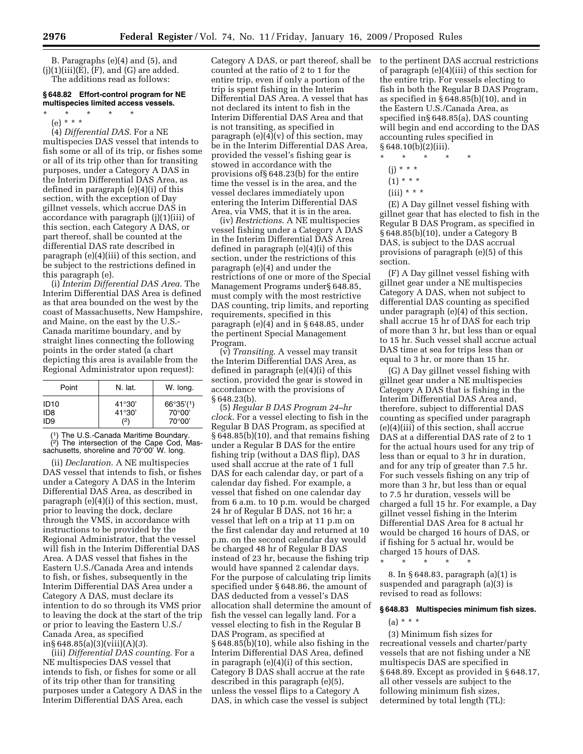B. Paragraphs (e)(4) and (5), and (j)(1)(iii)(E), (F), and (G) are added.

The additions read as follows:

### § 648.82 Effort-control program for NE multispecies limited access vessels.

\* \* \* \* \*

(e) \* \* \*

(4) *Differential DAS*. For a NE multispecies DAS vessel that intends to fish some or all of its trip, or fishes some or all of its trip other than for transiting purposes, under a Category A DAS in the Interim Differential DAS Area, as defined in paragraph (e)(4)(i) of this section, with the exception of Day gillnet vessels, which accrue DAS in accordance with paragraph (j)(1)(iii) of this section, each Category A DAS, or part thereof, shall be counted at the differential DAS rate described in paragraph (e)(4)(iii) of this section, and be subject to the restrictions defined in this paragraph (e).

(i) *Interim Differential DAS Area*. The Interim Differential DAS Area is defined as that area bounded on the west by the coast of Massachusetts, New Hampshire, and Maine, on the east by the U.S.-Canada maritime boundary, and by straight lines connecting the following points in the order stated (a chart depicting this area is available from the Regional Administrator upon request):

| Point | N. lat. | W. long. |
| --- | --- | --- |
| ID10 | 41°30' | 66°35'([1]) |
| ID8 | 41°30' | 70°00' |
| ID9 | ([2]) | 70°00' |

([1]) The U.S.-Canada Maritime Boundary.
([2]) The intersection of the Cape Cod, Massachusetts, shoreline and 70°00' W. long.

(ii) *Declaration*. A NE multispecies DAS vessel that intends to fish, or fishes under a Category A DAS in the Interim Differential DAS Area, as described in paragraph (e)(4)(i) of this section, must, prior to leaving the dock, declare through the VMS, in accordance with instructions to be provided by the Regional Administrator, that the vessel will fish in the Interim Differential DAS Area. A DAS vessel that fishes in the Eastern U.S./Canada Area and intends to fish, or fishes, subsequently in the Interim Differential DAS Area under a Category A DAS, must declare its intention to do so through its VMS prior to leaving the dock at the start of the trip or prior to leaving the Eastern U.S./Canada Area, as specified in§ 648.85(a)(3)(viii)(A)(*3*).

(iii) *Differential DAS counting*. For a NE multispecies DAS vessel that intends to fish, or fishes for some or all of its trip other than for transiting purposes under a Category A DAS in the Interim Differential DAS Area, each Category A DAS, or part thereof, shall be counted at the ratio of 2 to 1 for the entire trip, even if only a portion of the trip is spent fishing in the Interim Differential DAS Area. A vessel that has not declared its intent to fish in the Interim Differential DAS Area and that is not transiting, as specified in paragraph (e)(4)(v) of this section, may be in the Interim Differential DAS Area, provided the vessel's fishing gear is stowed in accordance with the provisions of§ 648.23(b) for the entire time the vessel is in the area, and the vessel declares immediately upon entering the Interim Differential DAS Area, via VMS, that it is in the area.

(iv) *Restrictions*. A NE multispecies vessel fishing under a Category A DAS in the Interim Differential DAS Area defined in paragraph (e)(4)(i) of this section, under the restrictions of this paragraph (e)(4) and under the restrictions of one or more of the Special Management Programs under§ 648.85, must comply with the most restrictive DAS counting, trip limits, and reporting requirements, specified in this paragraph (e)(4) and in § 648.85, under the pertinent Special Management Program.

(v) *Transiting*. A vessel may transit the Interim Differential DAS Area, as defined in paragraph (e)(4)(i) of this section, provided the gear is stowed in accordance with the provisions of § 648.23(b).

(5) *Regular B DAS Program 24–hr clock*. For a vessel electing to fish in the Regular B DAS Program, as specified at § 648.85(b)(10), and that remains fishing under a Regular B DAS for the entire fishing trip (without a DAS flip), DAS used shall accrue at the rate of 1 full DAS for each calendar day, or part of a calendar day fished. For example, a vessel that fished on one calendar day from 6 a.m. to 10 p.m. would be charged 24 hr of Regular B DAS, not 16 hr; a vessel that left on a trip at 11 p.m on the first calendar day and returned at 10 p.m. on the second calendar day would be charged 48 hr of Regular B DAS instead of 23 hr, because the fishing trip would have spanned 2 calendar days. For the purpose of calculating trip limits specified under § 648.86, the amount of DAS deducted from a vessel's DAS allocation shall determine the amount of fish the vessel can legally land. For a vessel electing to fish in the Regular B DAS Program, as specified at § 648.85(b)(10), while also fishing in the Interim Differential DAS Area, defined in paragraph (e)(4)(i) of this section, Category B DAS shall accrue at the rate described in this paragraph (e)(5), unless the vessel flips to a Category A DAS, in which case the vessel is subject to the pertinent DAS accrual restrictions of paragraph (e)(4)(iii) of this section for the entire trip. For vessels electing to fish in both the Regular B DAS Program, as specified in § 648.85(b)(10), and in the Eastern U.S./Canada Area, as specified in§ 648.85(a), DAS counting will begin and end according to the DAS accounting rules specified in § 648.10(b)(2)(iii).

\* \* \* \* \*

(j) \* \* \*

(1) \* \* \*

(iii) \* \* \*

(E) A Day gillnet vessel fishing with gillnet gear that has elected to fish in the Regular B DAS Program, as specified in § 648.85(b)(10), under a Category B DAS, is subject to the DAS accrual provisions of paragraph (e)(5) of this section.

(F) A Day gillnet vessel fishing with gillnet gear under a NE multispecies Category A DAS, when not subject to differential DAS counting as specified under paragraph (e)(4) of this section, shall accrue 15 hr of DAS for each trip of more than 3 hr, but less than or equal to 15 hr. Such vessel shall accrue actual DAS time at sea for trips less than or equal to 3 hr, or more than 15 hr.

(G) A Day gillnet vessel fishing with gillnet gear under a NE multispecies Category A DAS that is fishing in the Interim Differential DAS Area and, therefore, subject to differential DAS counting as specified under paragraph (e)(4)(iii) of this section, shall accrue DAS at a differential DAS rate of 2 to 1 for the actual hours used for any trip of less than or equal to 3 hr in duration, and for any trip of greater than 7.5 hr. For such vessels fishing on any trip of more than 3 hr, but less than or equal to 7.5 hr duration, vessels will be charged a full 15 hr. For example, a Day gillnet vessel fishing in the Interim Differential DAS Area for 8 actual hr would be charged 16 hours of DAS, or if fishing for 5 actual hr, would be charged 15 hours of DAS.

\* \* \* \* \*

8. In § 648.83, paragraph (a)(1) is suspended and paragraph (a)(3) is revised to read as follows:

### § 648.83 Multispecies minimum fish sizes.

(a) \* \* \*

(3) Minimum fish sizes for recreational vessels and charter/party vessels that are not fishing under a NE multispecis DAS are specified in § 648.89. Except as provided in § 648.17, all other vessels are subject to the following minimum fish sizes, determined by total length (TL):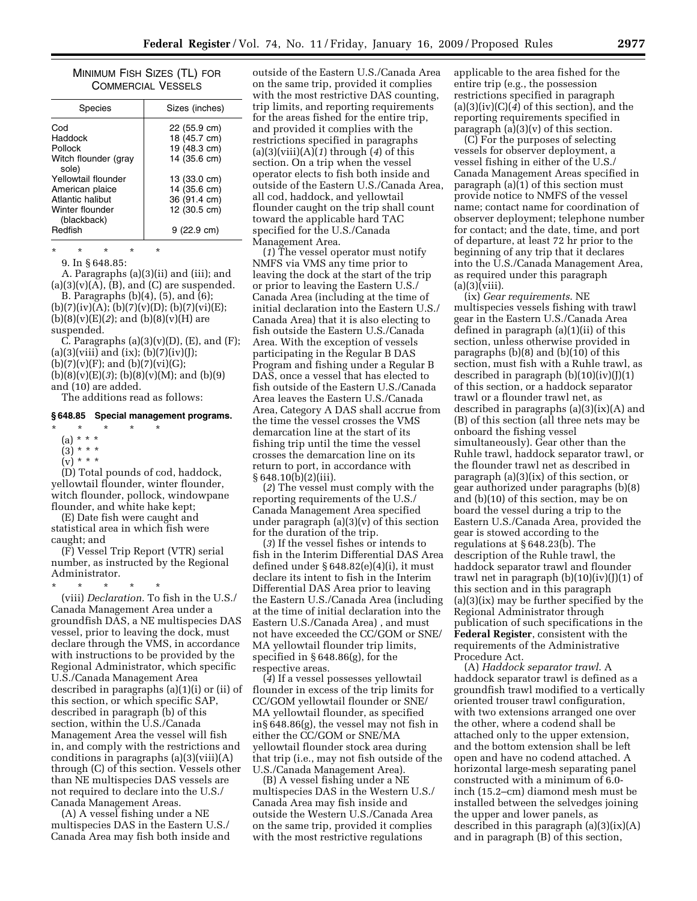MINIMUM FISH SIZES (TL) FOR COMMERCIAL VESSELS

| Species | Sizes (inches) |
| --- | --- |
| Cod | 22 (55.9 cm) |
| Haddock | 18 (45.7 cm) |
| Pollock | 19 (48.3 cm) |
| Witch flounder (gray sole) | 14 (35.6 cm) |
| Yellowtail flounder | 13 (33.0 cm) |
| American plaice | 14 (35.6 cm) |
| Atlantic halibut | 36 (91.4 cm) |
| Winter flounder (blackback) | 12 (30.5 cm) |
| Redfish | 9 (22.9 cm) |

\* \* \* \* \*

9. In § 648.85:

A. Paragraphs (a)(3)(ii) and (iii); and (a)(3)(v)(A), (B), and (C) are suspended.

B. Paragraphs (b)(4), (5), and (6); (b)(7)(iv)(A); (b)(7)(v)(D); (b)(7)(vi)(E); (b)(8)(v)(E)(*2*); and (b)(8)(v)(H) are suspended.

C. Paragraphs (a)(3)(v)(D), (E), and (F); (a)(3)(viii) and (ix); (b)(7)(iv)(J); (b)(7)(v)(F); and (b)(7)(vi)(G); (b)(8)(v)(E)(*3*); (b)(8)(v)(M); and (b)(9) and (10) are added.

The additions read as follows:

**§ 648.85 Special management programs.**

\* \* \* \* \*

(a) \* \* \*

(3) \* \* \*

(v) \* \* \*

(D) Total pounds of cod, haddock, yellowtail flounder, winter flounder, witch flounder, pollock, windowpane flounder, and white hake kept;

(E) Date fish were caught and statistical area in which fish were caught; and

(F) Vessel Trip Report (VTR) serial number, as instructed by the Regional Administrator.

\* \* \* \* \*

(viii) *Declaration.* To fish in the U.S./ Canada Management Area under a groundfish DAS, a NE multispecies DAS vessel, prior to leaving the dock, must declare through the VMS, in accordance with instructions to be provided by the Regional Administrator, which specific U.S./Canada Management Area described in paragraphs (a)(1)(i) or (ii) of this section, or which specific SAP, described in paragraph (b) of this section, within the U.S./Canada Management Area the vessel will fish in, and comply with the restrictions and conditions in paragraphs (a)(3)(viii)(A) through (C) of this section. Vessels other than NE multispecies DAS vessels are not required to declare into the U.S./ Canada Management Areas.

(A) A vessel fishing under a NE multispecies DAS in the Eastern U.S./ Canada Area may fish both inside and outside of the Eastern U.S./Canada Area on the same trip, provided it complies with the most restrictive DAS counting, trip limits, and reporting requirements for the areas fished for the entire trip, and provided it complies with the restrictions specified in paragraphs (a)(3)(viii)(A)(*1*) through (*4*) of this section. On a trip when the vessel operator elects to fish both inside and outside of the Eastern U.S./Canada Area, all cod, haddock, and yellowtail flounder caught on the trip shall count toward the applicable hard TAC specified for the U.S./Canada Management Area.

(*1*) The vessel operator must notify NMFS via VMS any time prior to leaving the dock at the start of the trip or prior to leaving the Eastern U.S./ Canada Area (including at the time of initial declaration into the Eastern U.S./ Canada Area) that it is also electing to fish outside the Eastern U.S./Canada Area. With the exception of vessels participating in the Regular B DAS Program and fishing under a Regular B DAS, once a vessel that has elected to fish outside of the Eastern U.S./Canada Area leaves the Eastern U.S./Canada Area, Category A DAS shall accrue from the time the vessel crosses the VMS demarcation line at the start of its fishing trip until the time the vessel crosses the demarcation line on its return to port, in accordance with § 648.10(b)(2)(iii).

(*2*) The vessel must comply with the reporting requirements of the U.S./ Canada Management Area specified under paragraph (a)(3)(v) of this section for the duration of the trip.

(*3*) If the vessel fishes or intends to fish in the Interim Differential DAS Area defined under § 648.82(e)(4)(i), it must declare its intent to fish in the Interim Differential DAS Area prior to leaving the Eastern U.S./Canada Area (including at the time of initial declaration into the Eastern U.S./Canada Area) , and must not have exceeded the CC/GOM or SNE/ MA yellowtail flounder trip limits, specified in § 648.86(g), for the respective areas.

(*4*) If a vessel possesses yellowtail flounder in excess of the trip limits for CC/GOM yellowtail flounder or SNE/ MA yellowtail flounder, as specified in§ 648.86(g), the vessel may not fish in either the CC/GOM or SNE/MA yellowtail flounder stock area during that trip (i.e., may not fish outside of the U.S./Canada Management Area).

(B) A vessel fishing under a NE multispecies DAS in the Western U.S./ Canada Area may fish inside and outside the Western U.S./Canada Area on the same trip, provided it complies with the most restrictive regulations applicable to the area fished for the entire trip (e.g., the possession restrictions specified in paragraph (a)(3)(iv)(C)(*4*) of this section), and the reporting requirements specified in paragraph (a)(3)(v) of this section.

(C) For the purposes of selecting vessels for observer deployment, a vessel fishing in either of the U.S./ Canada Management Areas specified in paragraph (a)(1) of this section must provide notice to NMFS of the vessel name; contact name for coordination of observer deployment; telephone number for contact; and the date, time, and port of departure, at least 72 hr prior to the beginning of any trip that it declares into the U.S./Canada Management Area, as required under this paragraph (a)(3)(viii).

(ix) *Gear requirements.* NE multispecies vessels fishing with trawl gear in the Eastern U.S./Canada Area defined in paragraph (a)(1)(ii) of this section, unless otherwise provided in paragraphs (b)(8) and (b)(10) of this section, must fish with a Ruhle trawl, as described in paragraph (b)(10)(iv)(J)(1) of this section, or a haddock separator trawl or a flounder trawl net, as described in paragraphs (a)(3)(ix)(A) and (B) of this section (all three nets may be onboard the fishing vessel simultaneously). Gear other than the Ruhle trawl, haddock separator trawl, or the flounder trawl net as described in paragraph (a)(3)(ix) of this section, or gear authorized under paragraphs (b)(8) and (b)(10) of this section, may be on board the vessel during a trip to the Eastern U.S./Canada Area, provided the gear is stowed according to the regulations at § 648.23(b). The description of the Ruhle trawl, the haddock separator trawl and flounder trawl net in paragraph (b)(10)(iv)(J)(1) of this section and in this paragraph (a)(3)(ix) may be further specified by the Regional Administrator through publication of such specifications in the **Federal Register**, consistent with the requirements of the Administrative Procedure Act.

(A) *Haddock separator trawl.* A haddock separator trawl is defined as a groundfish trawl modified to a vertically oriented trouser trawl configuration, with two extensions arranged one over the other, where a codend shall be attached only to the upper extension, and the bottom extension shall be left open and have no codend attached. A horizontal large-mesh separating panel constructed with a minimum of 6.0-inch (15.2–cm) diamond mesh must be installed between the selvedges joining the upper and lower panels, as described in this paragraph (a)(3)(ix)(A) and in paragraph (B) of this section,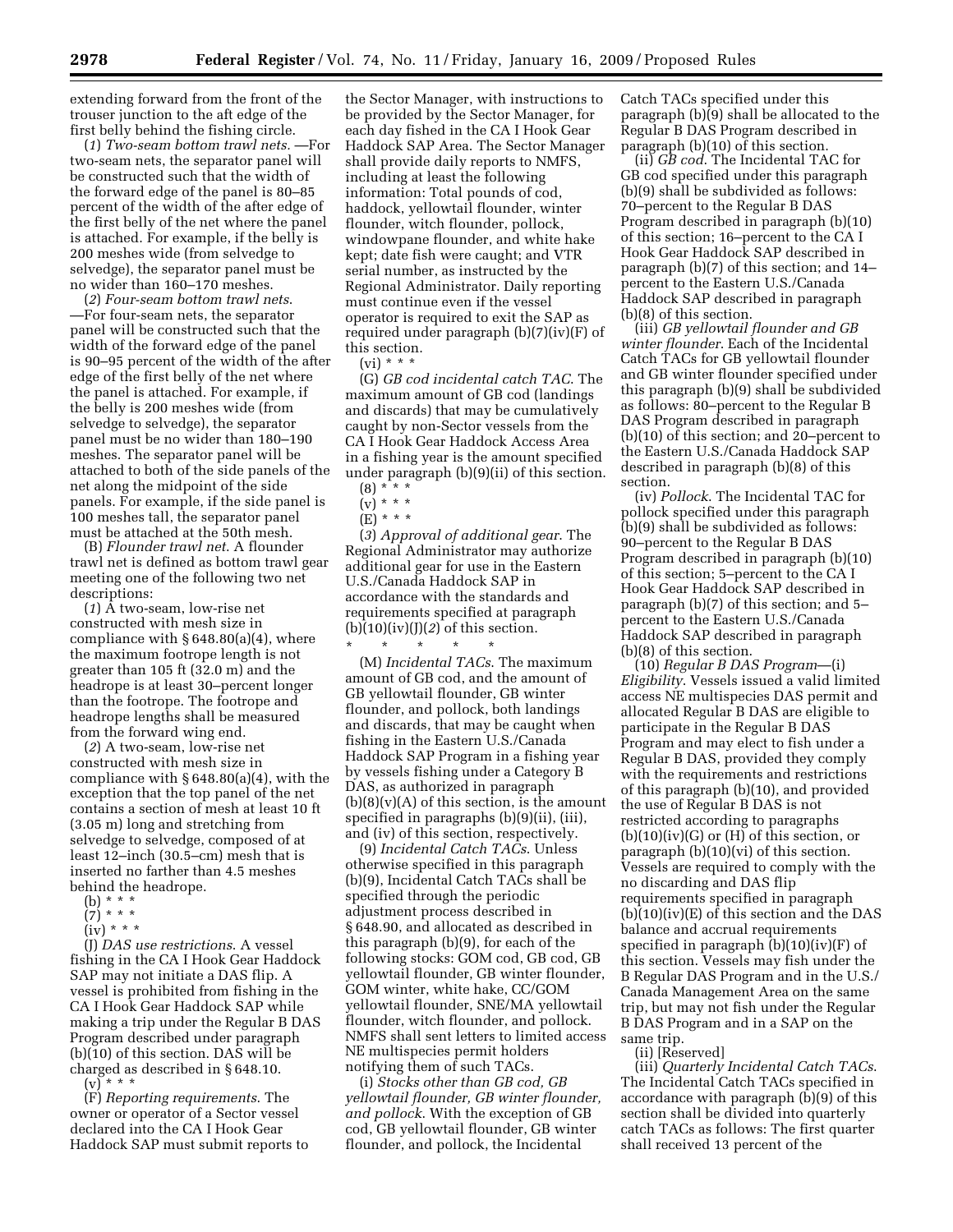extending forward from the front of the trouser junction to the aft edge of the first belly behind the fishing circle.

(*1*) *Two-seam bottom trawl nets.* —For two-seam nets, the separator panel will be constructed such that the width of the forward edge of the panel is 80–85 percent of the width of the after edge of the first belly of the net where the panel is attached. For example, if the belly is 200 meshes wide (from selvedge to selvedge), the separator panel must be no wider than 160–170 meshes.

(*2*) *Four-seam bottom trawl nets*. —For four-seam nets, the separator panel will be constructed such that the width of the forward edge of the panel is 90–95 percent of the width of the after edge of the first belly of the net where the panel is attached. For example, if the belly is 200 meshes wide (from selvedge to selvedge), the separator panel must be no wider than 180–190 meshes. The separator panel will be attached to both of the side panels of the net along the midpoint of the side panels. For example, if the side panel is 100 meshes tall, the separator panel must be attached at the 50th mesh.

(B) *Flounder trawl net*. A flounder trawl net is defined as bottom trawl gear meeting one of the following two net descriptions:

(*1*) A two-seam, low-rise net constructed with mesh size in compliance with § 648.80(a)(4), where the maximum footrope length is not greater than 105 ft (32.0 m) and the headrope is at least 30–percent longer than the footrope. The footrope and headrope lengths shall be measured from the forward wing end.

(*2*) A two-seam, low-rise net constructed with mesh size in compliance with § 648.80(a)(4), with the exception that the top panel of the net contains a section of mesh at least 10 ft (3.05 m) long and stretching from selvedge to selvedge, composed of at least 12–inch (30.5–cm) mesh that is inserted no farther than 4.5 meshes behind the headrope.

(b) * * *

(7) * * *

(iv) * * *

(J) *DAS use restrictions*. A vessel fishing in the CA I Hook Gear Haddock SAP may not initiate a DAS flip. A vessel is prohibited from fishing in the CA I Hook Gear Haddock SAP while making a trip under the Regular B DAS Program described under paragraph (b)(10) of this section. DAS will be charged as described in § 648.10.

(v) * * *

(F) *Reporting requirements*. The owner or operator of a Sector vessel declared into the CA I Hook Gear Haddock SAP must submit reports to the Sector Manager, with instructions to be provided by the Sector Manager, for each day fished in the CA I Hook Gear Haddock SAP Area. The Sector Manager shall provide daily reports to NMFS, including at least the following information: Total pounds of cod, haddock, yellowtail flounder, winter flounder, witch flounder, pollock, windowpane flounder, and white hake kept; date fish were caught; and VTR serial number, as instructed by the Regional Administrator. Daily reporting must continue even if the vessel operator is required to exit the SAP as required under paragraph (b)(7)(iv)(F) of this section.

(vi) * * *

(G) *GB cod incidental catch TAC*. The maximum amount of GB cod (landings and discards) that may be cumulatively caught by non-Sector vessels from the CA I Hook Gear Haddock Access Area in a fishing year is the amount specified under paragraph (b)(9)(ii) of this section.

(8) * * *

(v) * * *

(E) * * *

(*3*) *Approval of additional gear*. The Regional Administrator may authorize additional gear for use in the Eastern U.S./Canada Haddock SAP in accordance with the standards and requirements specified at paragraph (b)(10)(iv)(J)(*2*) of this section.

\* \* \* \* \*

(M) *Incidental TACs*. The maximum amount of GB cod, and the amount of GB yellowtail flounder, GB winter flounder, and pollock, both landings and discards, that may be caught when fishing in the Eastern U.S./Canada Haddock SAP Program in a fishing year by vessels fishing under a Category B DAS, as authorized in paragraph (b)(8)(v)(A) of this section, is the amount specified in paragraphs (b)(9)(ii), (iii), and (iv) of this section, respectively.

(9) *Incidental Catch TACs*. Unless otherwise specified in this paragraph (b)(9), Incidental Catch TACs shall be specified through the periodic adjustment process described in § 648.90, and allocated as described in this paragraph (b)(9), for each of the following stocks: GOM cod, GB cod, GB yellowtail flounder, GB winter flounder, GOM winter, white hake, CC/GOM yellowtail flounder, SNE/MA yellowtail flounder, witch flounder, and pollock. NMFS shall sent letters to limited access NE multispecies permit holders notifying them of such TACs.

(i) *Stocks other than GB cod, GB yellowtail flounder, GB winter flounder, and pollock*. With the exception of GB cod, GB yellowtail flounder, GB winter flounder, and pollock, the Incidental Catch TACs specified under this paragraph (b)(9) shall be allocated to the Regular B DAS Program described in paragraph (b)(10) of this section.

(ii) *GB cod*. The Incidental TAC for GB cod specified under this paragraph (b)(9) shall be subdivided as follows: 70–percent to the Regular B DAS Program described in paragraph (b)(10) of this section; 16–percent to the CA I Hook Gear Haddock SAP described in paragraph (b)(7) of this section; and 14–percent to the Eastern U.S./Canada Haddock SAP described in paragraph (b)(8) of this section.

(iii) *GB yellowtail flounder and GB winter flounder*. Each of the Incidental Catch TACs for GB yellowtail flounder and GB winter flounder specified under this paragraph (b)(9) shall be subdivided as follows: 80–percent to the Regular B DAS Program described in paragraph (b)(10) of this section; and 20–percent to the Eastern U.S./Canada Haddock SAP described in paragraph (b)(8) of this section.

(iv) *Pollock*. The Incidental TAC for pollock specified under this paragraph (b)(9) shall be subdivided as follows: 90–percent to the Regular B DAS Program described in paragraph (b)(10) of this section; 5–percent to the CA I Hook Gear Haddock SAP described in paragraph (b)(7) of this section; and 5–percent to the Eastern U.S./Canada Haddock SAP described in paragraph (b)(8) of this section.

(10) *Regular B DAS Program*—(i) *Eligibility*. Vessels issued a valid limited access NE multispecies DAS permit and allocated Regular B DAS are eligible to participate in the Regular B DAS Program and may elect to fish under a Regular B DAS, provided they comply with the requirements and restrictions of this paragraph (b)(10), and provided the use of Regular B DAS is not restricted according to paragraphs (b)(10)(iv)(G) or (H) of this section, or paragraph (b)(10)(vi) of this section. Vessels are required to comply with the no discarding and DAS flip requirements specified in paragraph (b)(10)(iv)(E) of this section and the DAS balance and accrual requirements specified in paragraph (b)(10)(iv)(F) of this section. Vessels may fish under the B Regular DAS Program and in the U.S./Canada Management Area on the same trip, but may not fish under the Regular B DAS Program and in a SAP on the same trip.

(ii) [Reserved]

(iii) *Quarterly Incidental Catch TACs*. The Incidental Catch TACs specified in accordance with paragraph (b)(9) of this section shall be divided into quarterly catch TACs as follows: The first quarter shall received 13 percent of the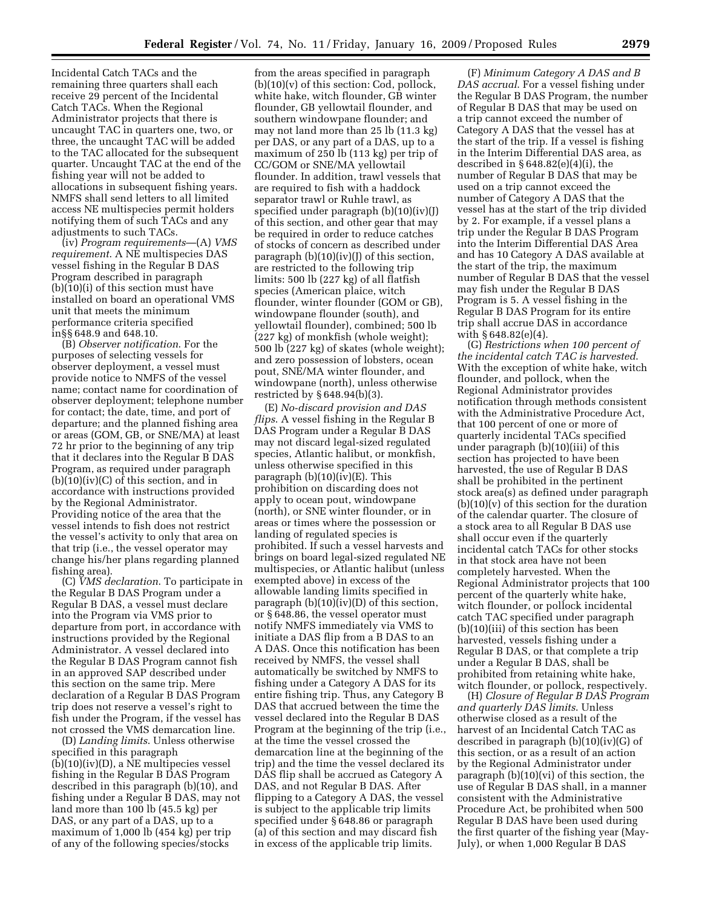Incidental Catch TACs and the remaining three quarters shall each receive 29 percent of the Incidental Catch TACs. When the Regional Administrator projects that there is uncaught TAC in quarters one, two, or three, the uncaught TAC will be added to the TAC allocated for the subsequent quarter. Uncaught TAC at the end of the fishing year will not be added to allocations in subsequent fishing years. NMFS shall send letters to all limited access NE multispecies permit holders notifying them of such TACs and any adjustments to such TACs.

(iv) *Program requirements*—(A) *VMS requirement.* A NE multispecies DAS vessel fishing in the Regular B DAS Program described in paragraph (b)(10)(i) of this section must have installed on board an operational VMS unit that meets the minimum performance criteria specified in§§ 648.9 and 648.10.

(B) *Observer notification.* For the purposes of selecting vessels for observer deployment, a vessel must provide notice to NMFS of the vessel name; contact name for coordination of observer deployment; telephone number for contact; the date, time, and port of departure; and the planned fishing area or areas (GOM, GB, or SNE/MA) at least 72 hr prior to the beginning of any trip that it declares into the Regular B DAS Program, as required under paragraph (b)(10)(iv)(C) of this section, and in accordance with instructions provided by the Regional Administrator. Providing notice of the area that the vessel intends to fish does not restrict the vessel's activity to only that area on that trip (i.e., the vessel operator may change his/her plans regarding planned fishing area).

(C) *VMS declaration.* To participate in the Regular B DAS Program under a Regular B DAS, a vessel must declare into the Program via VMS prior to departure from port, in accordance with instructions provided by the Regional Administrator. A vessel declared into the Regular B DAS Program cannot fish in an approved SAP described under this section on the same trip. Mere declaration of a Regular B DAS Program trip does not reserve a vessel's right to fish under the Program, if the vessel has not crossed the VMS demarcation line.

(D) *Landing limits.* Unless otherwise specified in this paragraph (b)(10)(iv)(D), a NE multipecies vessel fishing in the Regular B DAS Program described in this paragraph (b)(10), and fishing under a Regular B DAS, may not land more than 100 lb (45.5 kg) per DAS, or any part of a DAS, up to a maximum of 1,000 lb (454 kg) per trip of any of the following species/stocks from the areas specified in paragraph (b)(10)(v) of this section: Cod, pollock, white hake, witch flounder, GB winter flounder, GB yellowtail flounder, and southern windowpane flounder; and may not land more than 25 lb (11.3 kg) per DAS, or any part of a DAS, up to a maximum of 250 lb (113 kg) per trip of CC/GOM or SNE/MA yellowtail flounder. In addition, trawl vessels that are required to fish with a haddock separator trawl or Ruhle trawl, as specified under paragraph (b)(10)(iv)(J) of this section, and other gear that may be required in order to reduce catches of stocks of concern as described under paragraph (b)(10)(iv)(J) of this section, are restricted to the following trip limits: 500 lb (227 kg) of all flatfish species (American plaice, witch flounder, winter flounder (GOM or GB), windowpane flounder (south), and yellowtail flounder), combined; 500 lb (227 kg) of monkfish (whole weight); 500 lb (227 kg) of skates (whole weight); and zero possession of lobsters, ocean pout, SNE/MA winter flounder, and windowpane (north), unless otherwise restricted by § 648.94(b)(3).

(E) *No-discard provision and DAS flips.* A vessel fishing in the Regular B DAS Program under a Regular B DAS may not discard legal-sized regulated species, Atlantic halibut, or monkfish, unless otherwise specified in this paragraph (b)(10)(iv)(E). This prohibition on discarding does not apply to ocean pout, windowpane (north), or SNE winter flounder, or in areas or times where the possession or landing of regulated species is prohibited. If such a vessel harvests and brings on board legal-sized regulated NE multispecies, or Atlantic halibut (unless exempted above) in excess of the allowable landing limits specified in paragraph (b)(10)(iv)(D) of this section, or § 648.86, the vessel operator must notify NMFS immediately via VMS to initiate a DAS flip from a B DAS to an A DAS. Once this notification has been received by NMFS, the vessel shall automatically be switched by NMFS to fishing under a Category A DAS for its entire fishing trip. Thus, any Category B DAS that accrued between the time the vessel declared into the Regular B DAS Program at the beginning of the trip (i.e., at the time the vessel crossed the demarcation line at the beginning of the trip) and the time the vessel declared its DAS flip shall be accrued as Category A DAS, and not Regular B DAS. After flipping to a Category A DAS, the vessel is subject to the applicable trip limits specified under § 648.86 or paragraph (a) of this section and may discard fish in excess of the applicable trip limits.

(F) *Minimum Category A DAS and B DAS accrual.* For a vessel fishing under the Regular B DAS Program, the number of Regular B DAS that may be used on a trip cannot exceed the number of Category A DAS that the vessel has at the start of the trip. If a vessel is fishing in the Interim Differential DAS area, as described in § 648.82(e)(4)(i), the number of Regular B DAS that may be used on a trip cannot exceed the number of Category A DAS that the vessel has at the start of the trip divided by 2. For example, if a vessel plans a trip under the Regular B DAS Program into the Interim Differential DAS Area and has 10 Category A DAS available at the start of the trip, the maximum number of Regular B DAS that the vessel may fish under the Regular B DAS Program is 5. A vessel fishing in the Regular B DAS Program for its entire trip shall accrue DAS in accordance with § 648.82(e)(4).

(G) *Restrictions when 100 percent of the incidental catch TAC is harvested.* With the exception of white hake, witch flounder, and pollock, when the Regional Administrator provides notification through methods consistent with the Administrative Procedure Act, that 100 percent of one or more of quarterly incidental TACs specified under paragraph (b)(10)(iii) of this section has projected to have been harvested, the use of Regular B DAS shall be prohibited in the pertinent stock area(s) as defined under paragraph (b)(10)(v) of this section for the duration of the calendar quarter. The closure of a stock area to all Regular B DAS use shall occur even if the quarterly incidental catch TACs for other stocks in that stock area have not been completely harvested. When the Regional Administrator projects that 100 percent of the quarterly white hake, witch flounder, or pollock incidental catch TAC specified under paragraph (b)(10)(iii) of this section has been harvested, vessels fishing under a Regular B DAS, or that complete a trip under a Regular B DAS, shall be prohibited from retaining white hake, witch flounder, or pollock, respectively.

(H) *Closure of Regular B DAS Program and quarterly DAS limits.* Unless otherwise closed as a result of the harvest of an Incidental Catch TAC as described in paragraph (b)(10)(iv)(G) of this section, or as a result of an action by the Regional Administrator under paragraph (b)(10)(vi) of this section, the use of Regular B DAS shall, in a manner consistent with the Administrative Procedure Act, be prohibited when 500 Regular B DAS have been used during the first quarter of the fishing year (May-July), or when 1,000 Regular B DAS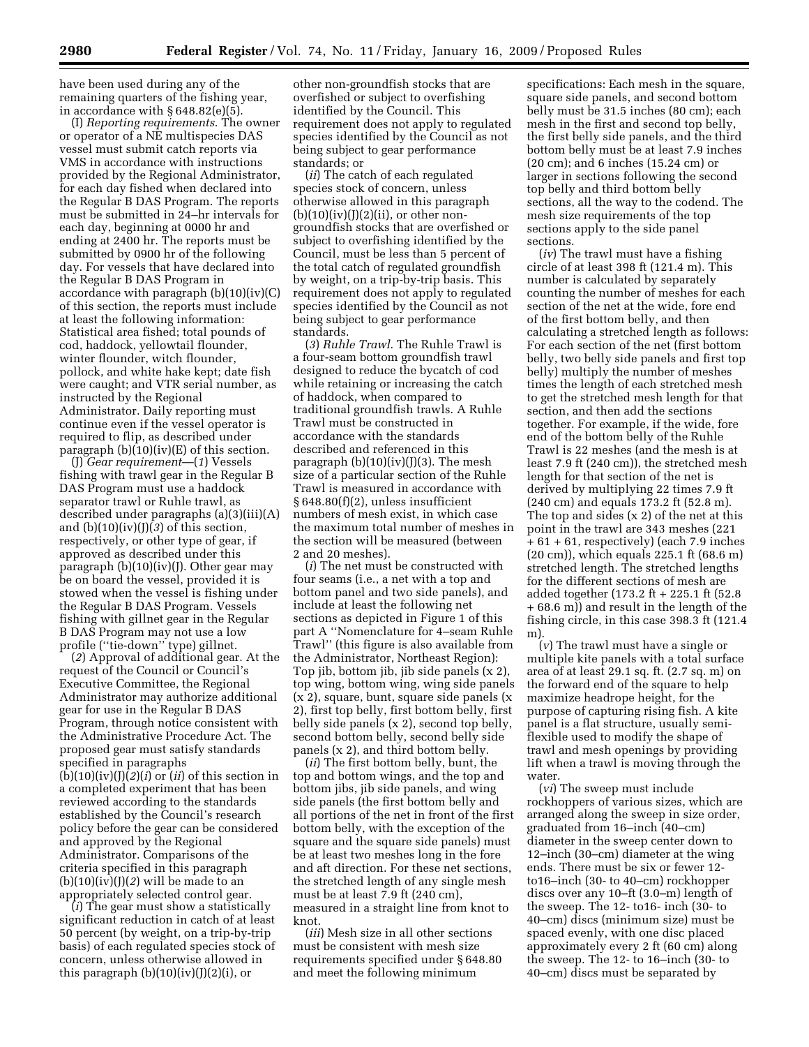have been used during any of the remaining quarters of the fishing year, in accordance with § 648.82(e)(5).

(I) *Reporting requirements*. The owner or operator of a NE multispecies DAS vessel must submit catch reports via VMS in accordance with instructions provided by the Regional Administrator, for each day fished when declared into the Regular B DAS Program. The reports must be submitted in 24–hr intervals for each day, beginning at 0000 hr and ending at 2400 hr. The reports must be submitted by 0900 hr of the following day. For vessels that have declared into the Regular B DAS Program in accordance with paragraph (b)(10)(iv)(C) of this section, the reports must include at least the following information: Statistical area fished; total pounds of cod, haddock, yellowtail flounder, winter flounder, witch flounder, pollock, and white hake kept; date fish were caught; and VTR serial number, as instructed by the Regional Administrator. Daily reporting must continue even if the vessel operator is required to flip, as described under paragraph (b)(10)(iv)(E) of this section.

(J) *Gear requirement*—(*1*) Vessels fishing with trawl gear in the Regular B DAS Program must use a haddock separator trawl or Ruhle trawl, as described under paragraphs (a)(3)(iii)(A) and (b)(10)(iv)(J)(*3*) of this section, respectively, or other type of gear, if approved as described under this paragraph (b)(10)(iv)(J). Other gear may be on board the vessel, provided it is stowed when the vessel is fishing under the Regular B DAS Program. Vessels fishing with gillnet gear in the Regular B DAS Program may not use a low profile (''tie-down'' type) gillnet.

(*2*) Approval of additional gear. At the request of the Council or Council's Executive Committee, the Regional Administrator may authorize additional gear for use in the Regular B DAS Program, through notice consistent with the Administrative Procedure Act. The proposed gear must satisfy standards specified in paragraphs (b)(10)(iv)(J)(*2*)(*i*) or (*ii*) of this section in a completed experiment that has been reviewed according to the standards established by the Council's research policy before the gear can be considered and approved by the Regional Administrator. Comparisons of the criteria specified in this paragraph (b)(10)(iv)(J)(*2*) will be made to an appropriately selected control gear.

(*i*) The gear must show a statistically significant reduction in catch of at least 50 percent (by weight, on a trip-by-trip basis) of each regulated species stock of concern, unless otherwise allowed in this paragraph (b)(10)(iv)(J)(2)(i), or other non-groundfish stocks that are overfished or subject to overfishing identified by the Council. This requirement does not apply to regulated species identified by the Council as not being subject to gear performance standards; or

(*ii*) The catch of each regulated species stock of concern, unless otherwise allowed in this paragraph (b)(10)(iv)(J)(2)(ii), or other non-groundfish stocks that are overfished or subject to overfishing identified by the Council, must be less than 5 percent of the total catch of regulated groundfish by weight, on a trip-by-trip basis. This requirement does not apply to regulated species identified by the Council as not being subject to gear performance standards.

(*3*) *Ruhle Trawl*. The Ruhle Trawl is a four-seam bottom groundfish trawl designed to reduce the bycatch of cod while retaining or increasing the catch of haddock, when compared to traditional groundfish trawls. A Ruhle Trawl must be constructed in accordance with the standards described and referenced in this paragraph (b)(10)(iv)(J)(3). The mesh size of a particular section of the Ruhle Trawl is measured in accordance with § 648.80(f)(2), unless insufficient numbers of mesh exist, in which case the maximum total number of meshes in the section will be measured (between 2 and 20 meshes).

(*i*) The net must be constructed with four seams (i.e., a net with a top and bottom panel and two side panels), and include at least the following net sections as depicted in Figure 1 of this part A ''Nomenclature for 4–seam Ruhle Trawl'' (this figure is also available from the Administrator, Northeast Region): Top jib, bottom jib, jib side panels (x 2), top wing, bottom wing, wing side panels (x 2), square, bunt, square side panels (x 2), first top belly, first bottom belly, first belly side panels (x 2), second top belly, second bottom belly, second belly side panels (x 2), and third bottom belly.

(*ii*) The first bottom belly, bunt, the top and bottom wings, and the top and bottom jibs, jib side panels, and wing side panels (the first bottom belly and all portions of the net in front of the first bottom belly, with the exception of the square and the square side panels) must be at least two meshes long in the fore and aft direction. For these net sections, the stretched length of any single mesh must be at least 7.9 ft (240 cm), measured in a straight line from knot to knot.

(*iii*) Mesh size in all other sections must be consistent with mesh size requirements specified under § 648.80 and meet the following minimum specifications: Each mesh in the square, square side panels, and second bottom belly must be 31.5 inches (80 cm); each mesh in the first and second top belly, the first belly side panels, and the third bottom belly must be at least 7.9 inches (20 cm); and 6 inches (15.24 cm) or larger in sections following the second top belly and third bottom belly sections, all the way to the codend. The mesh size requirements of the top sections apply to the side panel sections.

(*iv*) The trawl must have a fishing circle of at least 398 ft (121.4 m). This number is calculated by separately counting the number of meshes for each section of the net at the wide, fore end of the first bottom belly, and then calculating a stretched length as follows: For each section of the net (first bottom belly, two belly side panels and first top belly) multiply the number of meshes times the length of each stretched mesh to get the stretched mesh length for that section, and then add the sections together. For example, if the wide, fore end of the bottom belly of the Ruhle Trawl is 22 meshes (and the mesh is at least 7.9 ft (240 cm)), the stretched mesh length for that section of the net is derived by multiplying 22 times 7.9 ft (240 cm) and equals 173.2 ft (52.8 m). The top and sides (x 2) of the net at this point in the trawl are 343 meshes (221 + 61 + 61, respectively) (each 7.9 inches (20 cm)), which equals 225.1 ft (68.6 m) stretched length. The stretched lengths for the different sections of mesh are added together (173.2 ft + 225.1 ft (52.8 + 68.6 m)) and result in the length of the fishing circle, in this case 398.3 ft (121.4 m).

(*v*) The trawl must have a single or multiple kite panels with a total surface area of at least 29.1 sq. ft. (2.7 sq. m) on the forward end of the square to help maximize headrope height, for the purpose of capturing rising fish. A kite panel is a flat structure, usually semi-flexible used to modify the shape of trawl and mesh openings by providing lift when a trawl is moving through the water.

(*vi*) The sweep must include rockhoppers of various sizes, which are arranged along the sweep in size order, graduated from 16–inch (40–cm) diameter in the sweep center down to 12–inch (30–cm) diameter at the wing ends. There must be six or fewer 12-to16–inch (30- to 40–cm) rockhopper discs over any 10–ft (3.0–m) length of the sweep. The 12- to16- inch (30- to 40–cm) discs (minimum size) must be spaced evenly, with one disc placed approximately every 2 ft (60 cm) along the sweep. The 12- to 16–inch (30- to 40–cm) discs must be separated by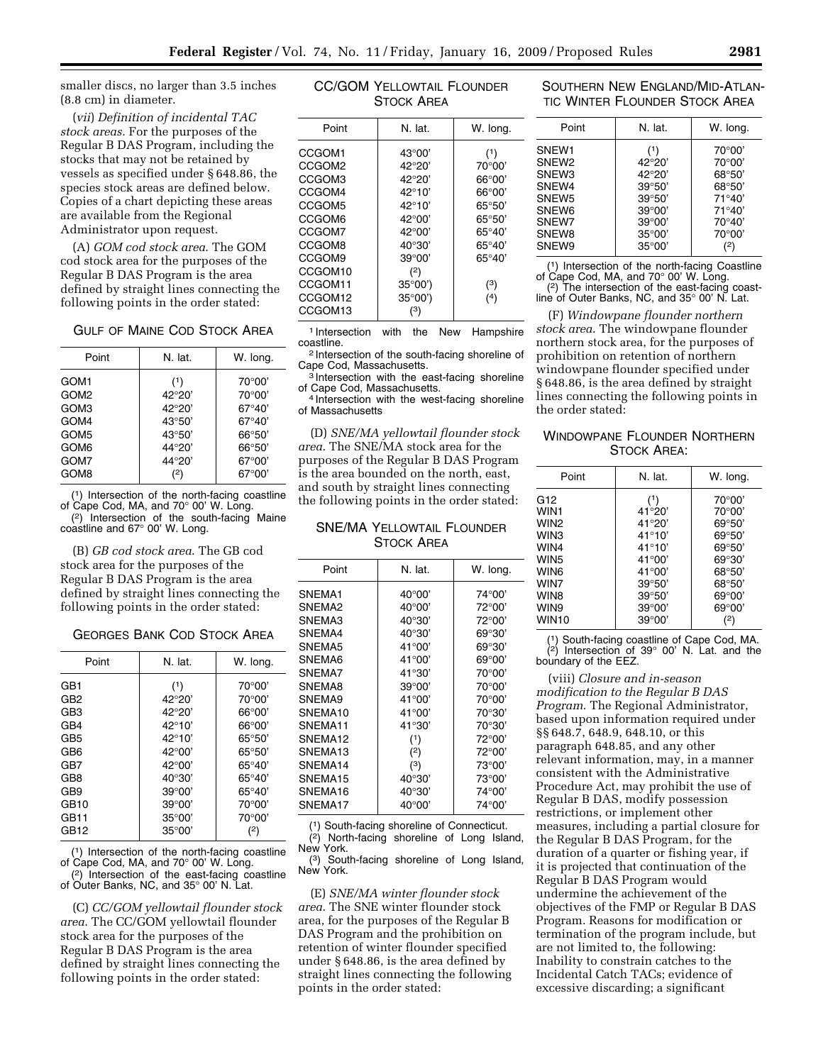smaller discs, no larger than 3.5 inches (8.8 cm) in diameter.

(*vii*) *Definition of incidental TAC stock areas.* For the purposes of the Regular B DAS Program, including the stocks that may not be retained by vessels as specified under § 648.86, the species stock areas are defined below. Copies of a chart depicting these areas are available from the Regional Administrator upon request.

(A) *GOM cod stock area.* The GOM cod stock area for the purposes of the Regular B DAS Program is the area defined by straight lines connecting the following points in the order stated:

GULF OF MAINE COD STOCK AREA

| Point | N. lat. | W. long. |
|---|---|---|
| GOM1 | (1) | 70°00′ |
| GOM2 | 42°20′ | 70°00′ |
| GOM3 | 42°20′ | 67°40′ |
| GOM4 | 43°50′ | 67°40′ |
| GOM5 | 43°50′ | 66°50′ |
| GOM6 | 44°20′ | 66°50′ |
| GOM7 | 44°20′ | 67°00′ |
| GOM8 | (2) | 67°00′ |

(1) Intersection of the north-facing coastline of Cape Cod, MA, and 70° 00′ W. Long.
(2) Intersection of the south-facing Maine coastline and 67° 00′ W. Long.

(B) *GB cod stock area.* The GB cod stock area for the purposes of the Regular B DAS Program is the area defined by straight lines connecting the following points in the order stated:

GEORGES BANK COD STOCK AREA

| Point | N. lat. | W. long. |
|---|---|---|
| GB1 | (1) | 70°00′ |
| GB2 | 42°20′ | 70°00′ |
| GB3 | 42°20′ | 66°00′ |
| GB4 | 42°10′ | 66°00′ |
| GB5 | 42°10′ | 65°50′ |
| GB6 | 42°00′ | 65°50′ |
| GB7 | 42°00′ | 65°40′ |
| GB8 | 40°30′ | 65°40′ |
| GB9 | 39°00′ | 65°40′ |
| GB10 | 39°00′ | 70°00′ |
| GB11 | 35°00′ | 70°00′ |
| GB12 | 35°00′ | (2) |

(1) Intersection of the north-facing coastline of Cape Cod, MA, and 70° 00′ W. Long.
(2) Intersection of the east-facing coastline of Outer Banks, NC, and 35° 00′ N. Lat.

(C) *CC/GOM yellowtail flounder stock area.* The CC/GOM yellowtail flounder stock area for the purposes of the Regular B DAS Program is the area defined by straight lines connecting the following points in the order stated:

CC/GOM YELLOWTAIL FLOUNDER STOCK AREA

| Point | N. lat. | W. long. |
|---|---|---|
| CCGOM1 | 43°00′ | (1) |
| CCGOM2 | 42°20′ | 70°00′ |
| CCGOM3 | 42°20′ | 66°00′ |
| CCGOM4 | 42°10′ | 66°00′ |
| CCGOM5 | 42°10′ | 65°50′ |
| CCGOM6 | 42°00′ | 65°50′ |
| CCGOM7 | 42°00′ | 65°40′ |
| CCGOM8 | 40°30′ | 65°40′ |
| CCGOM9 | 39°00′ | 65°40′ |
| CCGOM10 | (2) | |
| CCGOM11 | 35°00′) | (3) |
| CCGOM12 | 35°00′) | (4) |
| CCGOM13 | (3) | |

1 Intersection with the New Hampshire coastline.
2 Intersection of the south-facing shoreline of Cape Cod, Massachusetts.
3 Intersection with the east-facing shoreline of Cape Cod, Massachusetts.
4 Intersection with the west-facing shoreline of Massachusetts

(D) *SNE/MA yellowtail flounder stock area.* The SNE/MA stock area for the purposes of the Regular B DAS Program is the area bounded on the north, east, and south by straight lines connecting the following points in the order stated:

SNE/MA YELLOWTAIL FLOUNDER STOCK AREA

| Point | N. lat. | W. long. |
|---|---|---|
| SNEMA1 | 40°00′ | 74°00′ |
| SNEMA2 | 40°00′ | 72°00′ |
| SNEMA3 | 40°30′ | 72°00′ |
| SNEMA4 | 40°30′ | 69°30′ |
| SNEMA5 | 41°00′ | 69°30′ |
| SNEMA6 | 41°00′ | 69°00′ |
| SNEMA7 | 41°30′ | 70°00′ |
| SNEMA8 | 39°00′ | 70°00′ |
| SNEMA9 | 41°00′ | 70°00′ |
| SNEMA10 | 41°00′ | 70°30′ |
| SNEMA11 | 41°30′ | 70°30′ |
| SNEMA12 | (1) | 72°00′ |
| SNEMA13 | (2) | 72°00′ |
| SNEMA14 | (3) | 73°00′ |
| SNEMA15 | 40°30′ | 73°00′ |
| SNEMA16 | 40°30′ | 74°00′ |
| SNEMA17 | 40°00′ | 74°00′ |

(1) South-facing shoreline of Connecticut.
(2) North-facing shoreline of Long Island, New York.
(3) South-facing shoreline of Long Island, New York.

(E) *SNE/MA winter flounder stock area.* The SNE winter flounder stock area, for the purposes of the Regular B DAS Program and the prohibition on retention of winter flounder specified under § 648.86, is the area defined by straight lines connecting the following points in the order stated:

SOUTHERN NEW ENGLAND/MID-ATLANTIC WINTER FLOUNDER STOCK AREA

| Point | N. lat. | W. long. |
|---|---|---|
| SNEW1 | (1) | 70°00′ |
| SNEW2 | 42°20′ | 70°00′ |
| SNEW3 | 42°20′ | 68°50′ |
| SNEW4 | 39°50′ | 68°50′ |
| SNEW5 | 39°50′ | 71°40′ |
| SNEW6 | 39°00′ | 71°40′ |
| SNEW7 | 39°00′ | 70°40′ |
| SNEW8 | 35°00′ | 70°00′ |
| SNEW9 | 35°00′ | (2) |

(1) Intersection of the north-facing Coastline of Cape Cod, MA, and 70° 00′ W. Long.
(2) The intersection of the east-facing coastline of Outer Banks, NC, and 35° 00′ N. Lat.

(F) *Windowpane flounder northern stock area.* The windowpane flounder northern stock area, for the purposes of prohibition on retention of northern windowpane flounder specified under § 648.86, is the area defined by straight lines connecting the following points in the order stated:

WINDOWPANE FLOUNDER NORTHERN STOCK AREA:

| Point | N. lat. | W. long. |
|---|---|---|
| G12 | (1) | 70°00′ |
| WIN1 | 41°20′ | 70°00′ |
| WIN2 | 41°20′ | 69°50′ |
| WIN3 | 41°10′ | 69°50′ |
| WIN4 | 41°10′ | 69°50′ |
| WIN5 | 41°00′ | 69°30′ |
| WIN6 | 41°00′ | 68°50′ |
| WIN7 | 39°50′ | 68°50′ |
| WIN8 | 39°50′ | 69°00′ |
| WIN9 | 39°00′ | 69°00′ |
| WIN10 | 39°00′ | (2) |

(1) South-facing coastline of Cape Cod, MA.
(2) Intersection of 39° 00′ N. Lat. and the boundary of the EEZ.

(viii) *Closure and in-season modification to the Regular B DAS Program.* The Regional Administrator, based upon information required under §§ 648.7, 648.9, 648.10, or this paragraph 648.85, and any other relevant information, may, in a manner consistent with the Administrative Procedure Act, may prohibit the use of Regular B DAS, modify possession restrictions, or implement other measures, including a partial closure for the Regular B DAS Program, for the duration of a quarter or fishing year, if it is projected that continuation of the Regular B DAS Program would undermine the achievement of the objectives of the FMP or Regular B DAS Program. Reasons for modification or termination of the program include, but are not limited to, the following: Inability to constrain catches to the Incidental Catch TACs; evidence of excessive discarding; a significant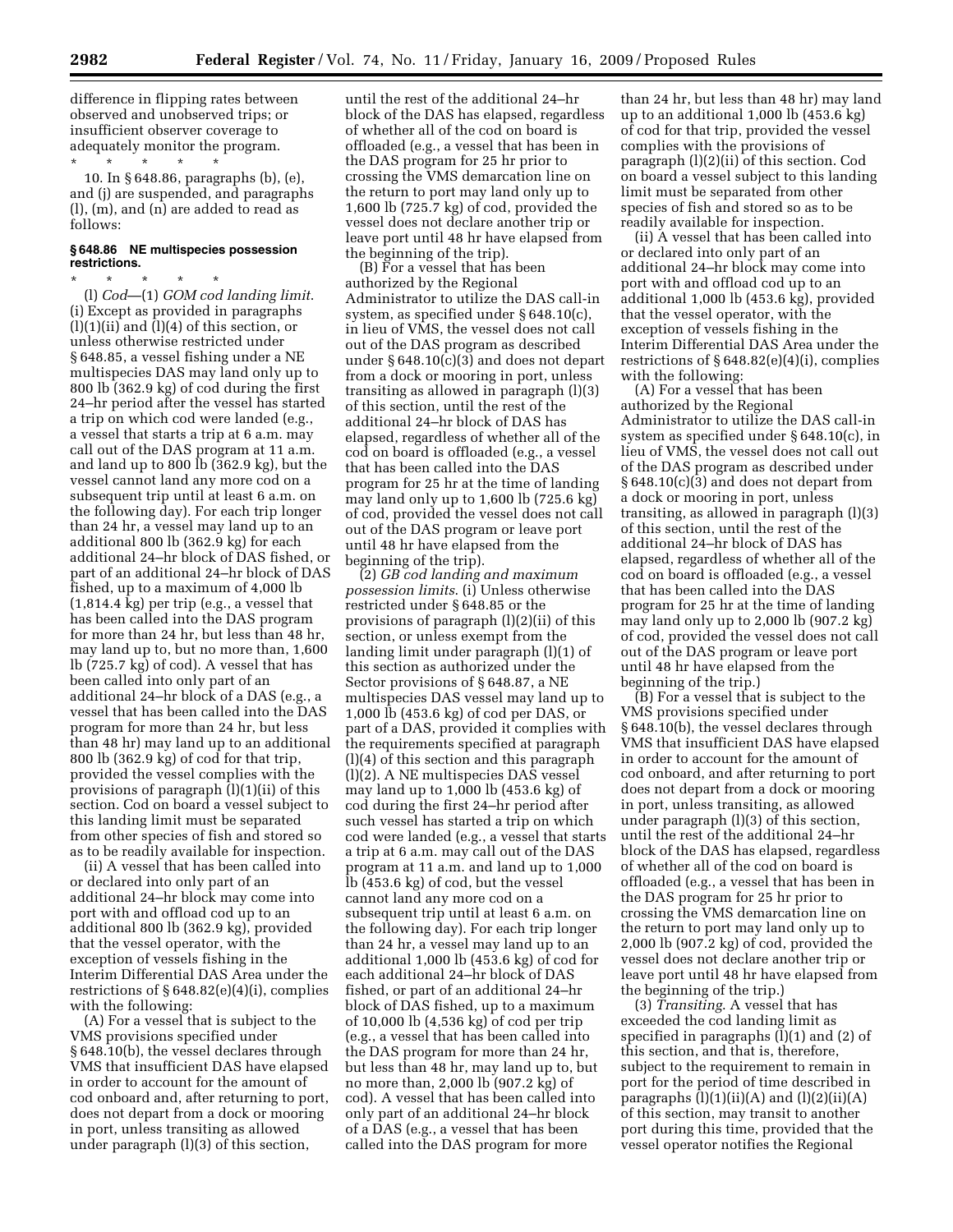difference in flipping rates between observed and unobserved trips; or insufficient observer coverage to adequately monitor the program.

\* \* \* \* \*

10. In § 648.86, paragraphs (b), (e), and (j) are suspended, and paragraphs (l), (m), and (n) are added to read as follows:

**§ 648.86 NE multispecies possession restrictions.**

\* \* \* \* \*

(l) *Cod*—(1) *GOM cod landing limit*. (i) Except as provided in paragraphs (l)(1)(ii) and (l)(4) of this section, or unless otherwise restricted under § 648.85, a vessel fishing under a NE multispecies DAS may land only up to 800 lb (362.9 kg) of cod during the first 24–hr period after the vessel has started a trip on which cod were landed (e.g., a vessel that starts a trip at 6 a.m. may call out of the DAS program at 11 a.m. and land up to 800 lb (362.9 kg) of cod, but the vessel cannot land any more cod on a subsequent trip until at least 6 a.m. on the following day). For each trip longer than 24 hr, a vessel may land up to an additional 800 lb (362.9 kg) for each additional 24–hr block of DAS fished, or part of an additional 24–hr block of DAS fished, up to a maximum of 4,000 lb (1,814.4 kg) per trip (e.g., a vessel that has been called into the DAS program for more than 24 hr, but less than 48 hr, may land up to, but no more than, 1,600 lb (725.7 kg) of cod). A vessel that has been called into only part of an additional 24–hr block of a DAS (e.g., a vessel that has been called into the DAS program for more than 24 hr, but less than 48 hr) may land up to an additional 800 lb (362.9 kg) of cod for that trip, provided the vessel complies with the provisions of paragraph (l)(1)(ii) of this section. Cod on board a vessel subject to this landing limit must be separated from other species of fish and stored so as to be readily available for inspection.

(ii) A vessel that has been called into or declared into only part of an additional 24–hr block may come into port with and offload cod up to an additional 800 lb (362.9 kg), provided that the vessel operator, with the exception of vessels fishing in the Interim Differential DAS Area under the restrictions of § 648.82(e)(4)(i), complies with the following:

(A) For a vessel that is subject to the VMS provisions specified under § 648.10(b), the vessel declares through VMS that insufficient DAS have elapsed in order to account for the amount of cod onboard and, after returning to port, does not depart from a dock or mooring in port, unless transiting as allowed under paragraph (l)(3) of this section, until the rest of the additional 24–hr block of the DAS has elapsed, regardless of whether all of the cod on board is offloaded (e.g., a vessel that has been in the DAS program for 25 hr prior to crossing the VMS demarcation line on the return to port may land only up to 1,600 lb (725.7 kg) of cod, provided the vessel does not declare another trip or leave port until 48 hr have elapsed from the beginning of the trip).

(B) For a vessel that has been authorized by the Regional Administrator to utilize the DAS call-in system, as specified under § 648.10(c), in lieu of VMS, the vessel does not call out of the DAS program as described under § 648.10(c)(3) and does not depart from a dock or mooring in port, unless transiting as allowed in paragraph (l)(3) of this section, until the rest of the additional 24–hr block of DAS has elapsed, regardless of whether all of the cod on board is offloaded (e.g., a vessel that has been called into the DAS program for 25 hr at the time of landing may land only up to 1,600 lb (725.6 kg) of cod, provided the vessel does not call out of the DAS program or leave port until 48 hr have elapsed from the beginning of the trip).

(2) *GB cod landing and maximum possession limits*. (i) Unless otherwise restricted under § 648.85 or the provisions of paragraph (l)(2)(ii) of this section, or unless exempt from the landing limit under paragraph (l)(1) of this section as authorized under the Sector provisions of § 648.87, a NE multispecies DAS vessel may land up to 1,000 lb (453.6 kg) of cod per DAS, or part of a DAS, provided it complies with the requirements specified at paragraph (l)(4) of this section and this paragraph (l)(2). A NE multispecies DAS vessel may land up to 1,000 lb (453.6 kg) of cod during the first 24–hr period after such vessel has started a trip on which cod were landed (e.g., a vessel that starts a trip at 6 a.m. may call out of the DAS program at 11 a.m. and land up to 1,000 lb (453.6 kg) of cod, but the vessel cannot land any more cod on a subsequent trip until at least 6 a.m. on the following day). For each trip longer than 24 hr, a vessel may land up to an additional 1,000 lb (453.6 kg) of cod for each additional 24–hr block of DAS fished, or part of an additional 24–hr block of DAS fished, up to a maximum of 10,000 lb (4,536 kg) of cod per trip (e.g., a vessel that has been called into the DAS program for more than 24 hr, but less than 48 hr, may land up to, but no more than, 2,000 lb (907.2 kg) of cod). A vessel that has been called into only part of an additional 24–hr block of a DAS (e.g., a vessel that has been called into the DAS program for more than 24 hr, but less than 48 hr) may land up to an additional 1,000 lb (453.6 kg) of cod for that trip, provided the vessel complies with the provisions of paragraph (l)(2)(ii) of this section. Cod on board a vessel subject to this landing limit must be separated from other species of fish and stored so as to be readily available for inspection.

(ii) A vessel that has been called into or declared into only part of an additional 24–hr block may come into port with and offload cod up to an additional 1,000 lb (453.6 kg), provided that the vessel operator, with the exception of vessels fishing in the Interim Differential DAS Area under the restrictions of § 648.82(e)(4)(i), complies with the following:

(A) For a vessel that has been authorized by the Regional Administrator to utilize the DAS call-in system as specified under § 648.10(c), in lieu of VMS, the vessel does not call out of the DAS program as described under § 648.10(c)(3) and does not depart from a dock or mooring in port, unless transiting, as allowed in paragraph (l)(3) of this section, until the rest of the additional 24–hr block of DAS has elapsed, regardless of whether all of the cod on board is offloaded (e.g., a vessel that has been called into the DAS program for 25 hr at the time of landing may land only up to 2,000 lb (907.2 kg) of cod, provided the vessel does not call out of the DAS program or leave port until 48 hr have elapsed from the beginning of the trip.)

(B) For a vessel that is subject to the VMS provisions specified under § 648.10(b), the vessel declares through VMS that insufficient DAS have elapsed in order to account for the amount of cod onboard, and after returning to port does not depart from a dock or mooring in port, unless transiting, as allowed under paragraph (l)(3) of this section, until the rest of the additional 24–hr block of the DAS has elapsed, regardless of whether all of the cod on board is offloaded (e.g., a vessel that has been in the DAS program for 25 hr prior to crossing the VMS demarcation line on the return to port may land only up to 2,000 lb (907.2 kg) of cod, provided the vessel does not declare another trip or leave port until 48 hr have elapsed from the beginning of the trip.)

(3) *Transiting*. A vessel that has exceeded the cod landing limit as specified in paragraphs (l)(1) and (2) of this section, and that is, therefore, subject to the requirement to remain in port for the period of time described in paragraphs (l)(1)(ii)(A) and (l)(2)(ii)(A) of this section, may transit to another port during this time, provided that the vessel operator notifies the Regional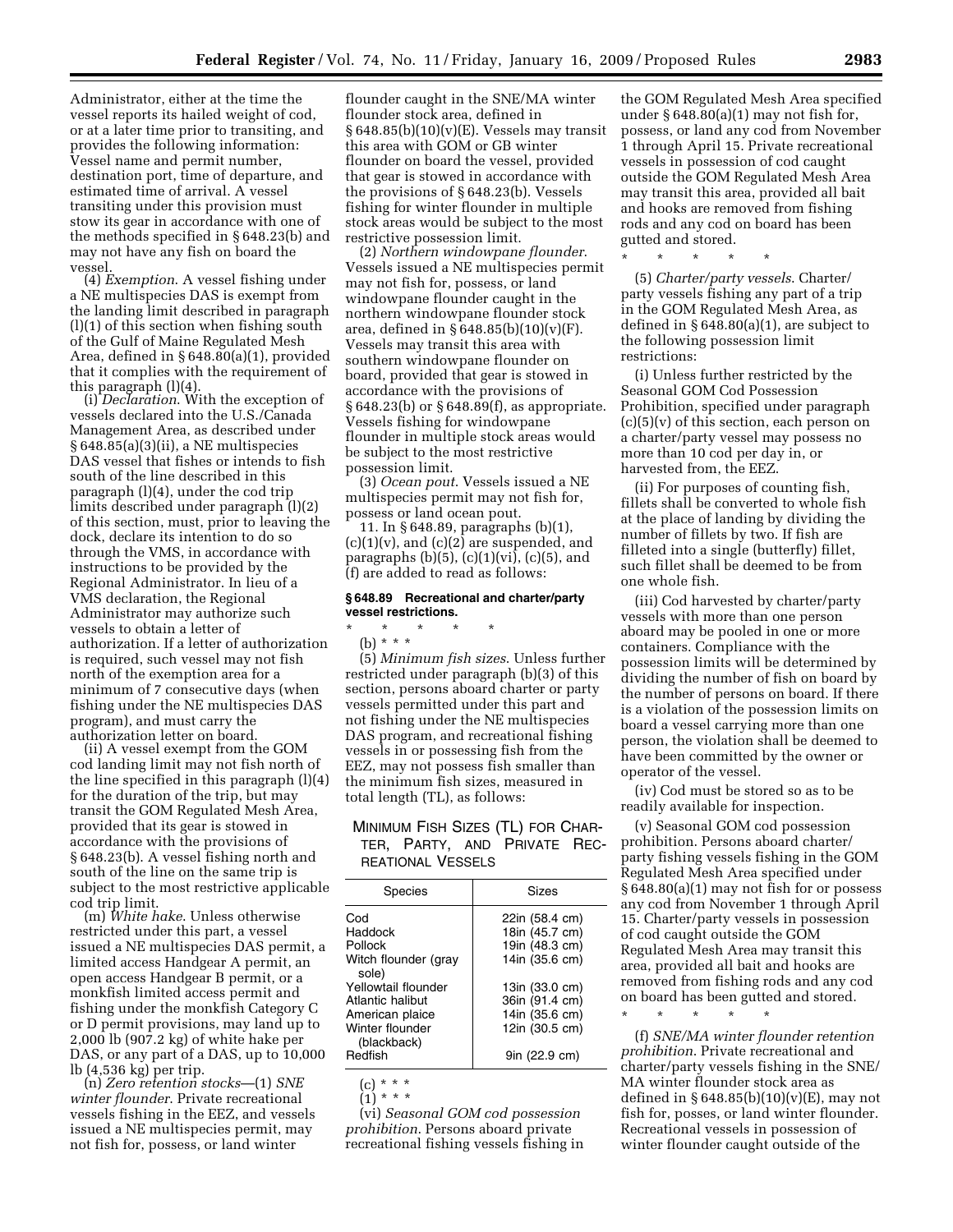Administrator, either at the time the vessel reports its hailed weight of cod, or at a later time prior to transiting, and provides the following information: Vessel name and permit number, destination port, time of departure, and estimated time of arrival. A vessel transiting under this provision must stow its gear in accordance with one of the methods specified in § 648.23(b) and may not have any fish on board the vessel.

(4) *Exemption*. A vessel fishing under a NE multispecies DAS is exempt from the landing limit described in paragraph (l)(1) of this section when fishing south of the Gulf of Maine Regulated Mesh Area, defined in § 648.80(a)(1), provided that it complies with the requirement of this paragraph (l)(4).

(i) *Declaration*. With the exception of vessels declared into the U.S./Canada Management Area, as described under § 648.85(a)(3)(ii), a NE multispecies DAS vessel that fishes or intends to fish south of the line described in this paragraph (l)(4), under the cod trip limits described under paragraph (l)(2) of this section, must, prior to leaving the dock, declare its intention to do so through the VMS, in accordance with instructions to be provided by the Regional Administrator. In lieu of a VMS declaration, the Regional Administrator may authorize such vessels to obtain a letter of authorization. If a letter of authorization is required, such vessel may not fish north of the exemption area for a minimum of 7 consecutive days (when fishing under the NE multispecies DAS program), and must carry the authorization letter on board.

(ii) A vessel exempt from the GOM cod landing limit may not fish north of the line specified in this paragraph (l)(4) for the duration of the trip, but may transit the GOM Regulated Mesh Area, provided that its gear is stowed in accordance with the provisions of § 648.23(b). A vessel fishing north and south of the line on the same trip is subject to the most restrictive applicable cod trip limit.

(m) *White hake*. Unless otherwise restricted under this part, a vessel issued a NE multispecies DAS permit, a limited access Handgear A permit, an open access Handgear B permit, or a monkfish limited access permit and fishing under the monkfish Category C or D permit provisions, may land up to 2,000 lb (907.2 kg) of white hake per DAS, or any part of a DAS, up to 10,000 lb (4,536 kg) per trip.

(n) *Zero retention stocks*—(1) *SNE winter flounder*. Private recreational vessels fishing in the EEZ, and vessels issued a NE multispecies permit, may not fish for, possess, or land winter flounder caught in the SNE/MA winter flounder stock area, defined in § 648.85(b)(10)(v)(E). Vessels may transit this area with GOM or GB winter flounder on board the vessel, provided that gear is stowed in accordance with the provisions of § 648.23(b). Vessels fishing for winter flounder in multiple stock areas would be subject to the most restrictive possession limit.

(2) *Northern windowpane flounder*. Vessels issued a NE multispecies permit may not fish for, possess, or land windowpane flounder caught in the northern windowpane flounder stock area, defined in § 648.85(b)(10)(v)(F). Vessels may transit this area with southern windowpane flounder on board, provided that gear is stowed in accordance with the provisions of § 648.23(b) or § 648.89(f), as appropriate. Vessels fishing for windowpane flounder in multiple stock areas would be subject to the most restrictive possession limit.

(3) *Ocean pout*. Vessels issued a NE multispecies permit may not fish for, possess or land ocean pout.

11. In § 648.89, paragraphs (b)(1), (c)(1)(v), and (c)(2) are suspended, and paragraphs (b)(5), (c)(1)(vi), (c)(5), and (f) are added to read as follows:

**§ 648.89 Recreational and charter/party vessel restrictions.**

\* \* \* \* \*

(b) \* \* \*

(5) *Minimum fish sizes*. Unless further restricted under paragraph (b)(3) of this section, persons aboard charter or party vessels permitted under this part and not fishing under the NE multispecies DAS program, and recreational fishing vessels in or possessing fish from the EEZ, may not possess fish smaller than the minimum fish sizes, measured in total length (TL), as follows:

MINIMUM FISH SIZES (TL) FOR CHARTER, PARTY, AND PRIVATE RECREATIONAL VESSELS

| Species | Sizes |
|---|---|
| Cod | 22in (58.4 cm) |
| Haddock | 18in (45.7 cm) |
| Pollock | 19in (48.3 cm) |
| Witch flounder (gray sole) | 14in (35.6 cm) |
| Yellowtail flounder | 13in (33.0 cm) |
| Atlantic halibut | 36in (91.4 cm) |
| American plaice | 14in (35.6 cm) |
| Winter flounder (blackback) | 12in (30.5 cm) |
| Redfish | 9in (22.9 cm) |

(c) \* \* \*

(1) \* \* \*

(vi) *Seasonal GOM cod possession prohibition*. Persons aboard private recreational fishing vessels fishing in the GOM Regulated Mesh Area specified under § 648.80(a)(1) may not fish for, possess, or land any cod from November 1 through April 15. Private recreational vessels in possession of cod caught outside the GOM Regulated Mesh Area may transit this area, provided all bait and hooks are removed from fishing rods and any cod on board has been gutted and stored.

\* \* \* \* \*

(5) *Charter/party vessels*. Charter/party vessels fishing any part of a trip in the GOM Regulated Mesh Area, as defined in § 648.80(a)(1), are subject to the following possession limit restrictions:

(i) Unless further restricted by the Seasonal GOM Cod Possession Prohibition, specified under paragraph (c)(5)(v) of this section, each person on a charter/party vessel may possess no more than 10 cod per day in, or harvested from, the EEZ.

(ii) For purposes of counting fish, fillets shall be converted to whole fish at the place of landing by dividing the number of fillets by two. If fish are filleted into a single (butterfly) fillet, such fillet shall be deemed to be from one whole fish.

(iii) Cod harvested by charter/party vessels with more than one person aboard may be pooled in one or more containers. Compliance with the possession limits will be determined by dividing the number of fish on board by the number of persons on board. If there is a violation of the possession limits on board a vessel carrying more than one person, the violation shall be deemed to have been committed by the owner or operator of the vessel.

(iv) Cod must be stored so as to be readily available for inspection.

(v) Seasonal GOM cod possession prohibition. Persons aboard charter/party fishing vessels fishing in the GOM Regulated Mesh Area specified under § 648.80(a)(1) may not fish for or possess any cod from November 1 through April 15. Charter/party vessels in possession of cod caught outside the GOM Regulated Mesh Area may transit this area, provided all bait and hooks are removed from fishing rods and any cod on board has been gutted and stored.

\* \* \* \* \*

(f) *SNE/MA winter flounder retention prohibition*. Private recreational and charter/party vessels fishing in the SNE/MA winter flounder stock area as defined in § 648.85(b)(10)(v)(E), may not fish for, posses, or land winter flounder. Recreational vessels in possession of winter flounder caught outside of the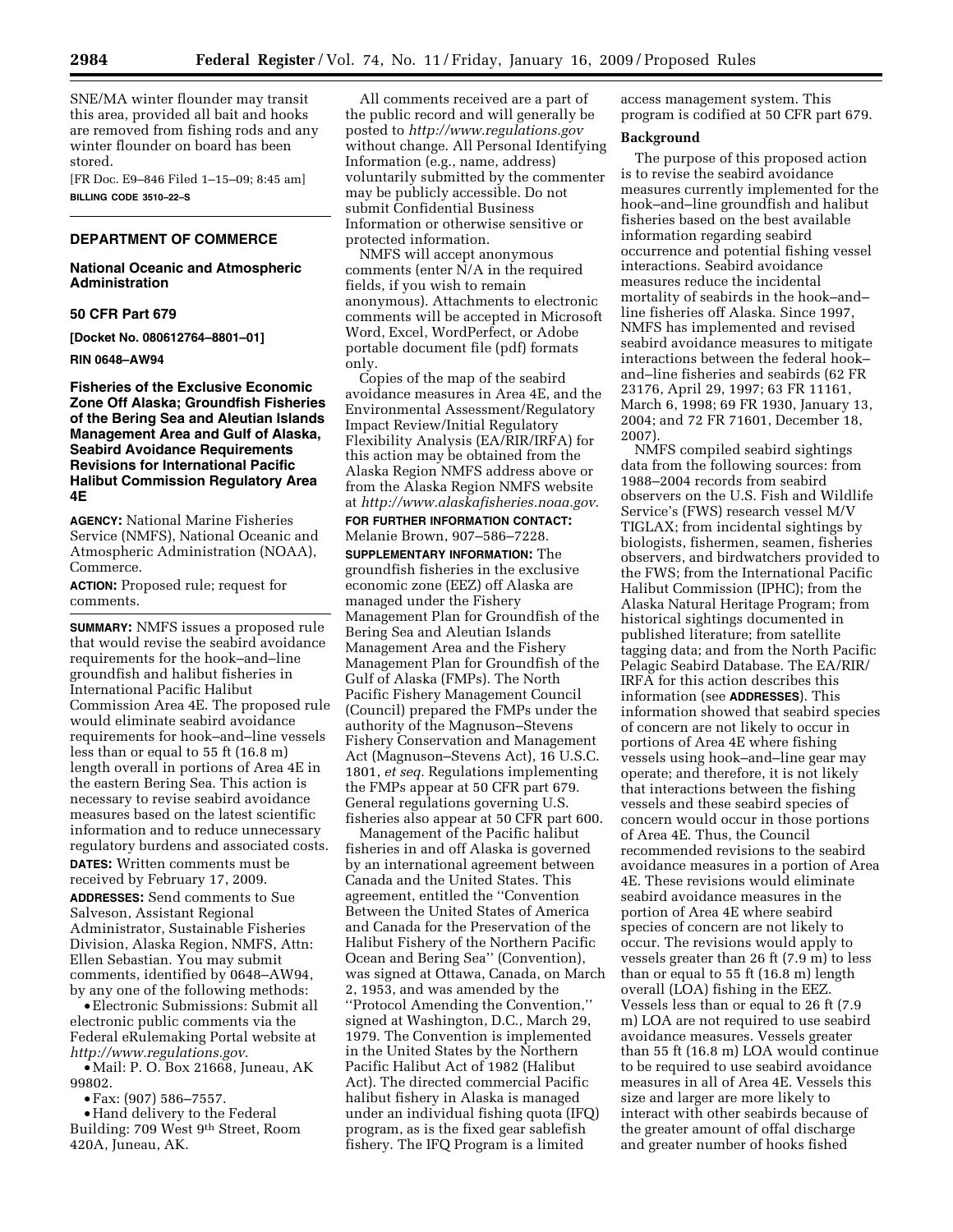SNE/MA winter flounder may transit this area, provided all bait and hooks are removed from fishing rods and any winter flounder on board has been stored.

[FR Doc. E9–846 Filed 1–15–09; 8:45 am]

**BILLING CODE 3510–22–S**

---

## DEPARTMENT OF COMMERCE

### National Oceanic and Atmospheric Administration

### 50 CFR Part 679

**[Docket No. 080612764–8801–01]**

**RIN 0648–AW94**

### Fisheries of the Exclusive Economic Zone Off Alaska; Groundfish Fisheries of the Bering Sea and Aleutian Islands Management Area and Gulf of Alaska, Seabird Avoidance Requirements Revisions for International Pacific Halibut Commission Regulatory Area 4E

**AGENCY:** National Marine Fisheries Service (NMFS), National Oceanic and Atmospheric Administration (NOAA), Commerce.

**ACTION:** Proposed rule; request for comments.

**SUMMARY:** NMFS issues a proposed rule that would revise the seabird avoidance requirements for the hook–and–line groundfish and halibut fisheries in International Pacific Halibut Commission Area 4E. The proposed rule would eliminate seabird avoidance requirements for hook–and–line vessels less than or equal to 55 ft (16.8 m) length overall in portions of Area 4E in the eastern Bering Sea. This action is necessary to revise seabird avoidance measures based on the latest scientific information and to reduce unnecessary regulatory burdens and associated costs.

**DATES:** Written comments must be received by February 17, 2009.

**ADDRESSES:** Send comments to Sue Salveson, Assistant Regional Administrator, Sustainable Fisheries Division, Alaska Region, NMFS, Attn: Ellen Sebastian. You may submit comments, identified by 0648–AW94, by any one of the following methods:

- Electronic Submissions: Submit all electronic public comments via the Federal eRulemaking Portal website at *http://www.regulations.gov*.
- Mail: P. O. Box 21668, Juneau, AK 99802.
- Fax: (907) 586–7557.
- Hand delivery to the Federal Building: 709 West 9th Street, Room 420A, Juneau, AK.

All comments received are a part of the public record and will generally be posted to *http://www.regulations.gov* without change. All Personal Identifying Information (e.g., name, address) voluntarily submitted by the commenter may be publicly accessible. Do not submit Confidential Business Information or otherwise sensitive or protected information.

NMFS will accept anonymous comments (enter N/A in the required fields, if you wish to remain anonymous). Attachments to electronic comments will be accepted in Microsoft Word, Excel, WordPerfect, or Adobe portable document file (pdf) formats only.

Copies of the map of the seabird avoidance measures in Area 4E, and the Environmental Assessment/Regulatory Impact Review/Initial Regulatory Flexibility Analysis (EA/RIR/IRFA) for this action may be obtained from the Alaska Region NMFS address above or from the Alaska Region NMFS website at *http://www.alaskafisheries.noaa.gov*.

**FOR FURTHER INFORMATION CONTACT:** Melanie Brown, 907–586–7228.

**SUPPLEMENTARY INFORMATION:** The groundfish fisheries in the exclusive economic zone (EEZ) off Alaska are managed under the Fishery Management Plan for Groundfish of the Bering Sea and Aleutian Islands Management Area and the Fishery Management Plan for Groundfish of the Gulf of Alaska (FMPs). The North Pacific Fishery Management Council (Council) prepared the FMPs under the authority of the Magnuson–Stevens Fishery Conservation and Management Act (Magnuson–Stevens Act), 16 U.S.C. 1801, *et seq.* Regulations implementing the FMPs appear at 50 CFR part 679. General regulations governing U.S. fisheries also appear at 50 CFR part 600.

Management of the Pacific halibut fisheries in and off Alaska is governed by an international agreement between Canada and the United States. This agreement, entitled the ''Convention Between the United States of America and Canada for the Preservation of the Halibut Fishery of the Northern Pacific Ocean and Bering Sea'' (Convention), was signed at Ottawa, Canada, on March 2, 1953, and was amended by the ''Protocol Amending the Convention,'' signed at Washington, D.C., March 29, 1979. The Convention is implemented in the United States by the Northern Pacific Halibut Act of 1982 (Halibut Act). The directed commercial Pacific halibut fishery in Alaska is managed under an individual fishing quota (IFQ) program, as is the fixed gear sablefish fishery. The IFQ Program is a limited access management system. This program is codified at 50 CFR part 679.

**Background**

The purpose of this proposed action is to revise the seabird avoidance measures currently implemented for the hook–and–line groundfish and halibut fisheries based on the best available information regarding seabird occurrence and potential fishing vessel interactions. Seabird avoidance measures reduce the incidental mortality of seabirds in the hook–and–line fisheries off Alaska. Since 1997, NMFS has implemented and revised seabird avoidance measures to mitigate interactions between the federal hook–and–line fisheries and seabirds (62 FR 23176, April 29, 1997; 63 FR 11161, March 6, 1998; 69 FR 1930, January 13, 2004; and 72 FR 71601, December 18, 2007).

NMFS compiled seabird sightings data from the following sources: from 1988–2004 records from seabird observers on the U.S. Fish and Wildlife Service's (FWS) research vessel M/V TIGLAX; from incidental sightings by biologists, fishermen, seamen, fisheries observers, and birdwatchers provided to the FWS; from the International Pacific Halibut Commission (IPHC); from the Alaska Natural Heritage Program; from historical sightings documented in published literature; from satellite tagging data; and from the North Pacific Pelagic Seabird Database. The EA/RIR/IRFA for this action describes this information (see **ADDRESSES**). This information showed that seabird species of concern are not likely to occur in portions of Area 4E where fishing vessels using hook–and–line gear may operate; and therefore, it is not likely that interactions between the fishing vessels and these seabird species of concern would occur in those portions of Area 4E. Thus, the Council recommended revisions to the seabird avoidance measures in a portion of Area 4E. These revisions would eliminate seabird avoidance measures in the portion of Area 4E where seabird species of concern are not likely to occur. The revisions would apply to vessels greater than 26 ft (7.9 m) to less than or equal to 55 ft (16.8 m) length overall (LOA) fishing in the EEZ. Vessels less than or equal to 26 ft (7.9 m) LOA are not required to use seabird avoidance measures. Vessels greater than 55 ft (16.8 m) LOA would continue to be required to use seabird avoidance measures in all of Area 4E. Vessels this size and larger are more likely to interact with other seabirds because of the greater amount of offal discharge and greater number of hooks fished